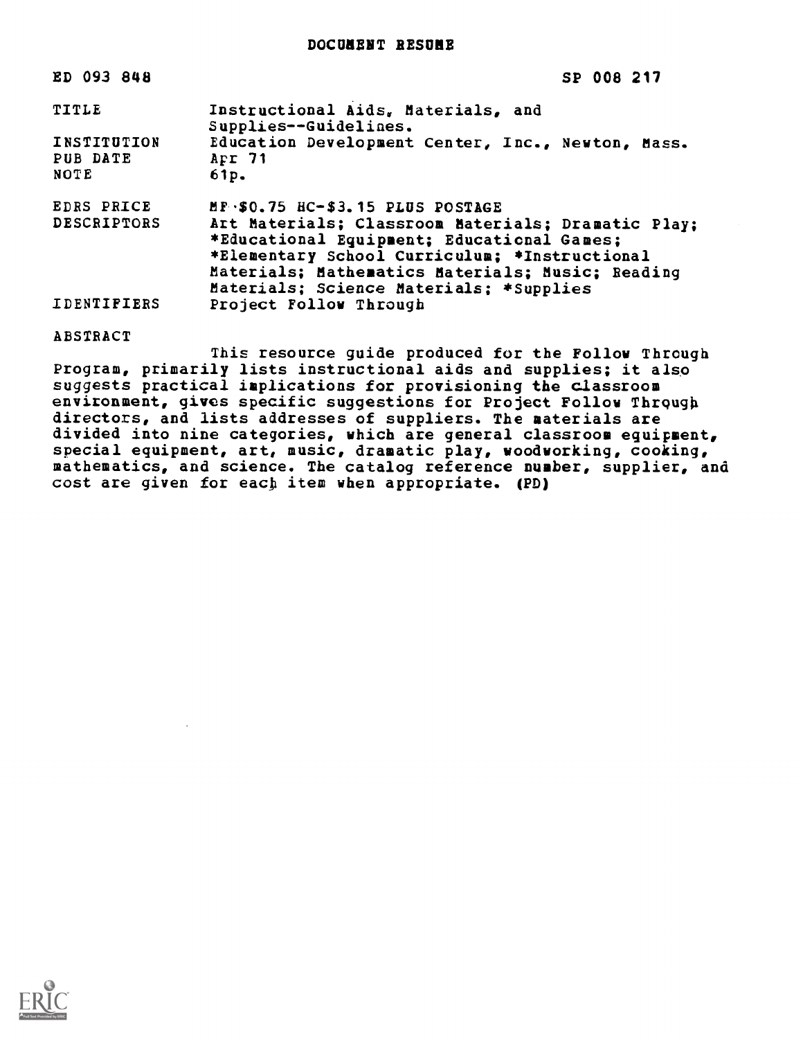# DOCUMENT RESUME

| ED 093 848 | SP 008 217 |
|---|---|
| TITLE | Instructional Aids, Materials, and Supplies--Guidelines. |
| INSTITUTION | Education Development Center, Inc., Newton, Mass. |
| PUB DATE | Apr 71 |
| NOTE | 61p. |
| EDRS PRICE | MF-$0.75 HC-$3.15 PLUS POSTAGE |
| DESCRIPTORS | Art Materials; Classroom Materials; Dramatic Play; *Educational Equipment; Educational Games; *Elementary School Curriculum; *Instructional Materials; Mathematics Materials; Music; Reading Materials; Science Materials; *Supplies |
| IDENTIFIERS | Project Follow Through |

ABSTRACT

This resource guide produced for the Follow Through Program, primarily lists instructional aids and supplies; it also suggests practical implications for provisioning the classroom environment, gives specific suggestions for Project Follow Through directors, and lists addresses of suppliers. The materials are divided into nine categories, which are general classroom equipment, special equipment, art, music, dramatic play, woodworking, cooking, mathematics, and science. The catalog reference number, supplier, and cost are given for each item when appropriate. (PD)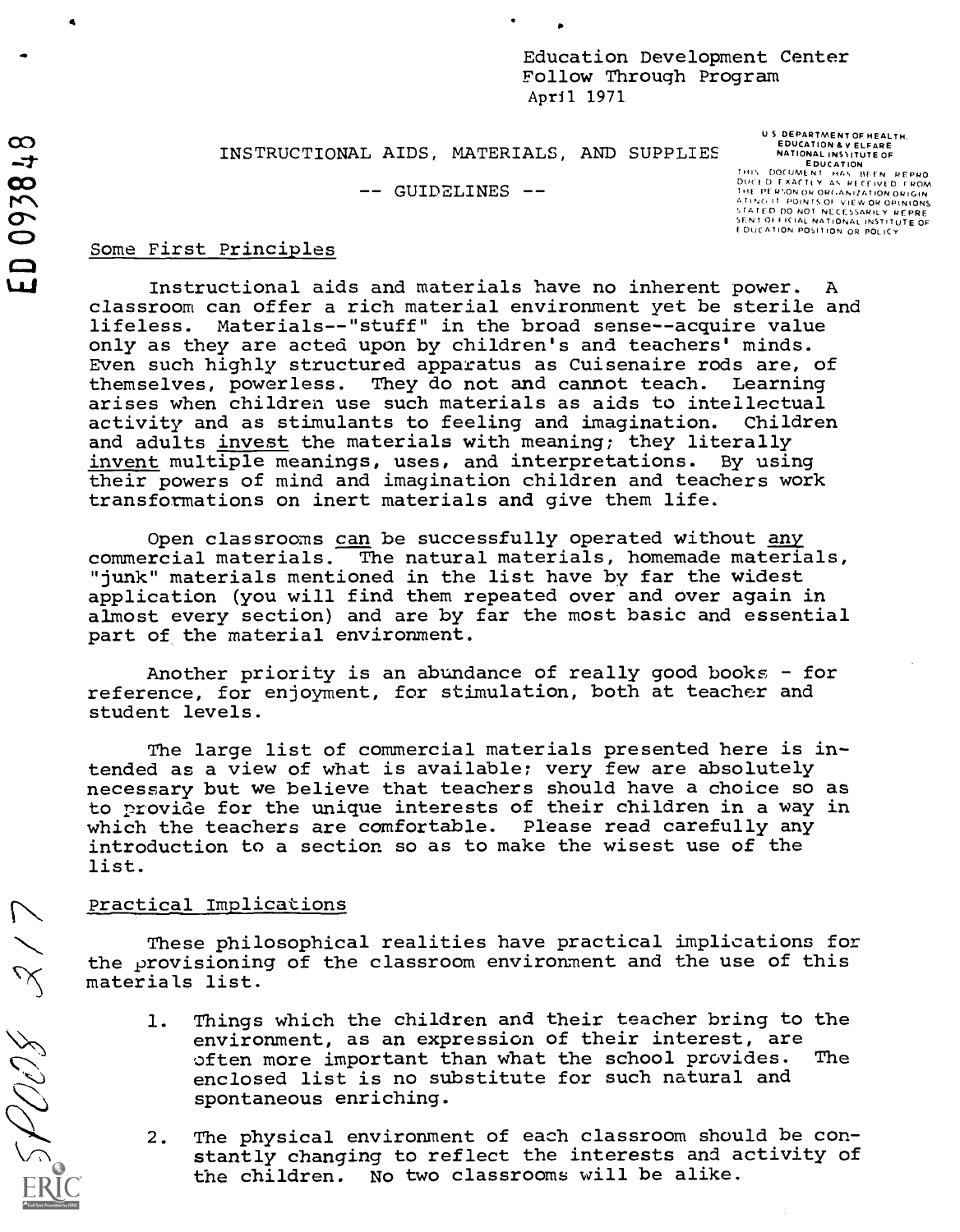Education Development Center
Follow Through Program
April 1971

# INSTRUCTIONAL AIDS, MATERIALS, AND SUPPLIES

## -- GUIDELINES --

U S DEPARTMENT OF HEALTH, EDUCATION & WELFARE NATIONAL INSTITUTE OF EDUCATION THIS DOCUMENT HAS BEEN REPRODUCED EXACTLY AS RECEIVED FROM THE PERSON OR ORGANIZATION ORIGINATING IT. POINTS OF VIEW OR OPINIONS STATED DO NOT NECESSARILY REPRESENT OFFICIAL NATIONAL INSTITUTE OF EDUCATION POSITION OR POLICY

### Some First Principles

Instructional aids and materials have no inherent power. A classroom can offer a rich material environment yet be sterile and lifeless. Materials--"stuff" in the broad sense--acquire value only as they are acted upon by children's and teachers' minds. Even such highly structured apparatus as Cuisenaire rods are, of themselves, powerless. They do not and cannot teach. Learning arises when children use such materials as aids to intellectual activity and as stimulants to feeling and imagination. Children and adults invest the materials with meaning; they literally invent multiple meanings, uses, and interpretations. By using their powers of mind and imagination children and teachers work transformations on inert materials and give them life.

Open classrooms can be successfully operated without any commercial materials. The natural materials, homemade materials, "junk" materials mentioned in the list have by far the widest application (you will find them repeated over and over again in almost every section) and are by far the most basic and essential part of the material environment.

Another priority is an abundance of really good books - for reference, for enjoyment, for stimulation, both at teacher and student levels.

The large list of commercial materials presented here is intended as a view of what is available; very few are absolutely necessary but we believe that teachers should have a choice so as to provide for the unique interests of their children in a way in which the teachers are comfortable. Please read carefully any introduction to a section so as to make the wisest use of the list.

### Practical Implications

These philosophical realities have practical implications for the provisioning of the classroom environment and the use of this materials list.

1. Things which the children and their teacher bring to the environment, as an expression of their interest, are often more important than what the school provides. The enclosed list is no substitute for such natural and spontaneous enriching.

2. The physical environment of each classroom should be constantly changing to reflect the interests and activity of the children. No two classrooms will be alike.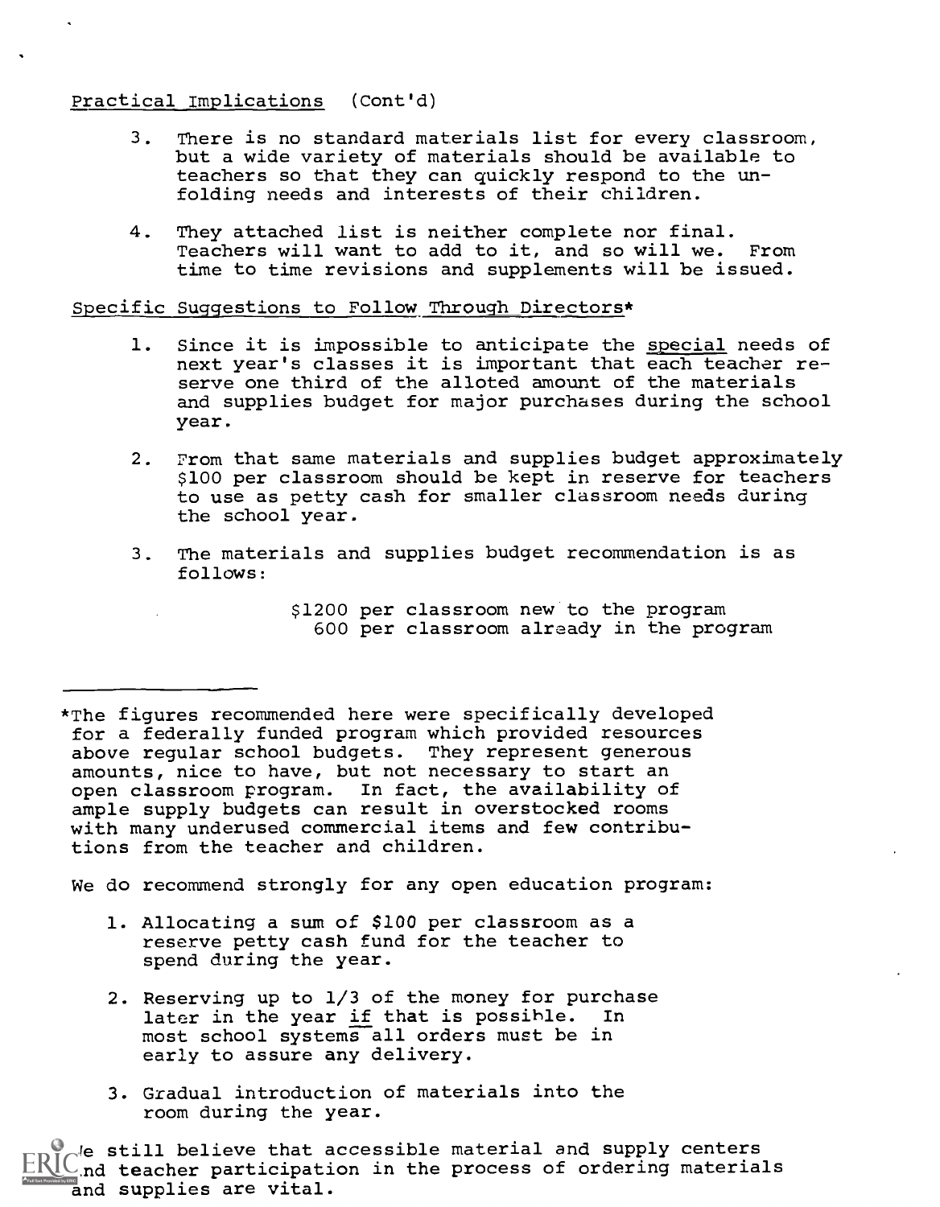Practical Implications (Cont'd)

3. There is no standard materials list for every classroom, but a wide variety of materials should be available to teachers so that they can quickly respond to the unfolding needs and interests of their children.

4. They attached list is neither complete nor final. Teachers will want to add to it, and so will we. From time to time revisions and supplements will be issued.

Specific Suggestions to Follow Through Directors*

1. Since it is impossible to anticipate the special needs of next year's classes it is important that each teacher reserve one third of the alloted amount of the materials and supplies budget for major purchases during the school year.

2. From that same materials and supplies budget approximately $100 per classroom should be kept in reserve for teachers to use as petty cash for smaller classroom needs during the school year.

3. The materials and supplies budget recommendation is as follows:

   $1200 per classroom new to the program
   600 per classroom already in the program

---

*The figures recommended here were specifically developed for a federally funded program which provided resources above regular school budgets. They represent generous amounts, nice to have, but not necessary to start an open classroom program. In fact, the availability of ample supply budgets can result in overstocked rooms with many underused commercial items and few contributions from the teacher and children.

We do recommend strongly for any open education program:

1. Allocating a sum of $100 per classroom as a reserve petty cash fund for the teacher to spend during the year.

2. Reserving up to 1/3 of the money for purchase later in the year if that is possible. In most school systems all orders must be in early to assure any delivery.

3. Gradual introduction of materials into the room during the year.

We still believe that accessible material and supply centers and teacher participation in the process of ordering materials and supplies are vital.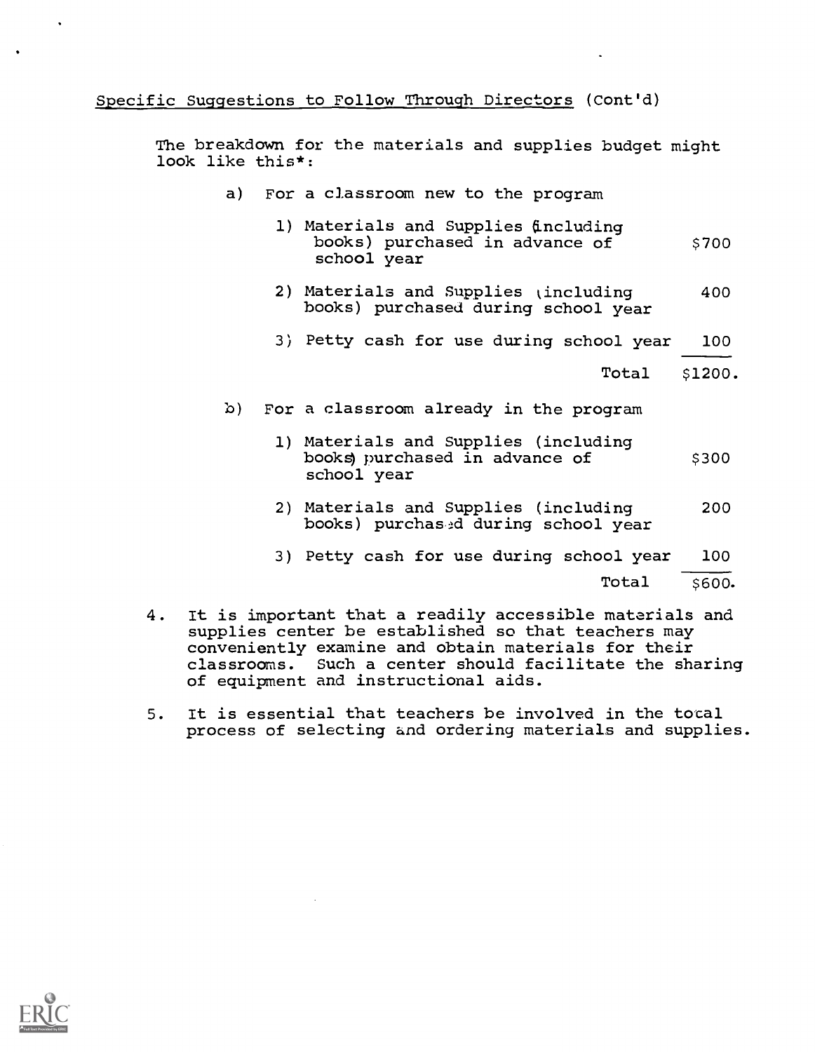Specific Suggestions to Follow Through Directors (Cont'd)

The breakdown for the materials and supplies budget might look like this*:

a) For a classroom new to the program

| | |
|---|---|
| 1) Materials and Supplies (including books) purchased in advance of school year | $700 |
| 2) Materials and Supplies (including books) purchased during school year | 400 |
| 3) Petty cash for use during school year | 100 |
| Total | $1200. |

b) For a classroom already in the program

| | |
|---|---|
| 1) Materials and Supplies (including books) purchased in advance of school year | $300 |
| 2) Materials and Supplies (including books) purchased during school year | 200 |
| 3) Petty cash for use during school year | 100 |
| Total | $600. |

4. It is important that a readily accessible materials and supplies center be established so that teachers may conveniently examine and obtain materials for their classrooms. Such a center should facilitate the sharing of equipment and instructional aids.

5. It is essential that teachers be involved in the total process of selecting and ordering materials and supplies.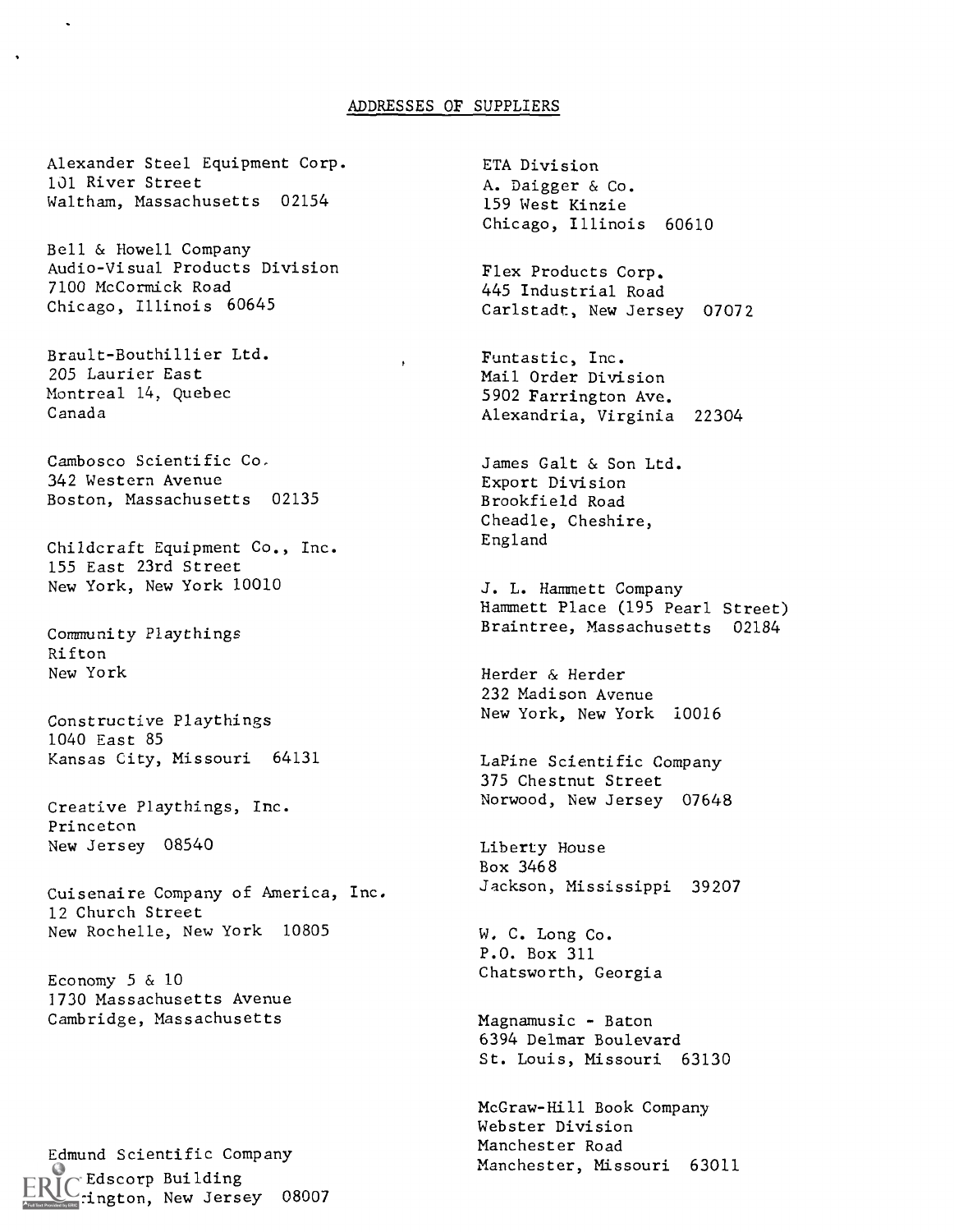## ADDRESSES OF SUPPLIERS

Alexander Steel Equipment Corp.
101 River Street
Waltham, Massachusetts 02154

Bell & Howell Company
Audio-Visual Products Division
7100 McCormick Road
Chicago, Illinois 60645

Brault-Bouthillier Ltd.
205 Laurier East
Montreal 14, Quebec
Canada

Cambosco Scientific Co.
342 Western Avenue
Boston, Massachusetts 02135

Childcraft Equipment Co., Inc.
155 East 23rd Street
New York, New York 10010

Community Playthings
Rifton
New York

Constructive Playthings
1040 East 85
Kansas City, Missouri 64131

Creative Playthings, Inc.
Princeton
New Jersey 08540

Cuisenaire Company of America, Inc.
12 Church Street
New Rochelle, New York 10805

Economy 5 & 10
1730 Massachusetts Avenue
Cambridge, Massachusetts

Edmund Scientific Company
Edscorp Building
:ington, New Jersey 08007

ETA Division
A. Daigger & Co.
159 West Kinzie
Chicago, Illinois 60610

Flex Products Corp.
445 Industrial Road
Carlstadt, New Jersey 07072

Funtastic, Inc.
Mail Order Division
5902 Farrington Ave.
Alexandria, Virginia 22304

James Galt & Son Ltd.
Export Division
Brookfield Road
Cheadle, Cheshire,
England

J. L. Hammett Company
Hammett Place (195 Pearl Street)
Braintree, Massachusetts 02184

Herder & Herder
232 Madison Avenue
New York, New York 10016

LaPine Scientific Company
375 Chestnut Street
Norwood, New Jersey 07648

Liberty House
Box 3468
Jackson, Mississippi 39207

W. C. Long Co.
P.O. Box 311
Chatsworth, Georgia

Magnamusic - Baton
6394 Delmar Boulevard
St. Louis, Missouri 63130

McGraw-Hill Book Company
Webster Division
Manchester Road
Manchester, Missouri 63011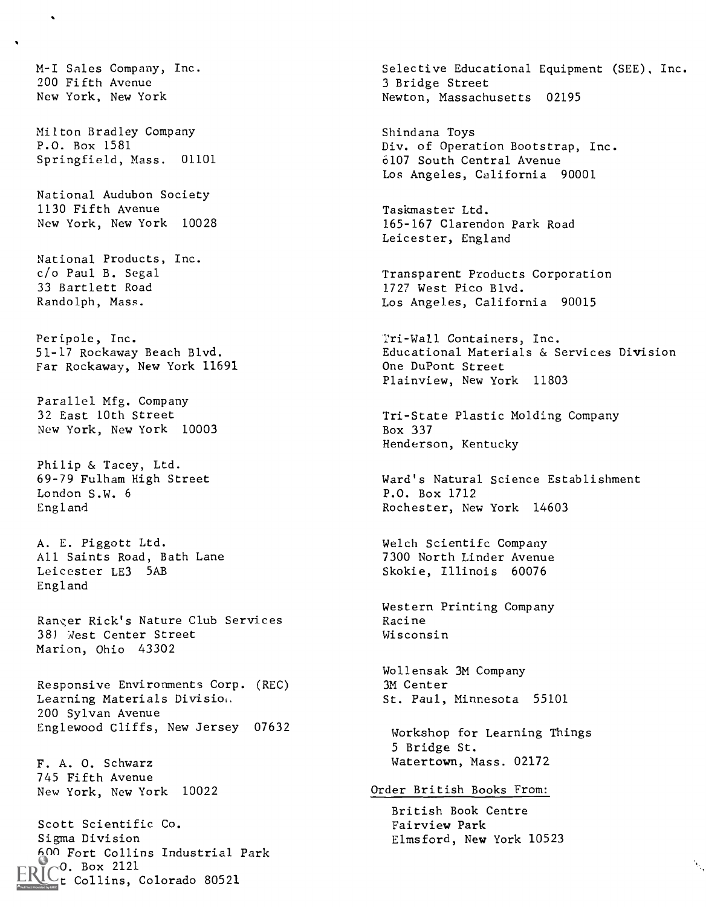M-I Sales Company, Inc.
200 Fifth Avenue
New York, New York

Milton Bradley Company
P.O. Box 1581
Springfield, Mass. 01101

National Audubon Society
1130 Fifth Avenue
New York, New York 10028

National Products, Inc.
c/o Paul B. Segal
33 Bartlett Road
Randolph, Mass.

Peripole, Inc.
51-17 Rockaway Beach Blvd.
Far Rockaway, New York 11691

Parallel Mfg. Company
32 East 10th Street
New York, New York 10003

Philip & Tacey, Ltd.
69-79 Fulham High Street
London S.W. 6
England

A. E. Piggott Ltd.
All Saints Road, Bath Lane
Leicester LE3 5AB
England

Ranger Rick's Nature Club Services
381 West Center Street
Marion, Ohio 43302

Responsive Environments Corp. (REC)
Learning Materials Division
200 Sylvan Avenue
Englewood Cliffs, New Jersey 07632

F. A. O. Schwarz
745 Fifth Avenue
New York, New York 10022

Scott Scientific Co.
Sigma Division
600 Fort Collins Industrial Park
P.O. Box 2121
Fort Collins, Colorado 80521

Selective Educational Equipment (SEE), Inc.
3 Bridge Street
Newton, Massachusetts 02195

Shindana Toys
Div. of Operation Bootstrap, Inc.
6107 South Central Avenue
Los Angeles, California 90001

Taskmaster Ltd.
165-167 Clarendon Park Road
Leicester, England

Transparent Products Corporation
1727 West Pico Blvd.
Los Angeles, California 90015

Tri-Wall Containers, Inc.
Educational Materials & Services Division
One DuPont Street
Plainview, New York 11803

Tri-State Plastic Molding Company
Box 337
Henderson, Kentucky

Ward's Natural Science Establishment
P.O. Box 1712
Rochester, New York 14603

Welch Scientifc Company
7300 North Linder Avenue
Skokie, Illinois 60076

Western Printing Company
Racine
Wisconsin

Wollensak 3M Company
3M Center
St. Paul, Minnesota 55101

Workshop for Learning Things
5 Bridge St.
Watertown, Mass. 02172

Order British Books From:

British Book Centre
Fairview Park
Elmsford, New York 10523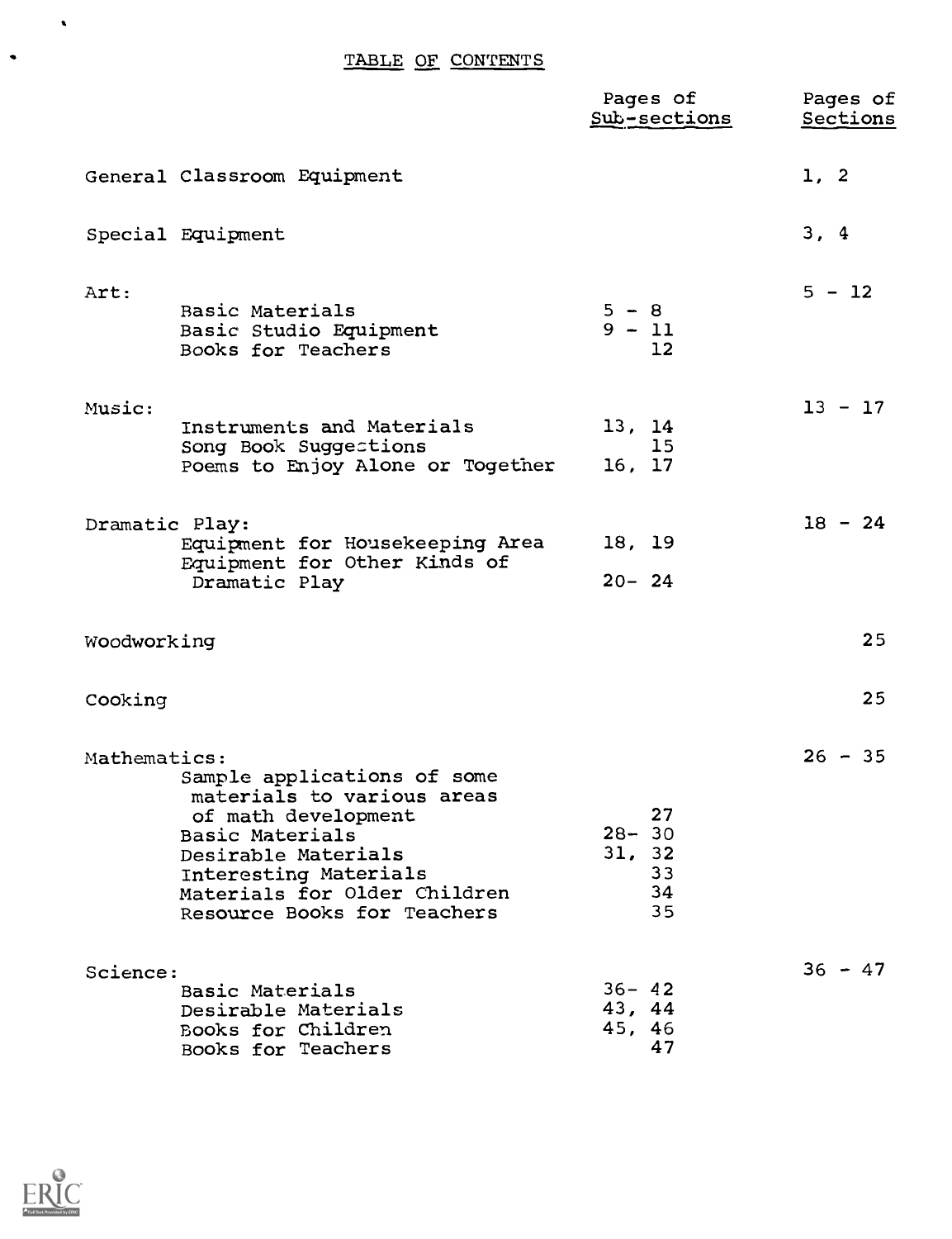# TABLE OF CONTENTS

| | Pages of Sub-sections | Pages of Sections |
|---|---|---|
| General Classroom Equipment | | 1, 2 |
| Special Equipment | | 3, 4 |
| Art: | | 5 - 12 |
| Basic Materials | 5 - 8 | |
| Basic Studio Equipment | 9 - 11 | |
| Books for Teachers | 12 | |
| Music: | | 13 - 17 |
| Instruments and Materials | 13, 14 | |
| Song Book Suggestions | 15 | |
| Poems to Enjoy Alone or Together | 16, 17 | |
| Dramatic Play: | | 18 - 24 |
| Equipment for Housekeeping Area | 18, 19 | |
| Equipment for Other Kinds of Dramatic Play | 20- 24 | |
| Woodworking | | 25 |
| Cooking | | 25 |
| Mathematics: | | 26 - 35 |
| Sample applications of some materials to various areas of math development | 27 | |
| Basic Materials | 28- 30 | |
| Desirable Materials | 31, 32 | |
| Interesting Materials | 33 | |
| Materials for Older Children | 34 | |
| Resource Books for Teachers | 35 | |
| Science: | | 36 - 47 |
| Basic Materials | 36- 42 | |
| Desirable Materials | 43, 44 | |
| Books for Children | 45, 46 | |
| Books for Teachers | 47 | |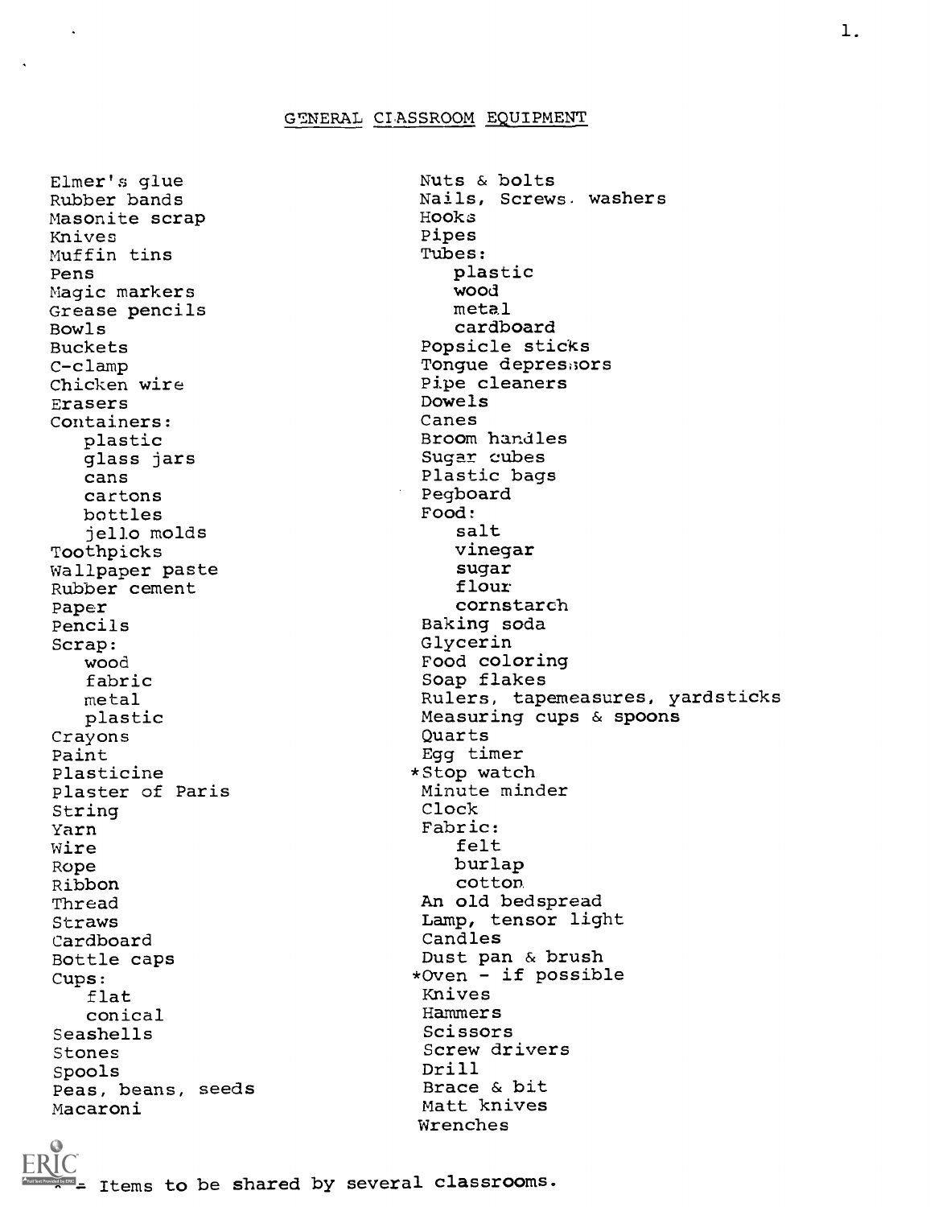## GENERAL CLASSROOM EQUIPMENT

- Elmer's glue
- Rubber bands
- Masonite scrap
- Knives
- Muffin tins
- Pens
- Magic markers
- Grease pencils
- Bowls
- Buckets
- C-clamp
- Chicken wire
- Erasers
- Containers:
  - plastic
  - glass jars
  - cans
  - cartons
  - bottles
  - jello molds
- Toothpicks
- Wallpaper paste
- Rubber cement
- Paper
- Pencils
- Scrap:
  - wood
  - fabric
  - metal
  - plastic
- Crayons
- Paint
- Plasticine
- Plaster of Paris
- String
- Yarn
- Wire
- Rope
- Ribbon
- Thread
- Straws
- Cardboard
- Bottle caps
- Cups:
  - flat
  - conical
- Seashells
- Stones
- Spools
- Peas, beans, seeds
- Macaroni
- Nuts & bolts
- Nails, Screws, washers
- Hooks
- Pipes
- Tubes:
  - plastic
  - wood
  - metal
  - cardboard
- Popsicle sticks
- Tongue depressors
- Pipe cleaners
- Dowels
- Canes
- Broom handles
- Sugar cubes
- Plastic bags
- Pegboard
- Food:
  - salt
  - vinegar
  - sugar
  - flour
  - cornstarch
- Baking soda
- Glycerin
- Food coloring
- Soap flakes
- Rulers, tapemeasures, yardsticks
- Measuring cups & spoons
- Quarts
- Egg timer
- *Stop watch
- Minute minder
- Clock
- Fabric:
  - felt
  - burlap
  - cotton
- An old bedspread
- Lamp, tensor light
- Candles
- Dust pan & brush
- *Oven - if possible
- Knives
- Hammers
- Scissors
- Screw drivers
- Drill
- Brace & bit
- Matt knives
- Wrenches

* = Items to be shared by several classrooms.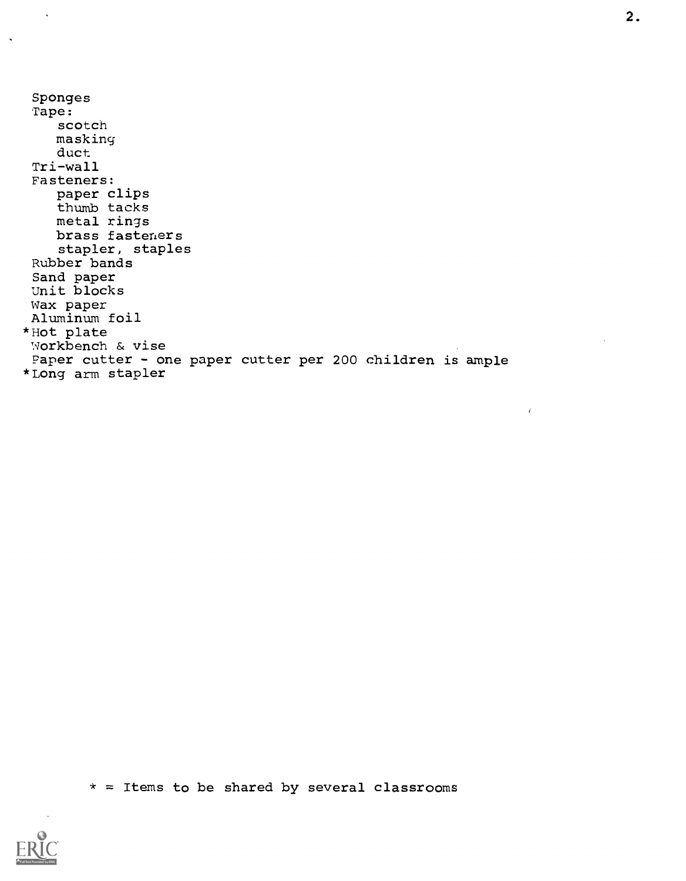- Sponges
- Tape:
  - scotch
  - masking
  - duct
- Tri-wall
- Fasteners:
  - paper clips
  - thumb tacks
  - metal rings
  - brass fasteners
  - stapler, staples
- Rubber bands
- Sand paper
- Unit blocks
- Wax paper
- Aluminum foil
- *Hot plate
- Workbench & vise
- Paper cutter - one paper cutter per 200 children is ample
- *Long arm stapler

* = Items to be shared by several classrooms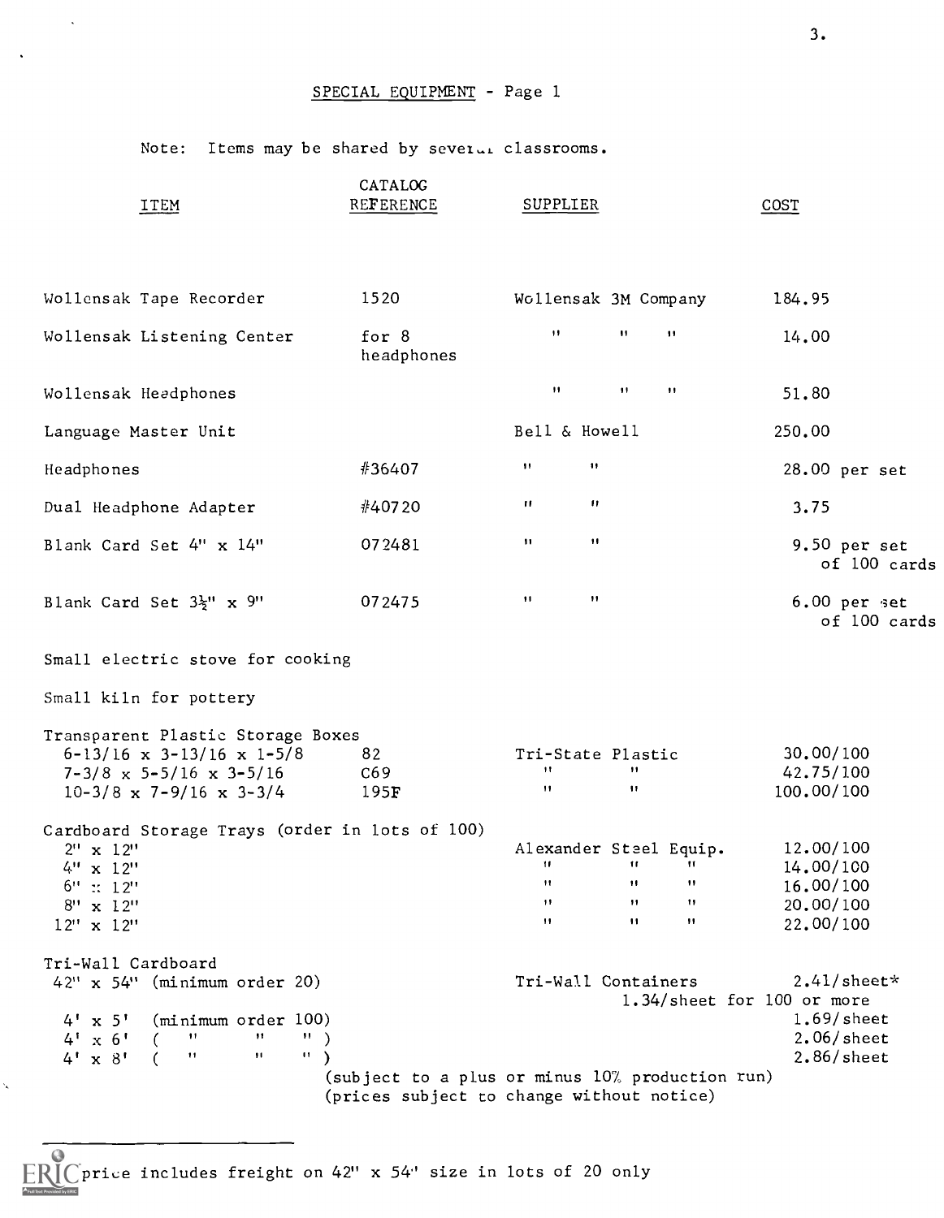## SPECIAL EQUIPMENT - Page 1

Note: Items may be shared by several classrooms.

| ITEM | CATALOG REFERENCE | SUPPLIER | COST |
|---|---|---|---|
| Wollensak Tape Recorder | 1520 | Wollensak 3M Company | 184.95 |
| Wollensak Listening Center | for 8 headphones | " " " | 14.00 |
| Wollensak Headphones | | " " " | 51.80 |
| Language Master Unit | | Bell & Howell | 250.00 |
| Headphones | #36407 | " " | 28.00 per set |
| Dual Headphone Adapter | #40720 | " " | 3.75 |
| Blank Card Set 4" x 14" | 072481 | " " | 9.50 per set of 100 cards |
| Blank Card Set 3½" x 9" | 072475 | " " | 6.00 per set of 100 cards |
| Small electric stove for cooking | | | |
| Small kiln for pottery | | | |
| Transparent Plastic Storage Boxes | | | |
| 6-13/16 x 3-13/16 x 1-5/8 | 82 | Tri-State Plastic | 30.00/100 |
| 7-3/8 x 5-5/16 x 3-5/16 | C69 | " " | 42.75/100 |
| 10-3/8 x 7-9/16 x 3-3/4 | 195F | " " | 100.00/100 |
| Cardboard Storage Trays (order in lots of 100) | | | |
| 2" x 12" | | Alexander Steel Equip. | 12.00/100 |
| 4" x 12" | | " " " | 14.00/100 |
| 6" x 12" | | " " " | 16.00/100 |
| 8" x 12" | | " " " | 20.00/100 |
| 12" x 12" | | " " " | 22.00/100 |
| Tri-Wall Cardboard | | | |
| 42" x 54" (minimum order 20) | | Tri-Wall Containers | 2.41/sheet* 1.34/sheet for 100 or more |
| 4' x 5' (minimum order 100) | | | 1.69/sheet |
| 4' x 6' ( " " " ) | | | 2.06/sheet |
| 4' x 8' ( " " " ) | | | 2.86/sheet |

(subject to a plus or minus 10% production run)
(prices subject to change without notice)

---

*price includes freight on 42" x 54" size in lots of 20 only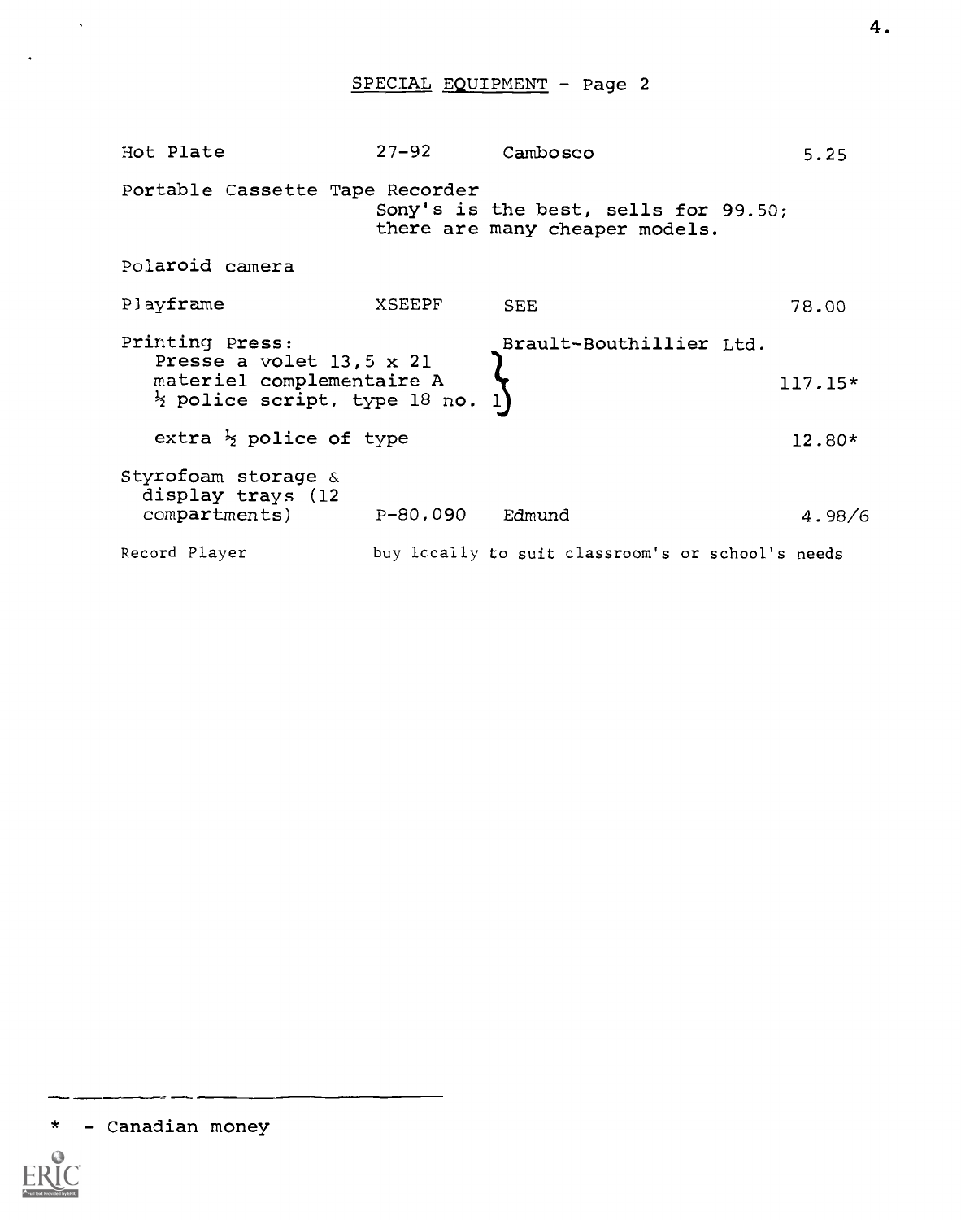## SPECIAL EQUIPMENT - Page 2

| Item | Catalog No. | Supplier | Price |
|---|---|---|---|
| Hot Plate | 27-92 | Cambosco | 5.25 |
| Portable Cassette Tape Recorder | | Sony's is the best, sells for 99.50; there are many cheaper models. | |
| Polaroid camera | | | |
| Playframe | XSEEPF | SEE | 78.00 |
| Printing Press: Presse a volet 13,5 x 21; materiel complementaire A; ½ police script, type 18 no. 1 | | Brault-Bouthillier Ltd. | 117.15* |
| extra ½ police of type | | | 12.80* |
| Styrofoam storage & display trays (12 compartments) | P-80,090 | Edmund | 4.98/6 |
| Record Player | | buy locally to suit classroom's or school's needs | |

---

\* - Canadian money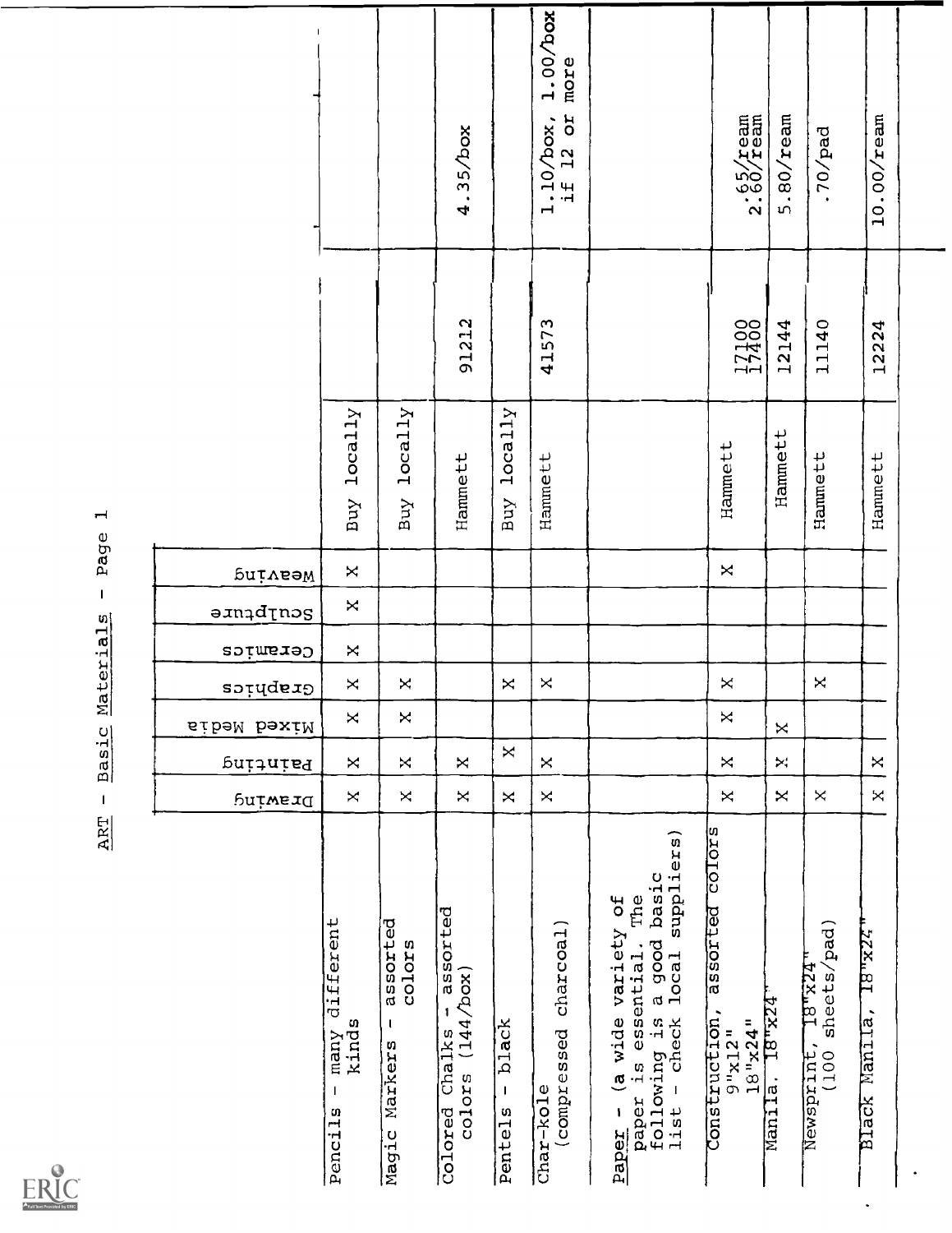ART - Basic Materials - Page 1

| | Drawing | Painting | Mixed Media | Graphics | Ceramics | Sculpture | Weaving | | | | |
|---|---|---|---|---|---|---|---|---|---|---|---|
| Pencils - many different kinds | X | X | X | X | X | X | X | Buy locally | | | |
| Magic Markers - assorted colors | X | X | X | X | | | | Buy locally | | | |
| Colored Chalks - assorted colors (144/box) | X | X | | | | | | Hammett | 91212 | 4.35/box | |
| Pentels - black | X | X | | X | | | | Buy locally | | | |
| Char-kole (compressed charcoal) | X | X | | X | | | | Hammett | 41573 | 1.10/box, if 12 or more | 1.00/box |
| Paper - (a wide variety of paper is essential. The following is a good basic list - check local suppliers) | | | | | | | | | | | |
| Construction, assorted colors 9"x12" 18"x24" | X | X | X | X | | | X | Hammett | 17100 17400 | .65/ream 2.60/ream | |
| Manila, 18"x24" | X | X | X | | | | | Hammett | 12144 | 5.80/ream | |
| Newsprint, 18"x24" (100 sheets/pad) | X | | | X | | | | Hammett | 11140 | .70/pad | |
| Black Manila, 18"x24" | X | X | | | | | | Hammett | 12224 | 10.00/ream | |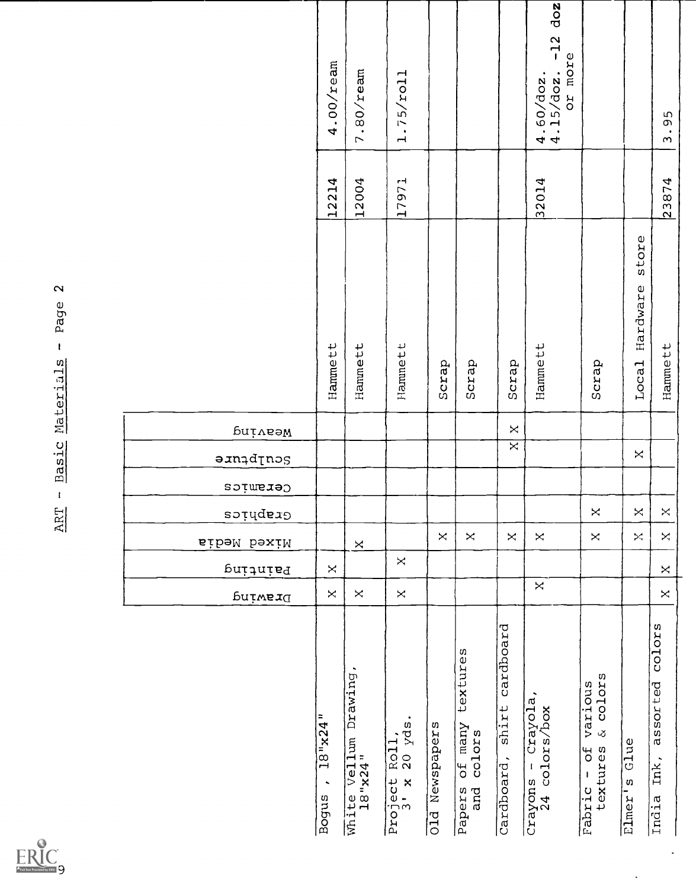# ART - Basic Materials - Page 2

| | Drawing | Painting | Mixed Media | Graphics | Ceramics | Sculpture | Weaving | | | |
|---|---|---|---|---|---|---|---|---|---|---|
| Bogus , 18"x24" | X | X | | | | | | Hammett | 12214 | 4.00/ream |
| White Vellum Drawing, 18"x24" | X | | X | | | | | Hammett | 12004 | 7.80/ream |
| Project Roll, 3' x 20 yds. | X | X | | | | | | Hammett | 17971 | 1.75/roll |
| Old Newspapers | | | X | | | | | Scrap | | |
| Papers of many textures and colors | | | X | | | | | Scrap | | |
| Cardboard, shirt cardboard | | | X | | | X | X | Scrap | | |
| Crayons - Crayola, 24 colors/box | X | | X | | | | | Hammett | 32014 | 4.60/doz. 4.15/doz. -12 doz or more |
| Fabric - of various textures & colors | | | X | X | | | | Scrap | | |
| Elmer's Glue | | | X | X | | X | | Local Hardware store | | |
| India Ink, assorted colors | X | X | X | X | | | | Hammett | 23874 | 3.95 |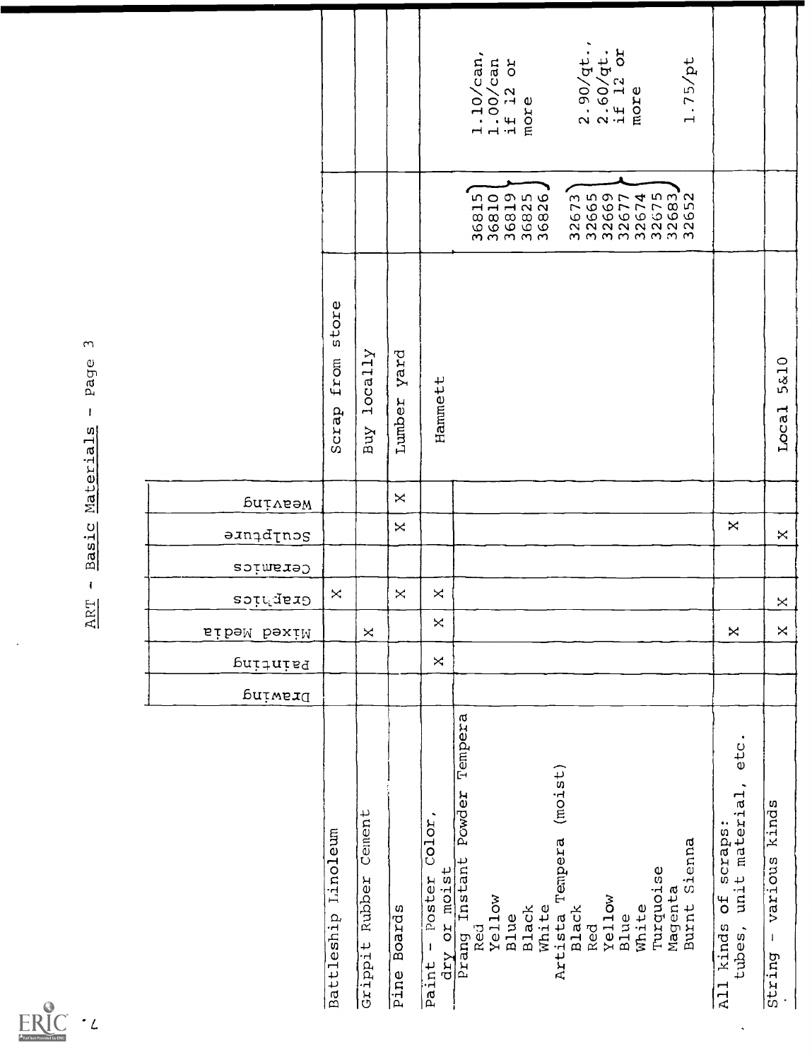# ART - Basic Materials - Page 3

| | Drawing | Painting | Mixed Media | Graphics | Ceramics | Sculpture | Weaving | | | |
|---|---|---|---|---|---|---|---|---|---|---|
| Battleship Linoleum | | | | X | | | | Scrap from store | | |
| Grippit Rubber Cement | | | X | | | | | Buy locally | | |
| Pine Boards | | | | X | | X | X | Lumber yard | | |
| Paint - Poster Color, dry or moist | | X | X | X | | | | Hammett | | |
| Prang Instant Powder Tempera | | | | | | | | | | |
| Red | | | | | | | | | 36815 | 1.10/can, 1.00/can if 12 or more |
| Yellow | | | | | | | | | 36810 | |
| Blue | | | | | | | | | 36819 | |
| Black | | | | | | | | | 36825 | |
| White | | | | | | | | | 36826 | |
| Artista Tempera (moist) | | | | | | | | | | |
| Black | | | | | | | | | 32673 | 2.90/qt., 2.60/qt. if 12 or more |
| Red | | | | | | | | | 32665 | |
| Yellow | | | | | | | | | 32669 | |
| Blue | | | | | | | | | 32677 | |
| White | | | | | | | | | 32674 | |
| Turquoise | | | | | | | | | 32675 | |
| Magenta | | | | | | | | | 32683 | |
| Burnt Sienna | | | | | | | | | 32652 | 1.75/pt |
| All kinds of scraps: tubes, unit material, etc. | | | X | | | X | | | | |
| String - various kinds | | | X | X | | X | | Local 5&10 | | |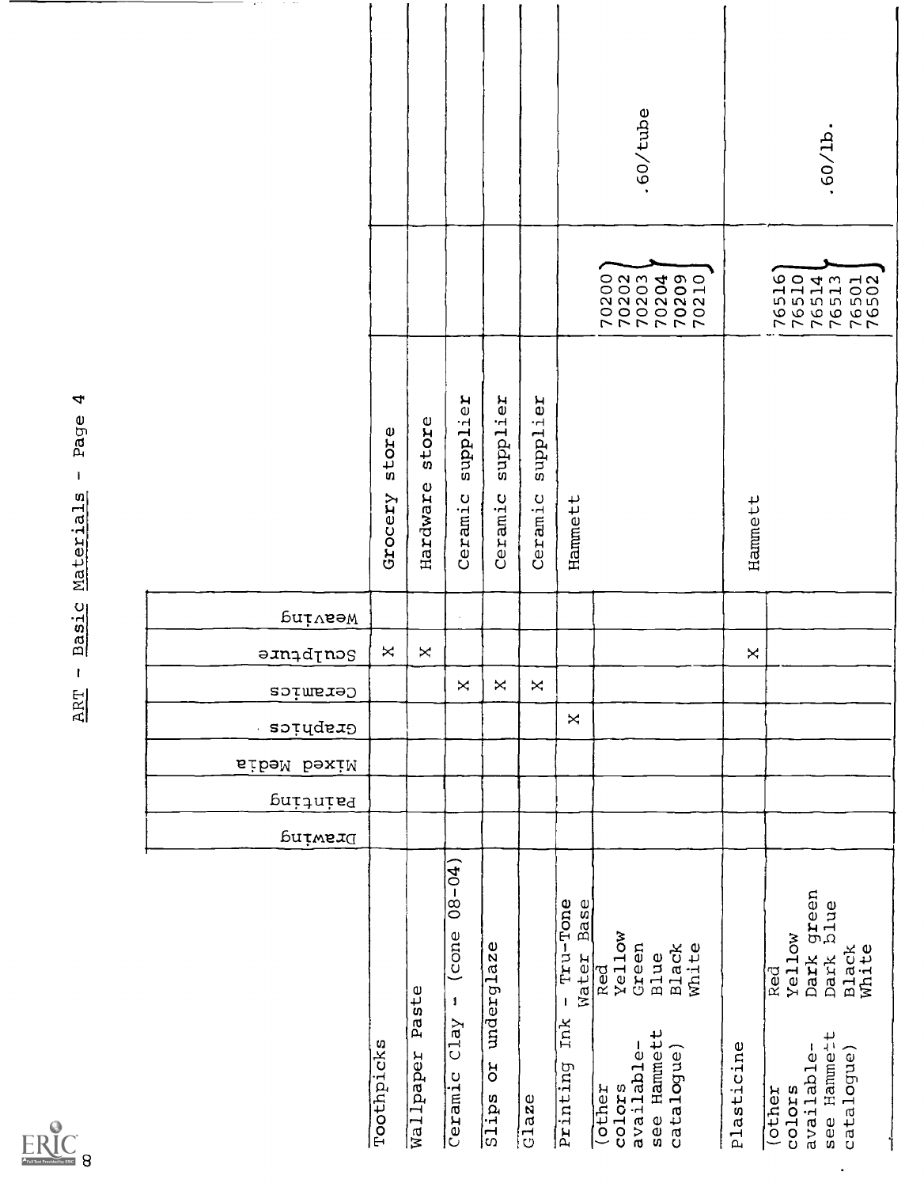# ART - Basic Materials - Page 4

| Item | Drawing | Painting | Mixed Media | Graphics | Ceramics | Sculpture | Weaving | Source | Catalogue No. | Price |
|---|---|---|---|---|---|---|---|---|---|---|
| Toothpicks | | | | | | X | | Grocery store | | |
| Wallpaper Paste | | | | | | X | | Hardware store | | |
| Ceramic Clay - (cone 08-04) | | | | | X | | | Ceramic supplier | | |
| Slips or underglaze | | | | | X | | | Ceramic supplier | | |
| Glaze | | | | | X | | | Ceramic supplier | | |
| Printing Ink - Tru-Tone Water Base | | | | X | | | | Hammett | | |
| Red (other colors available-see Hammett catalogue) | | | | | | | | | 70200 | .60/tube |
| Yellow | | | | | | | | | 70202 | .60/tube |
| Green | | | | | | | | | 70203 | .60/tube |
| Blue | | | | | | | | | 70204 | .60/tube |
| Black | | | | | | | | | 70209 | .60/tube |
| White | | | | | | | | | 70210 | .60/tube |
| Plasticine | | | | | | X | | Hammett | | |
| Red (other colors available-see Hammett catalogue) | | | | | | | | | 76516 | .60/lb. |
| Yellow | | | | | | | | | 76510 | .60/lb. |
| Dark green | | | | | | | | | 76514 | .60/lb. |
| Dark blue | | | | | | | | | 76513 | .60/lb. |
| Black | | | | | | | | | 76501 | .60/lb. |
| White | | | | | | | | | 76502 | .60/lb. |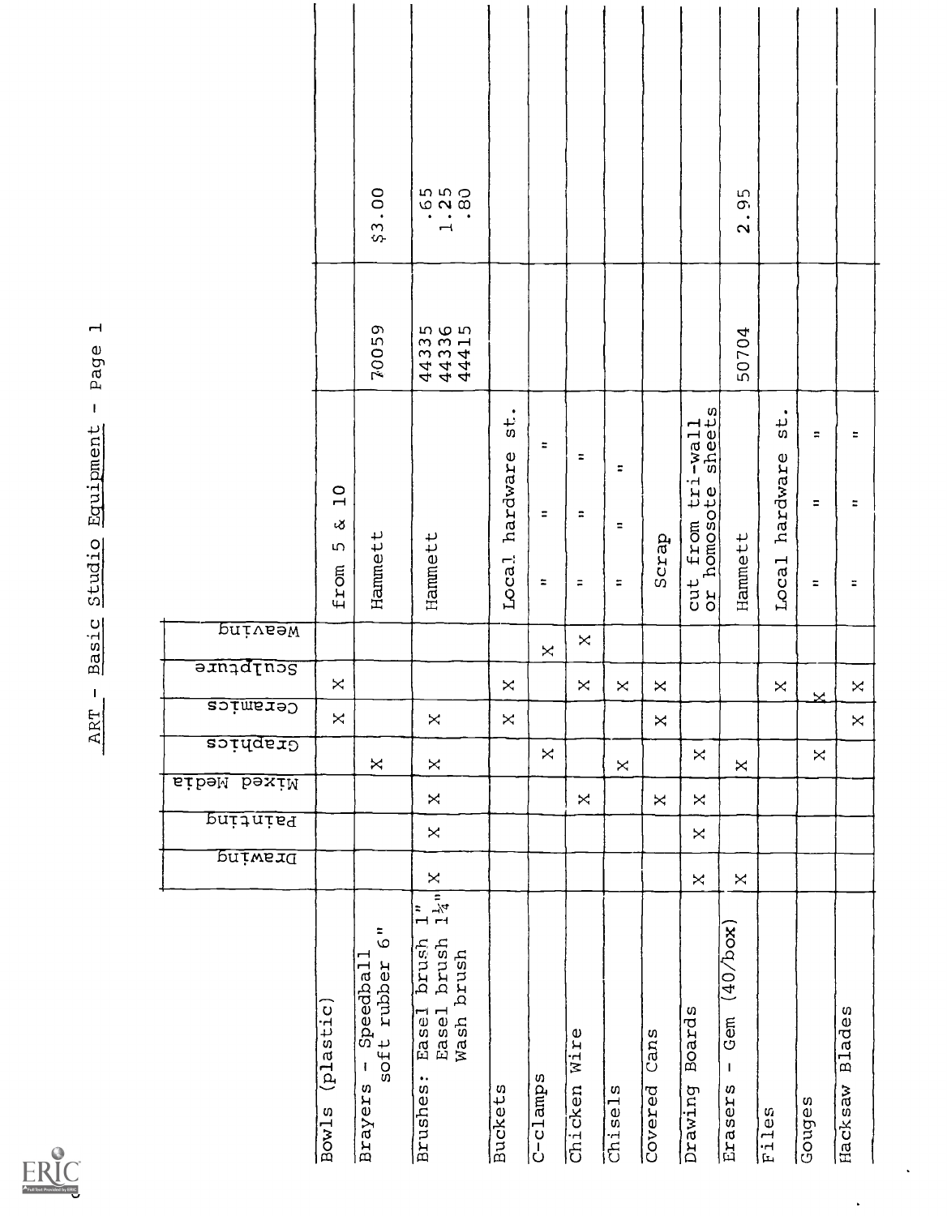# ART - Basic Studio Equipment - Page 1

| | Drawing | Painting | Mixed Media | Graphics | Ceramics | Sculpture | Weaving | | | |
|---|---|---|---|---|---|---|---|---|---|---|
| Bowls (plastic) | | | | | X | X | | from 5 & 10 | | |
| Brayers - Speedball soft rubber 6" | | | | X | | | | Hammett | 70059 | $3.00 |
| Brushes: Basel brush 1"<br>Easel brush 1¼"<br>Wash brush | X | X | X | X | X | | | Hammett | 44335<br>44336<br>44415 | .65<br>1.25<br>.80 |
| Buckets | | | | | X | X | | Local hardware st. | | |
| C-clamps | | | | X | | | X | " " " | | |
| Chicken Wire | | | X | | | X | X | " " " | | |
| Chisels | | | | X | | X | | " " " | | |
| Covered Cans | | | X | | X | X | | Scrap | | |
| Drawing Boards | X | X | X | X | | | | cut from tri-wall or homosote sheets | | |
| Erasers - Gem (40/box) | X | | | X | | | | Hammett | 50704 | 2.95 |
| Files | | | | | | X | | Local hardware st. | | |
| Gouges | | | | X | | X | | " " " | | |
| Hacksaw Blades | | | | | X | X | | " " " | | |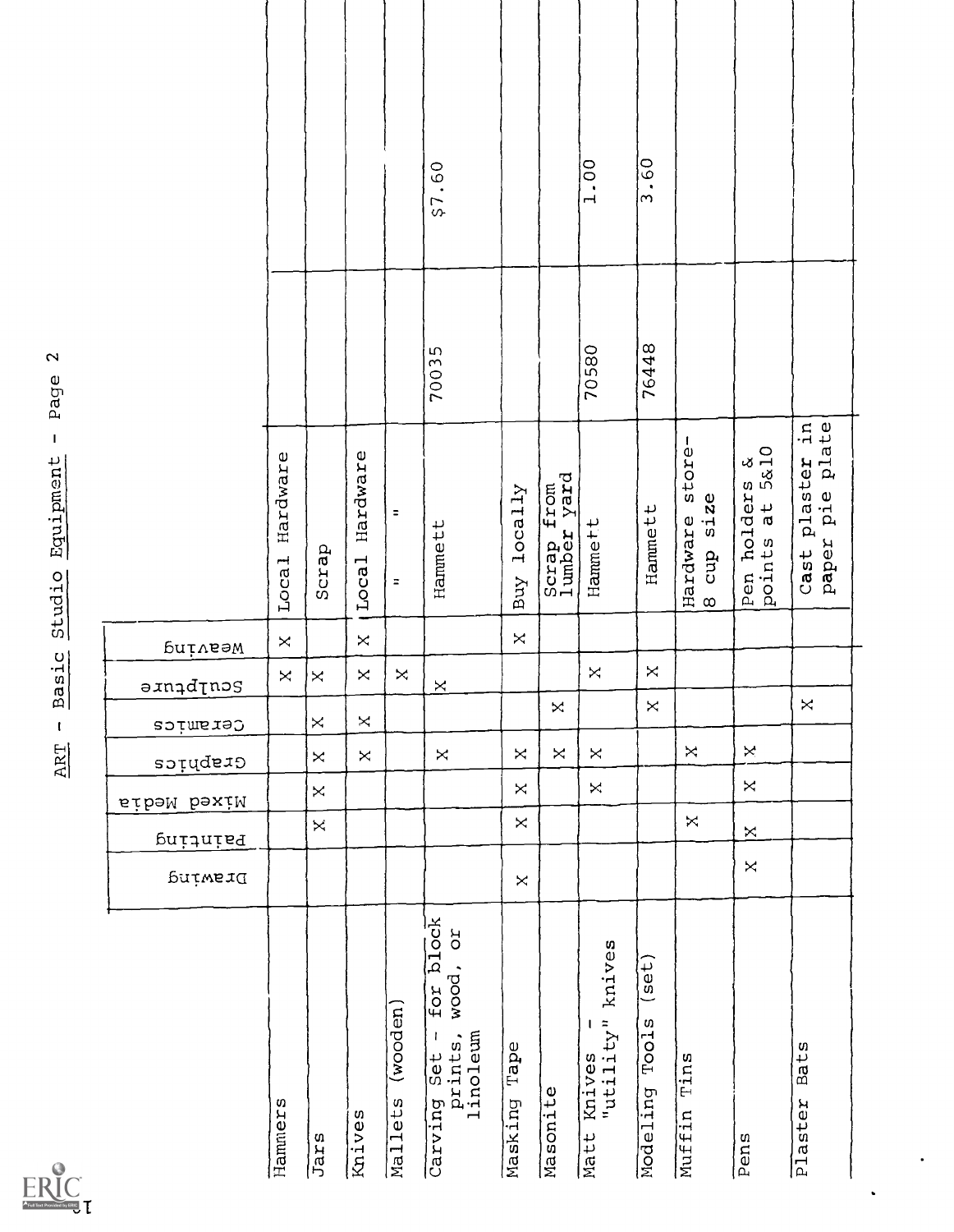## ART - Basic Studio Equipment - Page 2

| | Drawing | Painting | Mixed Media | Graphics | Ceramics | Sculpture | Weaving | | | |
|---|---|---|---|---|---|---|---|---|---|---|
| Hammers | | | | | | X | X | Local Hardware | | |
| Jars | | X | X | X | X | X | | Scrap | | |
| Knives | | | | X | X | X | X | Local Hardware | | |
| Mallets (wooden) | | | | | | X | | " " | | |
| Carving Set - for block prints, wood, or linoleum | | | | X | | X | | Hammett | 70035 | $7.60 |
| Masking Tape | X | X | X | X | | | X | Buy locally | | |
| Masonite | | | | X | X | | | Scrap from lumber yard | | |
| Matt Knives - "utility" knives | | | X | X | | X | | Hammett | 70580 | 1.00 |
| Modeling Tools (set) | | | | | X | X | | Hammett | 76448 | 3.60 |
| Muffin Tins | | X | | X | | | | Hardware store-8 cup size | | |
| Pens | X | X | X | X | | | | Pen holders & points at 5&10 | | |
| Plaster Bats | | | | | X | | | Cast plaster in paper pie plate | | |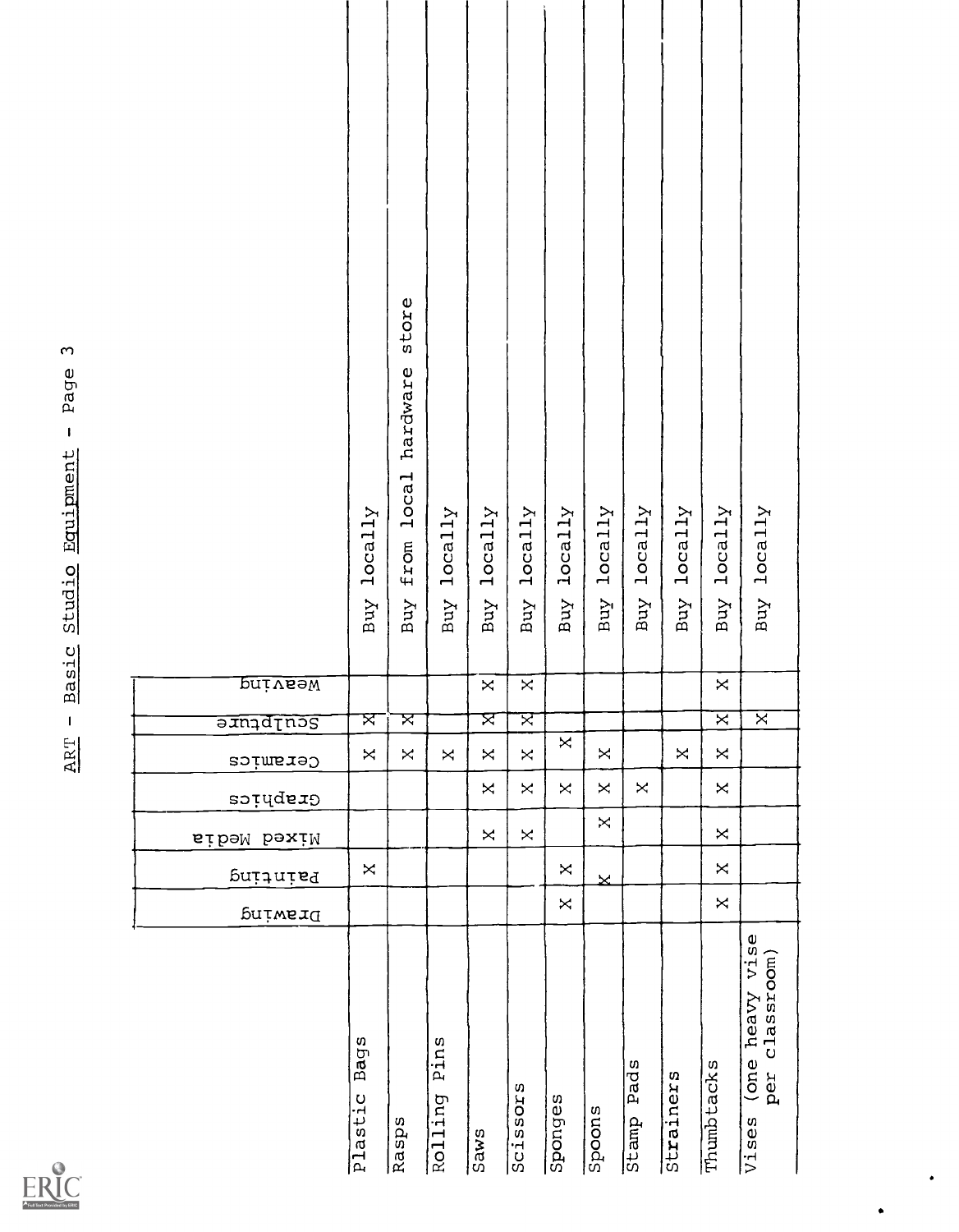# ART - Basic Studio Equipment - Page 3

| | Drawing | Painting | Mixed Media | Graphics | Ceramics | Sculpture | Weaving | |
|---|---|---|---|---|---|---|---|---|
| Plastic Bags | | X | | | X | X | | Buy locally |
| Rasps | | | | | X | X | | Buy from local hardware store |
| Rolling Pins | | | | | X | | | Buy locally |
| Saws | | | X | X | X | X | X | Buy locally |
| Scissors | | | X | X | X | X | X | Buy locally |
| Sponges | X | X | | X | X | | | Buy locally |
| Spoons | | X | X | X | X | | | Buy locally |
| Stamp Pads | | | | X | | | | Buy locally |
| Strainers | | | | | X | | | Buy locally |
| Thumbtacks | X | X | X | X | X | X | X | Buy locally |
| Vises (one heavy vise per classroom) | | | | | | X | | Buy locally |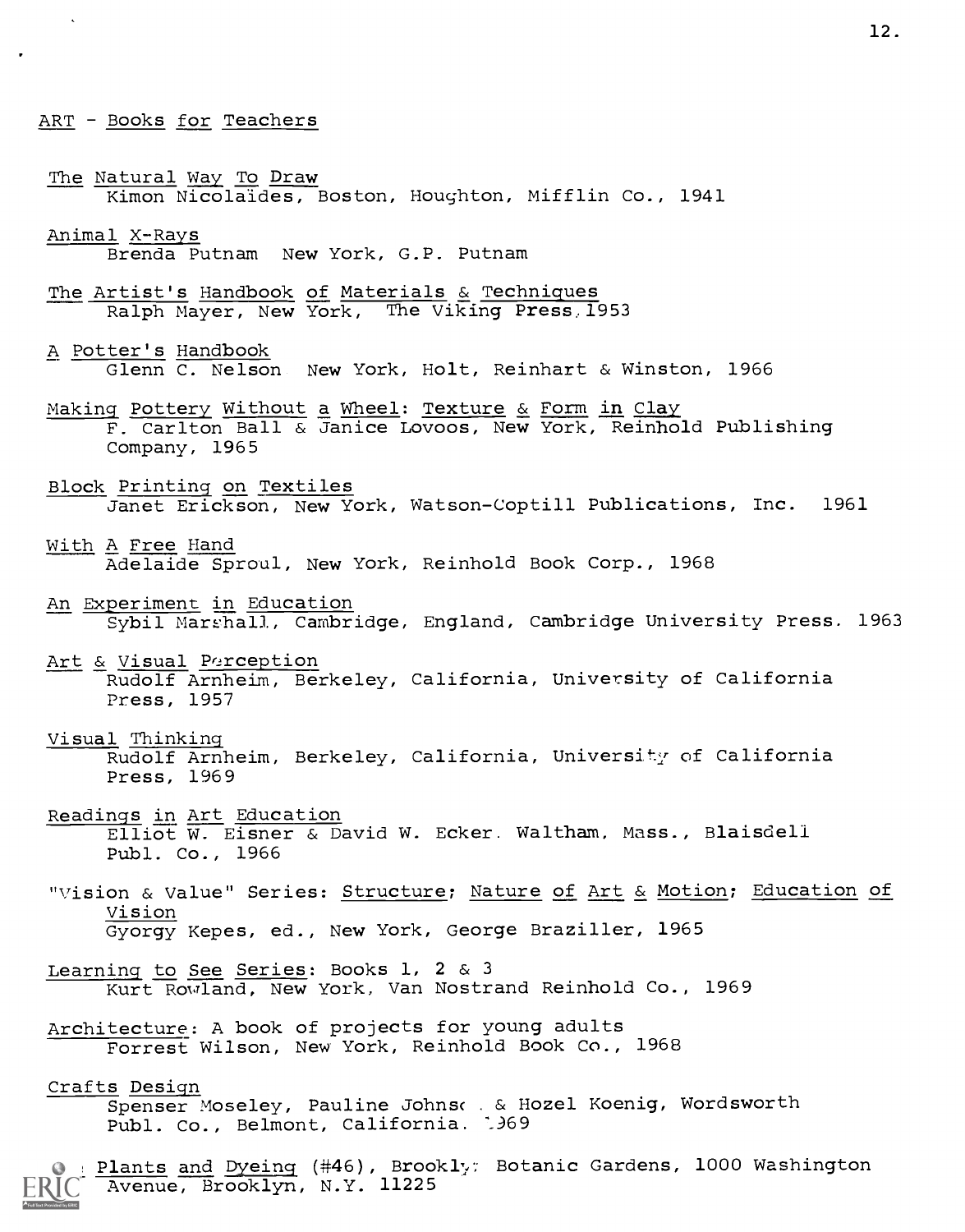## ART - Books for Teachers

The Natural Way To Draw
Kimon Nicolaïdes, Boston, Houghton, Mifflin Co., 1941

Animal X-Rays
Brenda Putnam New York, G.P. Putnam

The Artist's Handbook of Materials & Techniques
Ralph Mayer, New York, The Viking Press, 1953

A Potter's Handbook
Glenn C. Nelson New York, Holt, Reinhart & Winston, 1966

Making Pottery Without a Wheel: Texture & Form in Clay
F. Carlton Ball & Janice Lovoos, New York, Reinhold Publishing Company, 1965

Block Printing on Textiles
Janet Erickson, New York, Watson-Coptill Publications, Inc. 1961

With A Free Hand
Adelaide Sproul, New York, Reinhold Book Corp., 1968

An Experiment in Education
Sybil Marshall, Cambridge, England, Cambridge University Press. 1963

Art & Visual Perception
Rudolf Arnheim, Berkeley, California, University of California Press, 1957

Visual Thinking
Rudolf Arnheim, Berkeley, California, University of California Press, 1969

Readings in Art Education
Elliot W. Eisner & David W. Ecker. Waltham, Mass., Blaisdell Publ. Co., 1966

"Vision & Value" Series: Structure; Nature of Art & Motion; Education of Vision
Gyorgy Kepes, ed., New York, George Braziller, 1965

Learning to See Series: Books 1, 2 & 3
Kurt Rowland, New York, Van Nostrand Reinhold Co., 1969

Architecture: A book of projects for young adults
Forrest Wilson, New York, Reinhold Book Co., 1968

Crafts Design
Spenser Moseley, Pauline Johnson & Hozel Koenig, Wordsworth Publ. Co., Belmont, California. 1969

Plants and Dyeing (#46), Brooklyn Botanic Gardens, 1000 Washington Avenue, Brooklyn, N.Y. 11225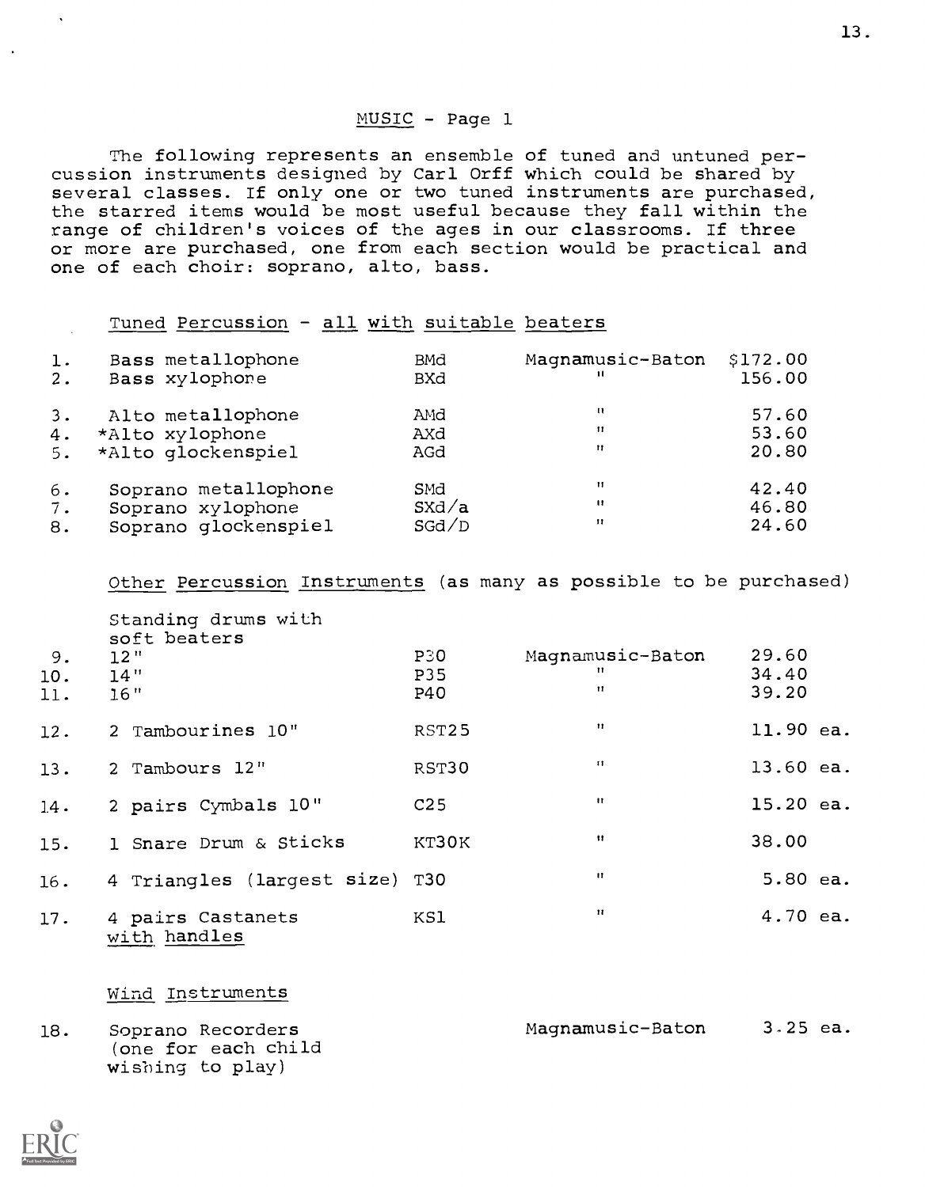## MUSIC - Page 1

The following represents an ensemble of tuned and untuned percussion instruments designed by Carl Orff which could be shared by several classes. If only one or two tuned instruments are purchased, the starred items would be most useful because they fall within the range of children's voices of the ages in our classrooms. If three or more are purchased, one from each section would be practical and one of each choir: soprano, alto, bass.

### Tuned Percussion - all with suitable beaters

| | | | | |
|---|---|---|---|---|
| 1. | Bass metallophone | BMd | Magnamusic-Baton | $172.00 |
| 2. | Bass xylophone | BXd | " | 156.00 |
| 3. | Alto metallophone | AMd | " | 57.60 |
| 4. | *Alto xylophone | AXd | " | 53.60 |
| 5. | *Alto glockenspiel | AGd | " | 20.80 |
| 6. | Soprano metallophone | SMd | " | 42.40 |
| 7. | Soprano xylophone | SXd/a | " | 46.80 |
| 8. | Soprano glockenspiel | SGd/D | " | 24.60 |

### Other Percussion Instruments (as many as possible to be purchased)

| | | | | |
|---|---|---|---|---|
| | Standing drums with soft beaters | | | |
| 9. | 12" | P30 | Magnamusic-Baton | 29.60 |
| 10. | 14" | P35 | " | 34.40 |
| 11. | 16" | P40 | " | 39.20 |
| 12. | 2 Tambourines 10" | RST25 | " | 11.90 ea. |
| 13. | 2 Tambours 12" | RST30 | " | 13.60 ea. |
| 14. | 2 pairs Cymbals 10" | C25 | " | 15.20 ea. |
| 15. | 1 Snare Drum & Sticks | KT30K | " | 38.00 |
| 16. | 4 Triangles (largest size) | T30 | " | 5.80 ea. |
| 17. | 4 pairs Castanets with handles | KS1 | " | 4.70 ea. |

### Wind Instruments

| | | | | |
|---|---|---|---|---|
| 18. | Soprano Recorders (one for each child wishing to play) | | Magnamusic-Baton | 3.25 ea. |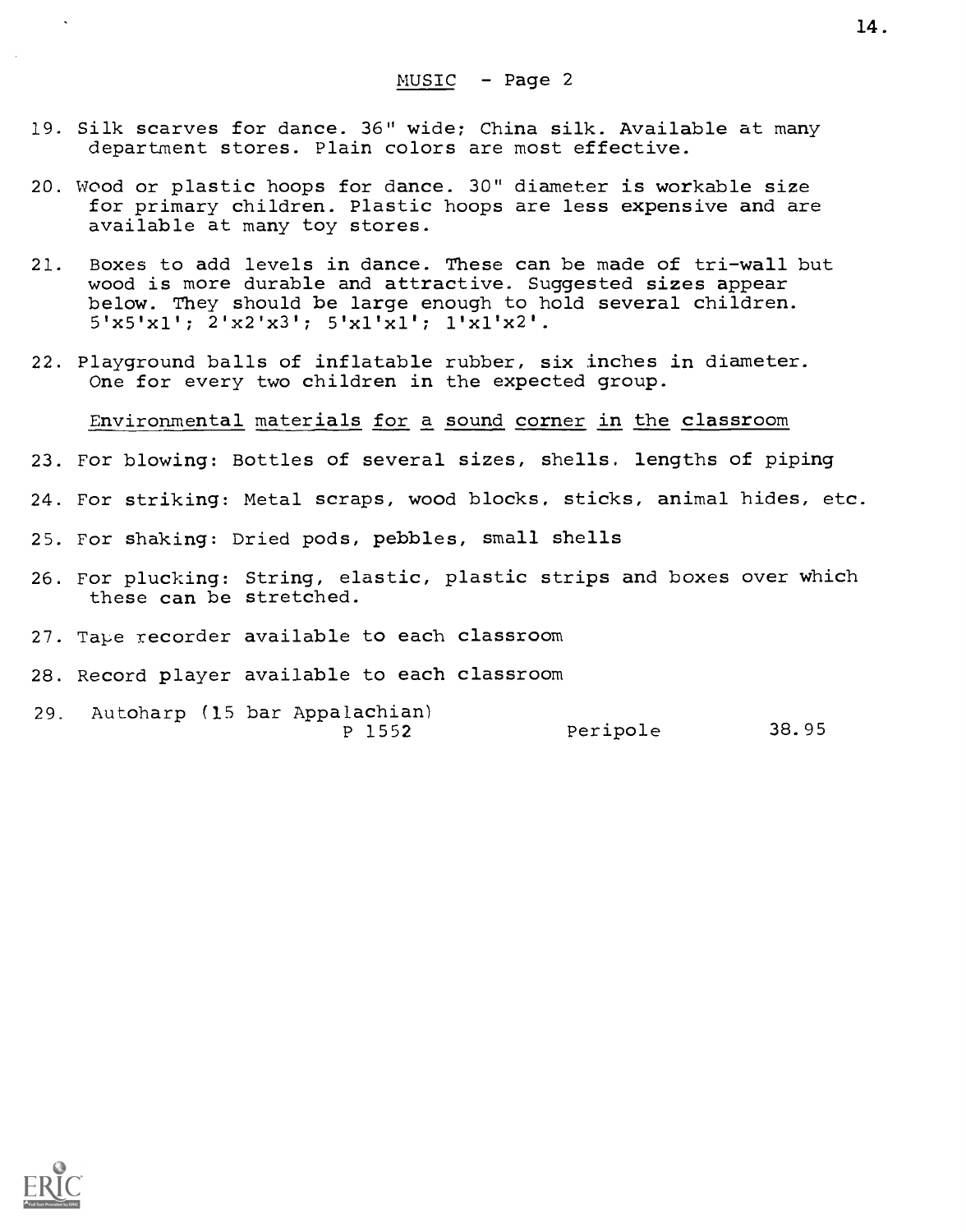MUSIC - Page 2

19. Silk scarves for dance. 36" wide; China silk. Available at many department stores. Plain colors are most effective.

20. Wood or plastic hoops for dance. 30" diameter is workable size for primary children. Plastic hoops are less expensive and are available at many toy stores.

21. Boxes to add levels in dance. These can be made of tri-wall but wood is more durable and attractive. Suggested sizes appear below. They should be large enough to hold several children. 5'x5'x1'; 2'x2'x3'; 5'x1'x1'; 1'x1'x2'.

22. Playground balls of inflatable rubber, six inches in diameter. One for every two children in the expected group.

Environmental materials for a sound corner in the classroom

23. For blowing: Bottles of several sizes, shells, lengths of piping

24. For striking: Metal scraps, wood blocks, sticks, animal hides, etc.

25. For shaking: Dried pods, pebbles, small shells

26. For plucking: String, elastic, plastic strips and boxes over which these can be stretched.

27. Tape recorder available to each classroom

28. Record player available to each classroom

29. Autoharp (15 bar Appalachian) P 1552 Peripole 38.95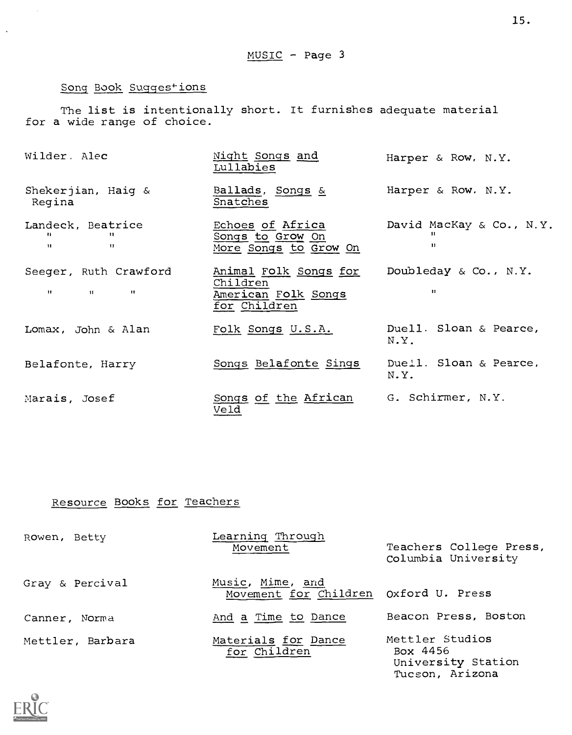## MUSIC - Page 3

### Song Book Suggestions

The list is intentionally short. It furnishes adequate material for a wide range of choice.

| | | |
|---|---|---|
| Wilder, Alec | Night Songs and Lullabies | Harper & Row, N.Y. |
| Shekerjian, Haig & Regina | Ballads, Songs & Snatches | Harper & Row, N.Y. |
| Landeck, Beatrice | Echoes of Africa | David MacKay & Co., N.Y. |
| " " | Songs to Grow On | " |
| " " | More Songs to Grow On | " |
| Seeger, Ruth Crawford | Animal Folk Songs for Children | Doubleday & Co., N.Y. |
| " " " | American Folk Songs for Children | " |
| Lomax, John & Alan | Folk Songs U.S.A. | Duell, Sloan & Pearce, N.Y. |
| Belafonte, Harry | Songs Belafonte Sings | Duell, Sloan & Pearce, N.Y. |
| Marais, Josef | Songs of the African Veld | G. Schirmer, N.Y. |

### Resource Books for Teachers

| | | |
|---|---|---|
| Rowen, Betty | Learning Through Movement | Teachers College Press, Columbia University |
| Gray & Percival | Music, Mime, and Movement for Children | Oxford U. Press |
| Canner, Norma | And a Time to Dance | Beacon Press, Boston |
| Mettler, Barbara | Materials for Dance for Children | Mettler Studios Box 4456 University Station Tucson, Arizona |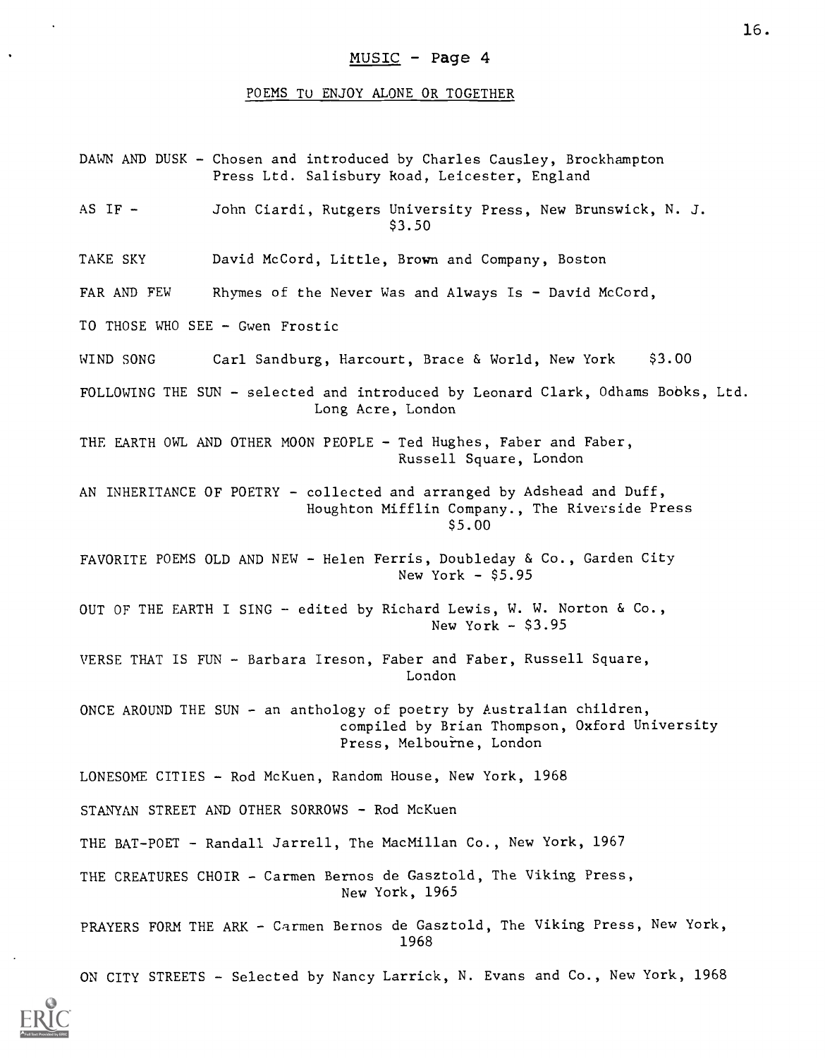## MUSIC - Page 4

### POEMS TU ENJOY ALONE OR TOGETHER

DAWN AND DUSK - Chosen and introduced by Charles Causley, Brockhampton Press Ltd. Salisbury Road, Leicester, England

AS IF - John Ciardi, Rutgers University Press, New Brunswick, N. J. $3.50

TAKE SKY David McCord, Little, Brown and Company, Boston

FAR AND FEW Rhymes of the Never Was and Always Is - David McCord,

TO THOSE WHO SEE - Gwen Frostic

WIND SONG Carl Sandburg, Harcourt, Brace & World, New York $3.00

FOLLOWING THE SUN - selected and introduced by Leonard Clark, Odhams Books, Ltd. Long Acre, London

THE EARTH OWL AND OTHER MOON PEOPLE - Ted Hughes, Faber and Faber, Russell Square, London

AN INHERITANCE OF POETRY - collected and arranged by Adshead and Duff, Houghton Mifflin Company., The Riverside Press $5.00

FAVORITE POEMS OLD AND NEW - Helen Ferris, Doubleday & Co., Garden City New York - $5.95

OUT OF THE EARTH I SING - edited by Richard Lewis, W. W. Norton & Co., New York - $3.95

VERSE THAT IS FUN - Barbara Ireson, Faber and Faber, Russell Square, London

ONCE AROUND THE SUN - an anthology of poetry by Australian children, compiled by Brian Thompson, Oxford University Press, Melbourne, London

LONESOME CITIES - Rod McKuen, Random House, New York, 1968

STANYAN STREET AND OTHER SORROWS - Rod McKuen

THE BAT-POET - Randall Jarrell, The MacMillan Co., New York, 1967

THE CREATURES CHOIR - Carmen Bernos de Gasztold, The Viking Press, New York, 1965

PRAYERS FORM THE ARK - Carmen Bernos de Gasztold, The Viking Press, New York, 1968

ON CITY STREETS - Selected by Nancy Larrick, N. Evans and Co., New York, 1968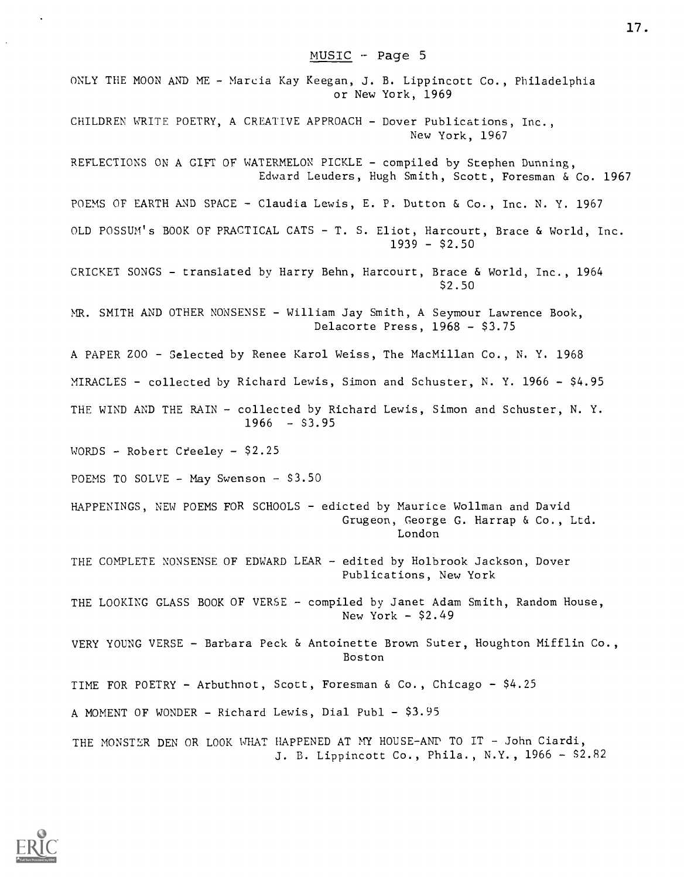## MUSIC - Page 5

ONLY THE MOON AND ME - Marcia Kay Keegan, J. B. Lippincott Co., Philadelphia or New York, 1969

CHILDREN WRITE POETRY, A CREATIVE APPROACH - Dover Publications, Inc., New York, 1967

REFLECTIONS ON A GIFT OF WATERMELON PICKLE - compiled by Stephen Dunning, Edward Leuders, Hugh Smith, Scott, Foresman & Co. 1967

POEMS OF EARTH AND SPACE - Claudia Lewis, E. P. Dutton & Co., Inc. N. Y. 1967

OLD POSSUM's BOOK OF PRACTICAL CATS - T. S. Eliot, Harcourt, Brace & World, Inc. 1939 - $2.50

CRICKET SONGS - translated by Harry Behn, Harcourt, Brace & World, Inc., 1964 $2.50

MR. SMITH AND OTHER NONSENSE - William Jay Smith, A Seymour Lawrence Book, Delacorte Press, 1968 - $3.75

A PAPER ZOO - Selected by Renee Karol Weiss, The MacMillan Co., N. Y. 1968

MIRACLES - collected by Richard Lewis, Simon and Schuster, N. Y. 1966 - $4.95

THE WIND AND THE RAIN - collected by Richard Lewis, Simon and Schuster, N. Y. 1966 - $3.95

WORDS - Robert Creeley - $2.25

POEMS TO SOLVE - May Swenson - $3.50

HAPPENINGS, NEW POEMS FOR SCHOOLS - edicted by Maurice Wollman and David Grugeon, George G. Harrap & Co., Ltd. London

THE COMPLETE NONSENSE OF EDWARD LEAR - edited by Holbrook Jackson, Dover Publications, New York

THE LOOKING GLASS BOOK OF VERSE - compiled by Janet Adam Smith, Random House, New York - $2.49

VERY YOUNG VERSE - Barbara Peck & Antoinette Brown Suter, Houghton Mifflin Co., Boston

TIME FOR POETRY - Arbuthnot, Scott, Foresman & Co., Chicago - $4.25

A MOMENT OF WONDER - Richard Lewis, Dial Publ - $3.95

THE MONSTER DEN OR LOOK WHAT HAPPENED AT MY HOUSE-AND TO IT - John Ciardi, J. B. Lippincott Co., Phila., N.Y., 1966 - $2.82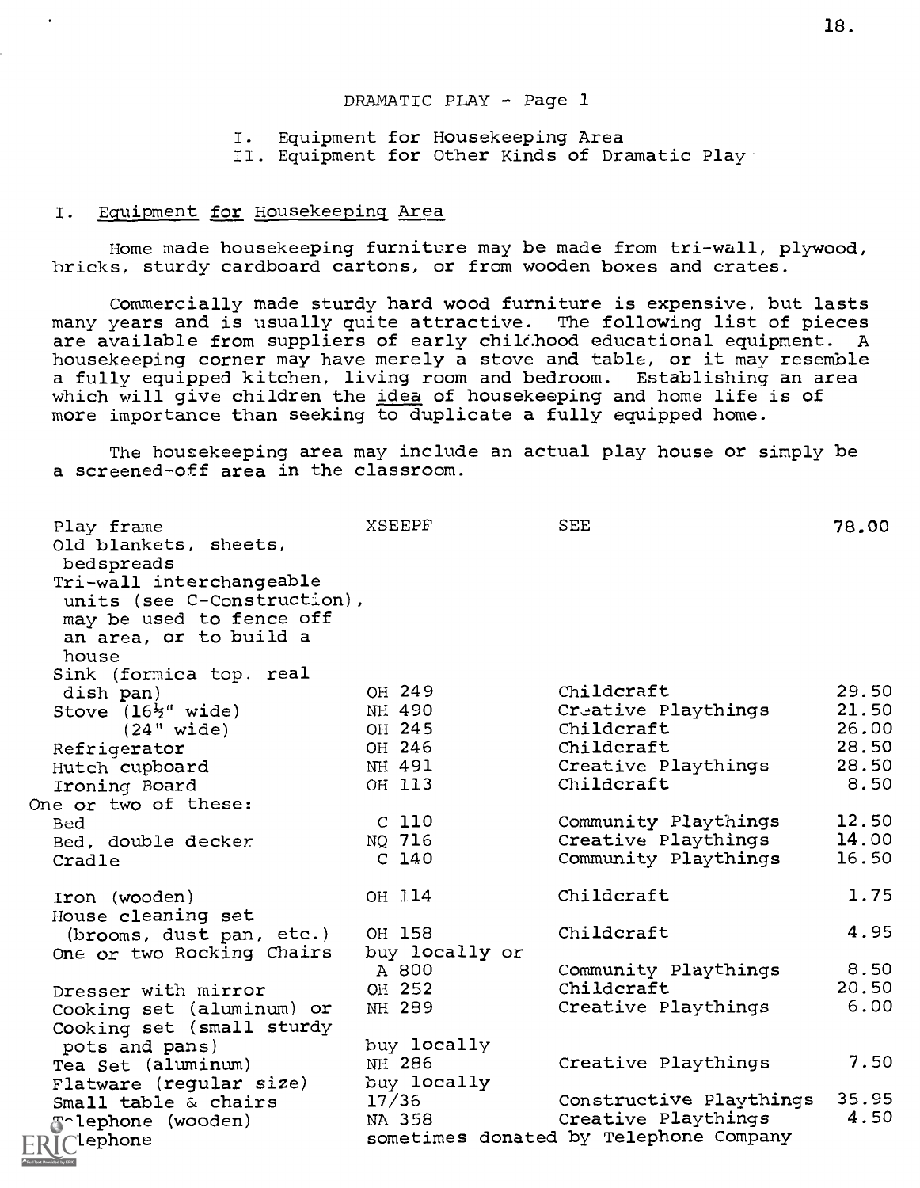DRAMATIC PLAY - Page 1

I. Equipment for Housekeeping Area
II. Equipment for Other Kinds of Dramatic Play

## I. Equipment for Housekeeping Area

Home made housekeeping furniture may be made from tri-wall, plywood, bricks, sturdy cardboard cartons, or from wooden boxes and crates.

Commercially made sturdy hard wood furniture is expensive, but lasts many years and is usually quite attractive. The following list of pieces are available from suppliers of early childhood educational equipment. A housekeeping corner may have merely a stove and table, or it may resemble a fully equipped kitchen, living room and bedroom. Establishing an area which will give children the idea of housekeeping and home life is of more importance than seeking to duplicate a fully equipped home.

The housekeeping area may include an actual play house or simply be a screened-off area in the classroom.

| Item | Catalog No. | Supplier | Price |
|---|---|---|---|
| Play frame | XSEEPF | SEE | 78.00 |
| Old blankets, sheets, bedspreads | | | |
| Tri-wall interchangeable units (see C-Construction), may be used to fence off an area, or to build a house | | | |
| Sink (formica top. real dish pan) | OH 249 | Childcraft | 29.50 |
| Stove (16½" wide) | NH 490 | Creative Playthings | 21.50 |
| (24" wide) | OH 245 | Childcraft | 26.00 |
| Refrigerator | OH 246 | Childcraft | 28.50 |
| Hutch cupboard | NH 491 | Creative Playthings | 28.50 |
| Ironing Board | OH 113 | Childcraft | 8.50 |
| One or two of these: | | | |
| Bed | C 110 | Community Playthings | 12.50 |
| Bed, double decker | NQ 716 | Creative Playthings | 14.00 |
| Cradle | C 140 | Community Playthings | 16.50 |
| Iron (wooden) | OH 114 | Childcraft | 1.75 |
| House cleaning set (brooms, dust pan, etc.) | OH 158 | Childcraft | 4.95 |
| One or two Rocking Chairs | buy locally or A 800 | Community Playthings | 8.50 |
| Dresser with mirror | OH 252 | Childcraft | 20.50 |
| Cooking set (aluminum) or | NH 289 | Creative Playthings | 6.00 |
| Cooking set (small sturdy pots and pans) | buy locally | | |
| Tea Set (aluminum) | NH 286 | Creative Playthings | 7.50 |
| Flatware (regular size) | buy locally | | |
| Small table & chairs | 17/36 | Constructive Playthings | 35.95 |
| Telephone (wooden) | NA 358 | Creative Playthings | 4.50 |
| Telephone | sometimes donated by Telephone Company | | |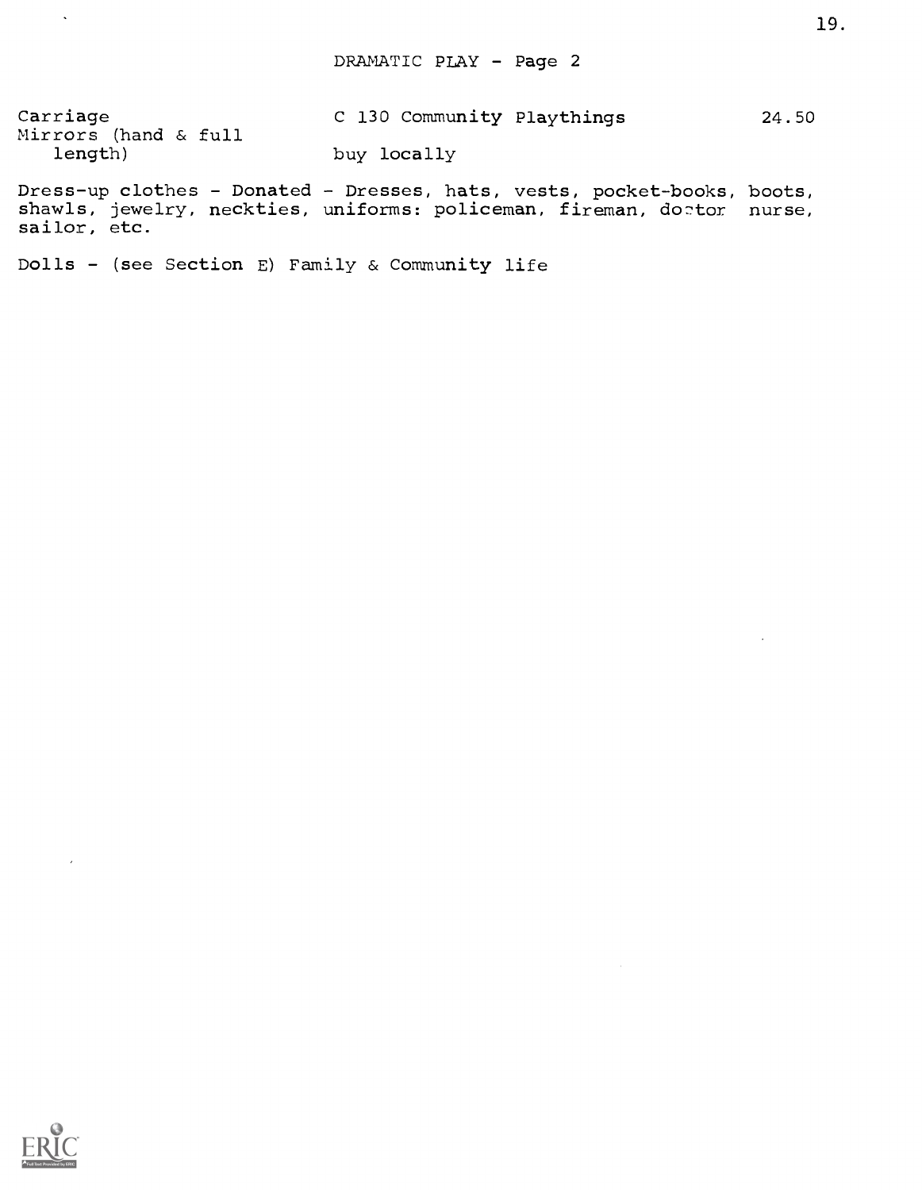## DRAMATIC PLAY - Page 2

| | | |
|---|---|---|
| Carriage | C 130 Community Playthings | 24.50 |
| Mirrors (hand & full length) | buy locally | |

Dress-up clothes - Donated - Dresses, hats, vests, pocket-books, boots, shawls, jewelry, neckties, uniforms: policeman, fireman, doctor nurse, sailor, etc.

Dolls - (see Section E) Family & Community life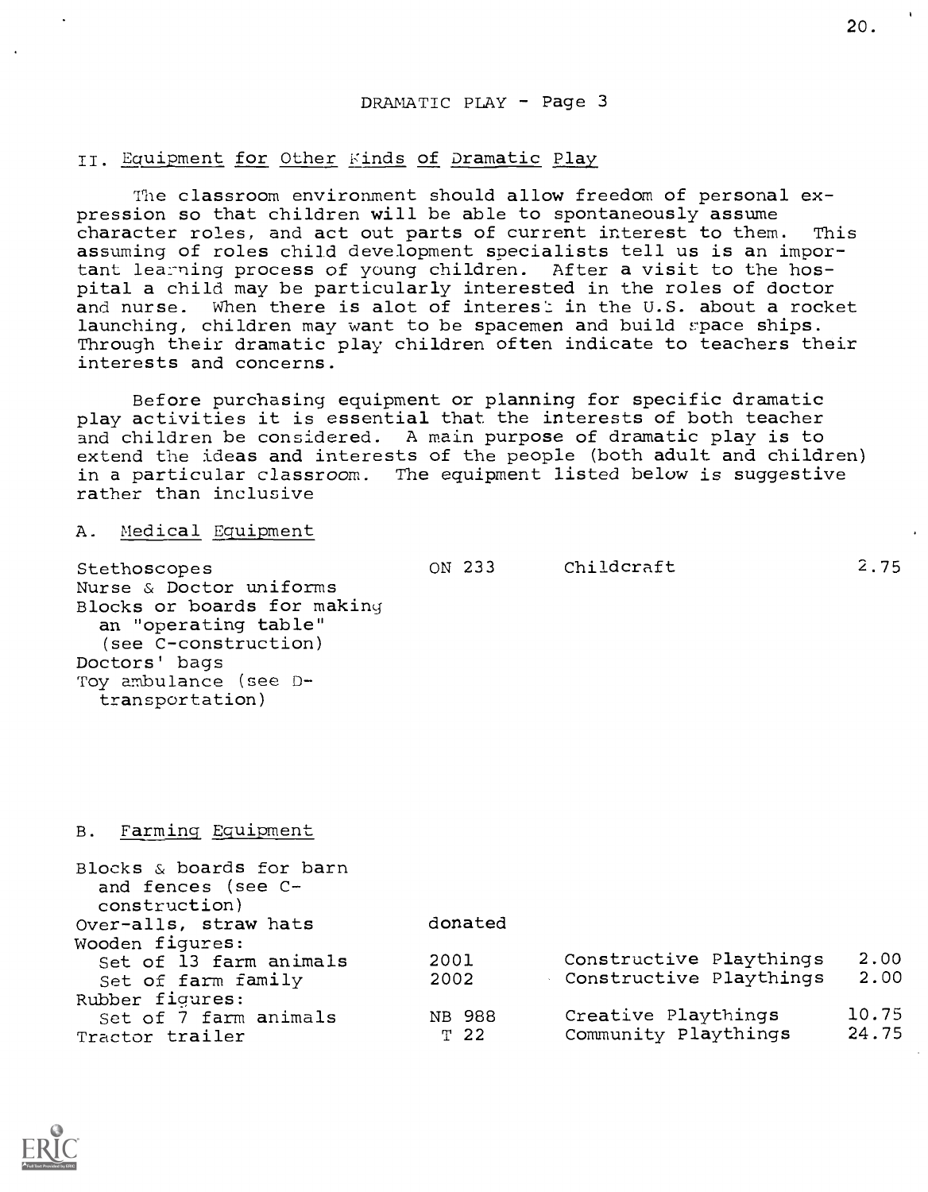DRAMATIC PLAY - Page 3

## II. Equipment for Other Kinds of Dramatic Play

The classroom environment should allow freedom of personal expression so that children will be able to spontaneously assume character roles, and act out parts of current interest to them. This assuming of roles child development specialists tell us is an important learning process of young children. After a visit to the hospital a child may be particularly interested in the roles of doctor and nurse. When there is alot of interest in the U.S. about a rocket launching, children may want to be spacemen and build space ships. Through their dramatic play children often indicate to teachers their interests and concerns.

Before purchasing equipment or planning for specific dramatic play activities it is essential that the interests of both teacher and children be considered. A main purpose of dramatic play is to extend the ideas and interests of the people (both adult and children) in a particular classroom. The equipment listed below is suggestive rather than inclusive

### A. Medical Equipment

| | | | |
|---|---|---|---|
| Stethoscopes | ON 233 | Childcraft | 2.75 |
| Nurse & Doctor uniforms | | | |
| Blocks or boards for making an "operating table" (see C-construction) | | | |
| Doctors' bags | | | |
| Toy ambulance (see D-transportation) | | | |

### B. Farming Equipment

| | | | |
|---|---|---|---|
| Blocks & boards for barn and fences (see C-construction) | | | |
| Over-alls, straw hats | donated | | |
| Wooden figures: | | | |
| Set of 13 farm animals | 2001 | Constructive Playthings | 2.00 |
| Set of farm family | 2002 | Constructive Playthings | 2.00 |
| Rubber figures: | | | |
| Set of 7 farm animals | NB 988 | Creative Playthings | 10.75 |
| Tractor trailer | T 22 | Community Playthings | 24.75 |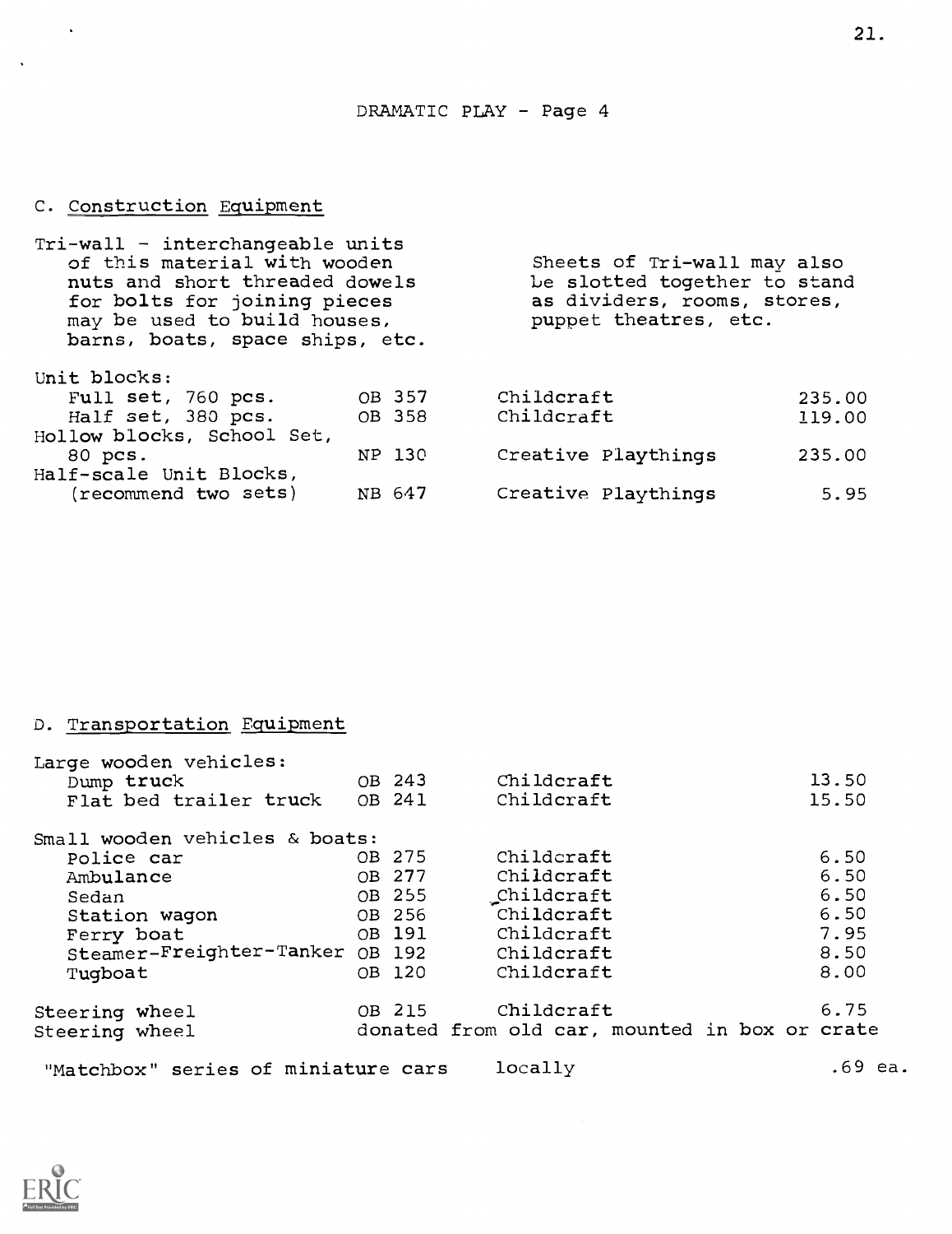## DRAMATIC PLAY - Page 4

### C. Construction Equipment

Tri-wall - interchangeable units of this material with wooden nuts and short threaded dowels for bolts for joining pieces may be used to build houses, barns, boats, space ships, etc.

Sheets of Tri-wall may also be slotted together to stand as dividers, rooms, stores, puppet theatres, etc.

| Item | Catalog No. | Source | Price |
|---|---|---|---|
| Unit blocks: | | | |
| Full set, 760 pcs. | OB 357 | Childcraft | 235.00 |
| Half set, 380 pcs. | OB 358 | Childcraft | 119.00 |
| Hollow blocks, School Set, 80 pcs. | NP 130 | Creative Playthings | 235.00 |
| Half-scale Unit Blocks, (recommend two sets) | NB 647 | Creative Playthings | 5.95 |

### D. Transportation Equipment

| Item | Catalog No. | Source | Price |
|---|---|---|---|
| Large wooden vehicles: | | | |
| Dump truck | OB 243 | Childcraft | 13.50 |
| Flat bed trailer truck | OB 241 | Childcraft | 15.50 |
| Small wooden vehicles & boats: | | | |
| Police car | OB 275 | Childcraft | 6.50 |
| Ambulance | OB 277 | Childcraft | 6.50 |
| Sedan | OB 255 | Childcraft | 6.50 |
| Station wagon | OB 256 | Childcraft | 6.50 |
| Ferry boat | OB 191 | Childcraft | 7.95 |
| Steamer-Freighter-Tanker | OB 192 | Childcraft | 8.50 |
| Tugboat | OB 120 | Childcraft | 8.00 |
| Steering wheel | OB 215 | Childcraft | 6.75 |
| Steering wheel | donated from old car, mounted in box or crate | | |
| "Matchbox" series of miniature cars | | locally | .69 ea. |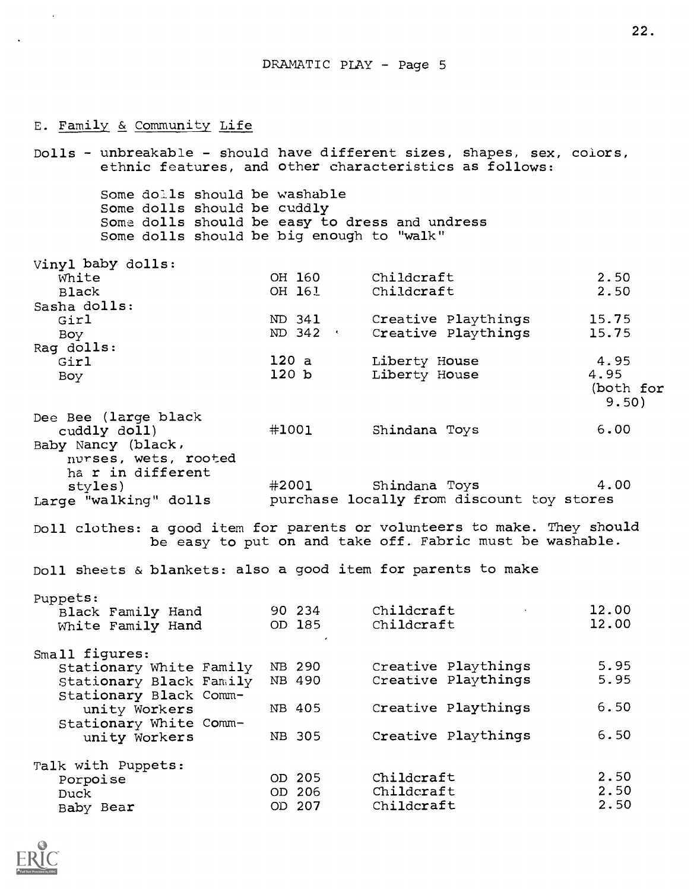DRAMATIC PLAY - Page 5

### E. Family & Community Life

Dolls - unbreakable - should have different sizes, shapes, sex, colors, ethnic features, and other characteristics as follows:

- Some dolls should be washable
- Some dolls should be cuddly
- Some dolls should be easy to dress and undress
- Some dolls should be big enough to "walk"

| Item | Catalog No. | Source | Price |
|---|---|---|---|
| **Vinyl baby dolls:** | | | |
| White | OH 160 | Childcraft | 2.50 |
| Black | OH 161 | Childcraft | 2.50 |
| **Sasha dolls:** | | | |
| Girl | ND 341 | Creative Playthings | 15.75 |
| Boy | ND 342 | Creative Playthings | 15.75 |
| **Rag dolls:** | | | |
| Girl | 120 a | Liberty House | 4.95 |
| Boy | 120 b | Liberty House | 4.95 (both for 9.50) |
| Dee Bee (large black cuddly doll) | #1001 | Shindana Toys | 6.00 |
| Baby Nancy (black, nurses, wets, rooted hair in different styles) | #2001 | Shindana Toys | 4.00 |
| Large "walking" dolls | purchase locally from discount toy stores | | |

Doll clothes: a good item for parents or volunteers to make. They should be easy to put on and take off. Fabric must be washable.

Doll sheets & blankets: also a good item for parents to make

| Item | Catalog No. | Source | Price |
|---|---|---|---|
| **Puppets:** | | | |
| Black Family Hand | 90 234 | Childcraft | 12.00 |
| White Family Hand | OD 185 | Childcraft | 12.00 |
| **Small figures:** | | | |
| Stationary White Family | NB 290 | Creative Playthings | 5.95 |
| Stationary Black Family | NB 490 | Creative Playthings | 5.95 |
| Stationary Black Community Workers | NB 405 | Creative Playthings | 6.50 |
| Stationary White Community Workers | NB 305 | Creative Playthings | 6.50 |
| **Talk with Puppets:** | | | |
| Porpoise | OD 205 | Childcraft | 2.50 |
| Duck | OD 206 | Childcraft | 2.50 |
| Baby Bear | OD 207 | Childcraft | 2.50 |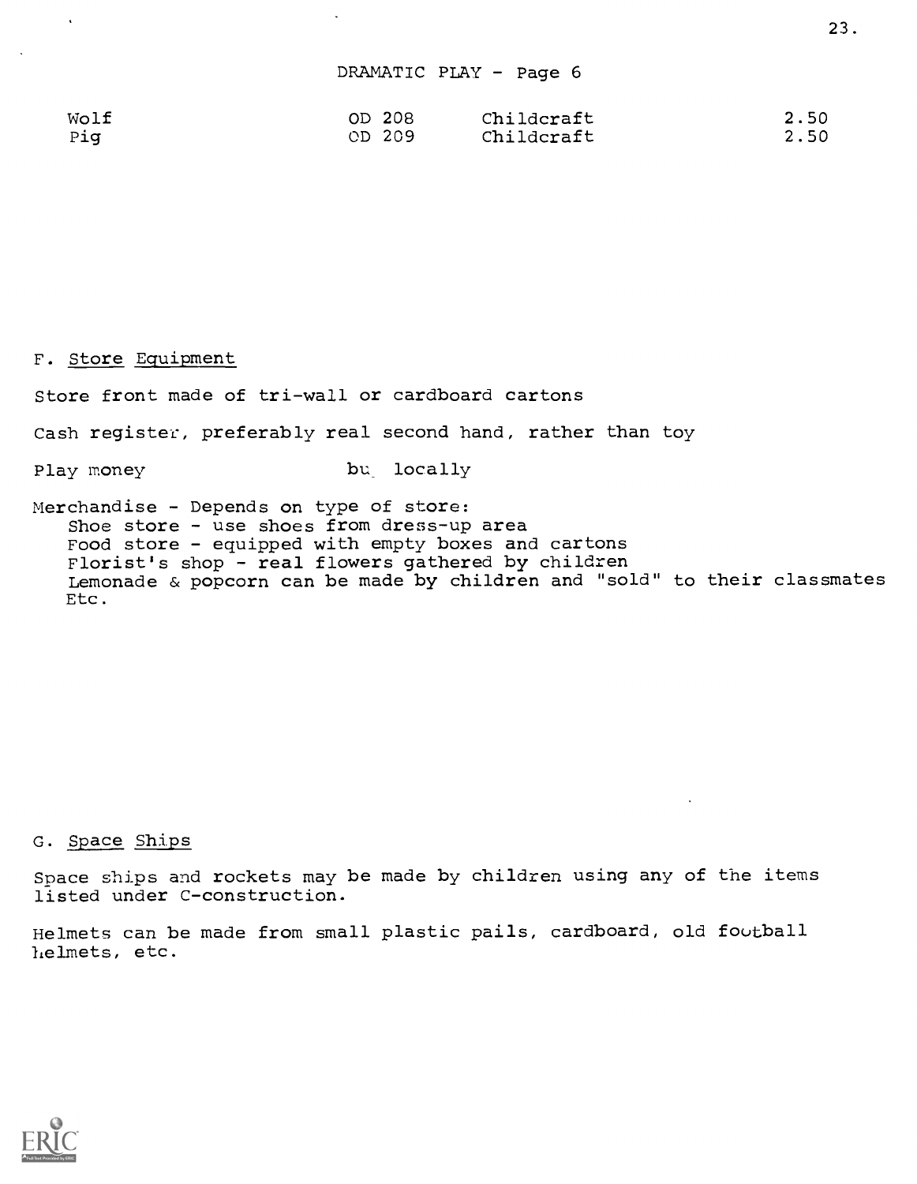DRAMATIC PLAY - Page 6

| | | | |
|---|---|---|---|
| Wolf | OD 208 | Childcraft | 2.50 |
| Pig | OD 209 | Childcraft | 2.50 |

F. Store Equipment

Store front made of tri-wall or cardboard cartons

Cash register, preferably real second hand, rather than toy

Play money — bu_ locally

Merchandise - Depends on type of store:
- Shoe store - use shoes from dress-up area
- Food store - equipped with empty boxes and cartons
- Florist's shop - real flowers gathered by children
- Lemonade & popcorn can be made by children and "sold" to their classmates
- Etc.

G. Space Ships

Space ships and rockets may be made by children using any of the items listed under C-construction.

Helmets can be made from small plastic pails, cardboard, old football helmets, etc.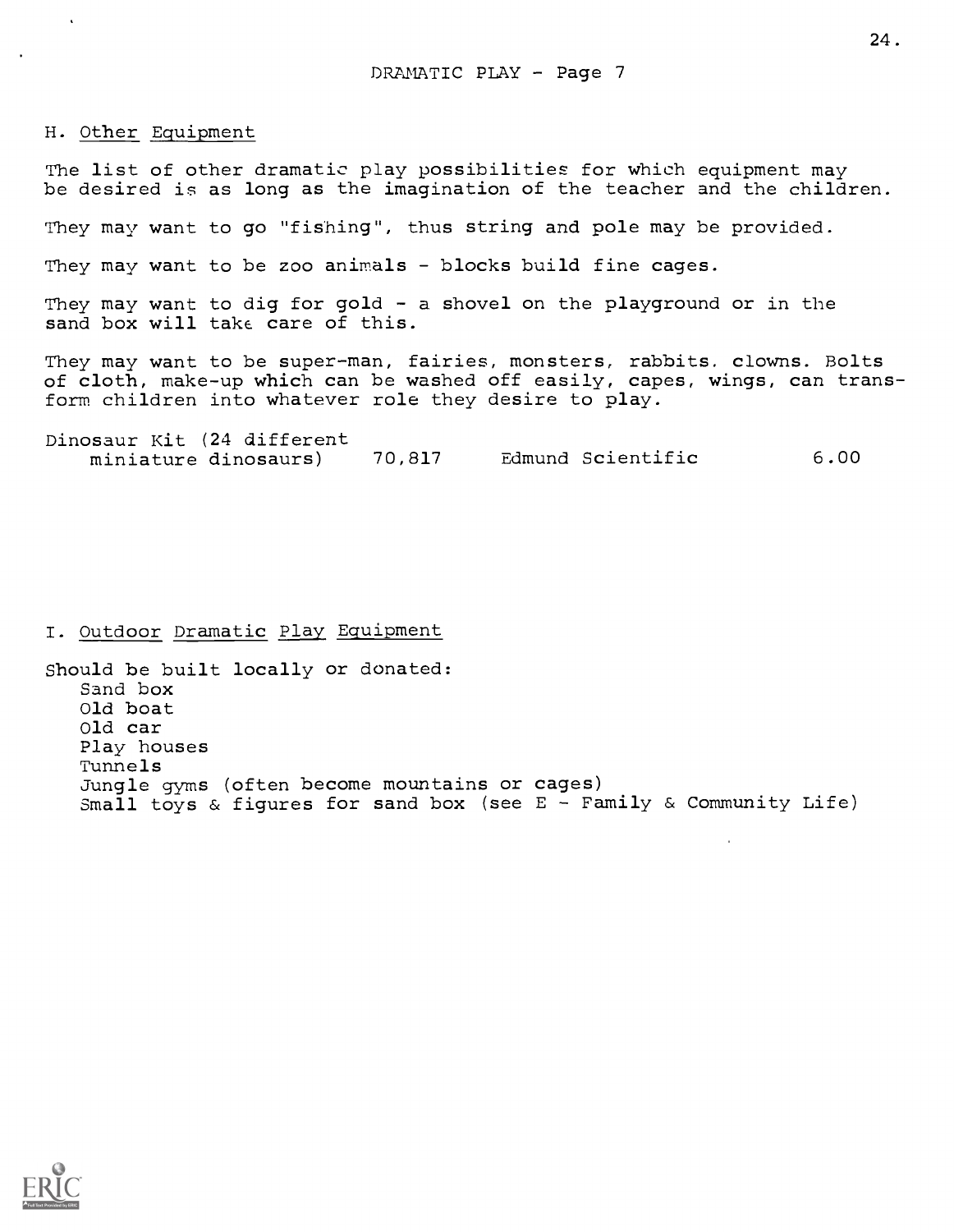## H. Other Equipment

The list of other dramatic play possibilities for which equipment may be desired is as long as the imagination of the teacher and the children.

They may want to go "fishing", thus string and pole may be provided.

They may want to be zoo animals - blocks build fine cages.

They may want to dig for gold - a shovel on the playground or in the sand box will take care of this.

They may want to be super-man, fairies, monsters, rabbits, clowns. Bolts of cloth, make-up which can be washed off easily, capes, wings, can transform children into whatever role they desire to play.

| | | | |
|---|---|---|---|
| Dinosaur Kit (24 different miniature dinosaurs) | 70,817 | Edmund Scientific | 6.00 |

## I. Outdoor Dramatic Play Equipment

Should be built locally or donated:

- Sand box
- Old boat
- Old car
- Play houses
- Tunnels
- Jungle gyms (often become mountains or cages)
- Small toys & figures for sand box (see E - Family & Community Life)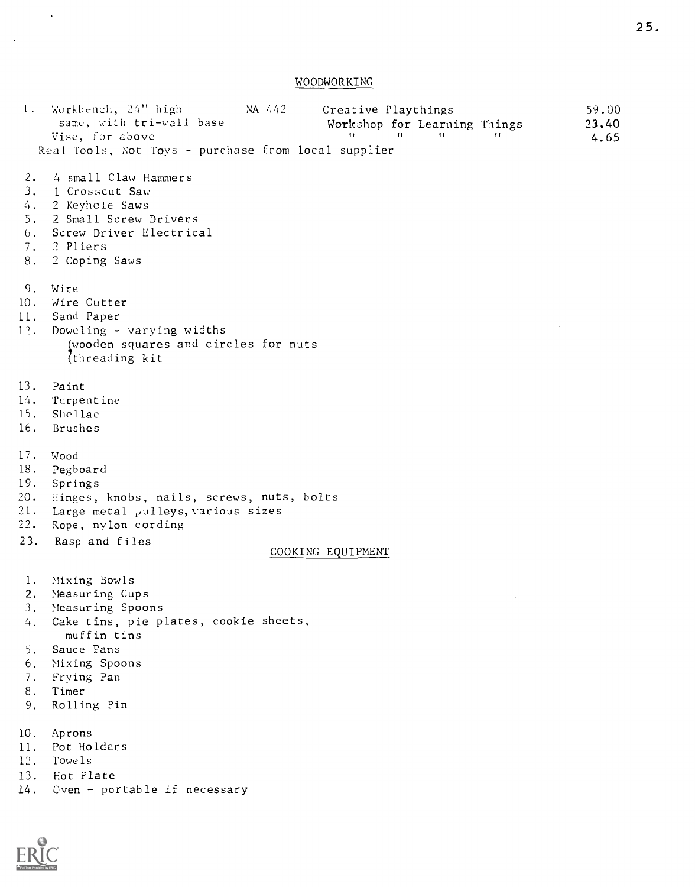## WOODWORKING

1. Workbench, 24" high — NA 442 — Creative Playthings — 59.00
   same, with tri-wall base — Workshop for Learning Things — 23.40
   Vise, for above — " " " " — 4.65

   Real Tools, Not Toys - purchase from local supplier

2. 4 small Claw Hammers
3. 1 Crosscut Saw
4. 2 Keyhole Saws
5. 2 Small Screw Drivers
6. Screw Driver Electrical
7. 2 Pliers
8. 2 Coping Saws
9. Wire
10. Wire Cutter
11. Sand Paper
12. Doweling - varying widths
    (wooden squares and circles for nuts
    (threading kit
13. Paint
14. Turpentine
15. Shellac
16. Brushes
17. Wood
18. Pegboard
19. Springs
20. Hinges, knobs, nails, screws, nuts, bolts
21. Large metal pulleys, various sizes
22. Rope, nylon cording
23. Rasp and files

## COOKING EQUIPMENT

1. Mixing Bowls
2. Measuring Cups
3. Measuring Spoons
4. Cake tins, pie plates, cookie sheets, muffin tins
5. Sauce Pans
6. Mixing Spoons
7. Frying Pan
8. Timer
9. Rolling Pin
10. Aprons
11. Pot Holders
12. Towels
13. Hot Plate
14. Oven - portable if necessary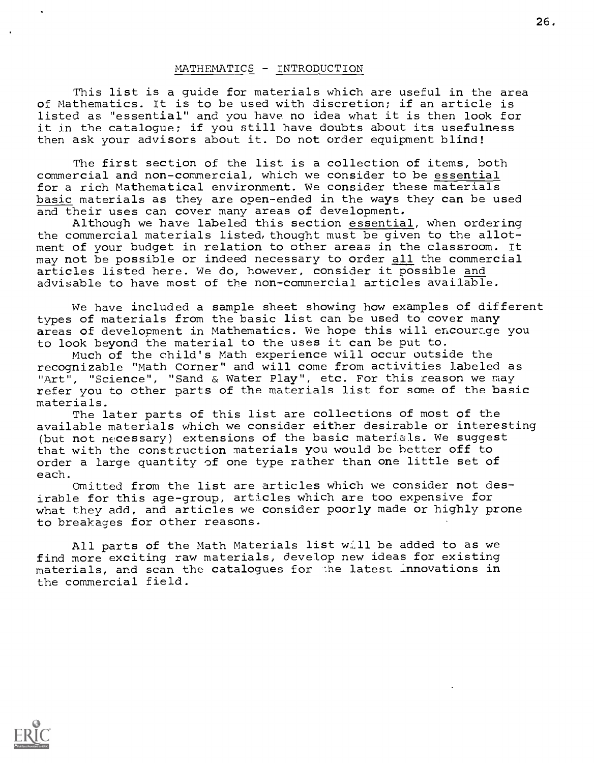## MATHEMATICS - INTRODUCTION

This list is a guide for materials which are useful in the area of Mathematics. It is to be used with discretion; if an article is listed as "essential" and you have no idea what it is then look for it in the catalogue; if you still have doubts about its usefulness then ask your advisors about it. Do not order equipment blind!

The first section of the list is a collection of items, both commercial and non-commercial, which we consider to be essential for a rich Mathematical environment. We consider these materials basic materials as they are open-ended in the ways they can be used and their uses can cover many areas of development.

Although we have labeled this section essential, when ordering the commercial materials listed, thought must be given to the allotment of your budget in relation to other areas in the classroom. It may not be possible or indeed necessary to order all the commercial articles listed here. We do, however, consider it possible and advisable to have most of the non-commercial articles available.

We have included a sample sheet showing how examples of different types of materials from the basic list can be used to cover many areas of development in Mathematics. We hope this will encourage you to look beyond the material to the uses it can be put to.

Much of the child's Math experience will occur outside the recognizable "Math Corner" and will come from activities labeled as "Art", "Science", "Sand & Water Play", etc. For this reason we may refer you to other parts of the materials list for some of the basic materials.

The later parts of this list are collections of most of the available materials which we consider either desirable or interesting (but not necessary) extensions of the basic materials. We suggest that with the construction materials you would be better off to order a large quantity of one type rather than one little set of each.

Omitted from the list are articles which we consider not desirable for this age-group, articles which are too expensive for what they add, and articles we consider poorly made or highly prone to breakages for other reasons.

All parts of the Math Materials list will be added to as we find more exciting raw materials, develop new ideas for existing materials, and scan the catalogues for the latest innovations in the commercial field.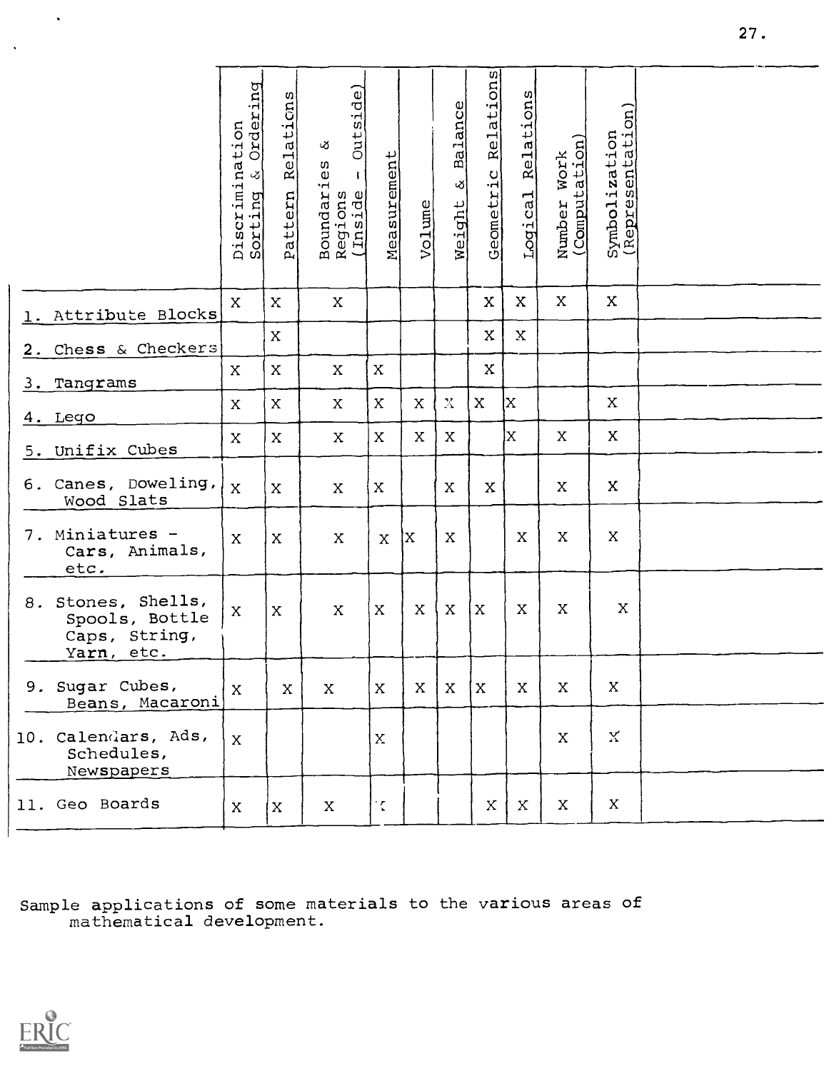| | Discrimination Sorting & Ordering | Pattern Relations | Boundaries & Regions (Inside - Outside) | Measurement | Volume | Weight & Balance | Geometric Relations | Logical Relations | Number Work (Computation) | Symbolization (Representation) |
|---|---|---|---|---|---|---|---|---|---|---|
| 1. Attribute Blocks | X | X | X | | | | X | X | X | X |
| 2. Chess & Checkers | | X | | | | | X | X | | |
| 3. Tangrams | X | X | X | X | | | X | | | |
| 4. Lego | X | X | X | X | X | X | X | X | | X |
| 5. Unifix Cubes | X | X | X | X | X | X | | X | X | X |
| 6. Canes, Doweling, Wood Slats | X | X | X | X | | X | X | | X | X |
| 7. Miniatures - Cars, Animals, etc. | X | X | X | X | X | X | | X | X | X |
| 8. Stones, Shells, Spools, Bottle Caps, String, Yarn, etc. | X | X | X | X | X | X | X | X | X | X |
| 9. Sugar Cubes, Beans, Macaroni | X | X | X | X | X | X | X | X | X | X |
| 10. Calendars, Ads, Schedules, Newspapers | X | | | X | | | | | X | X |
| 11. Geo Boards | X | X | X | X | | | X | X | X | X |

Sample applications of some materials to the various areas of mathematical development.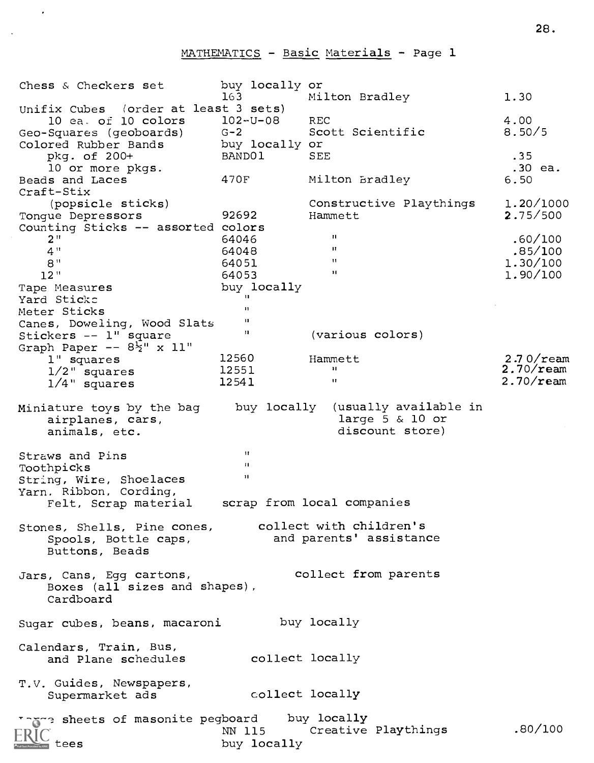## MATHEMATICS - Basic Materials - Page 1

| Item | Catalog No. | Source | Price |
|---|---|---|---|
| Chess & Checkers set | buy locally or 163 | Milton Bradley | 1.30 |
| Unifix Cubes (order at least 3 sets) | | | |
| 10 ea. of 10 colors | 102-U-08 | REC | 4.00 |
| Geo-Squares (geoboards) | G-2 | Scott Scientific | 8.50/5 |
| Colored Rubber Bands | buy locally or | | |
| pkg. of 200+ | BAND01 | SEE | .35 |
| 10 or more pkgs. | | | .30 ea. |
| Beads and Laces | 470F | Milton Bradley | 6.50 |
| Craft-Stix (popsicle sticks) | | Constructive Playthings | 1.20/1000 |
| Tongue Depressors | 92692 | Hammett | 2.75/500 |
| Counting Sticks -- assorted colors | | | |
| 2" | 64046 | " | .60/100 |
| 4" | 64048 | " | .85/100 |
| 8" | 64051 | " | 1.30/100 |
| 12" | 64053 | " | 1.90/100 |
| Tape Measures | buy locally | | |
| Yard Sticks | " | | |
| Meter Sticks | " | | |
| Canes, Doweling, Wood Slats | " | | |
| Stickers -- 1" square | " | (various colors) | |
| Graph Paper -- 8½" x 11" | | | |
| 1" squares | 12560 | Hammett | 2.70/ream |
| 1/2" squares | 12551 | " | 2.70/ream |
| 1/4" squares | 12541 | " | 2.70/ream |

Miniature toys by the bag airplanes, cars, animals, etc. — buy locally (usually available in large 5 & 10 or discount store)

Straws and Pins — "
Toothpicks — "
String, Wire, Shoelaces — "

Yarn, Ribbon, Cording, Felt, Scrap material — scrap from local companies

Stones, Shells, Pine cones, Spools, Bottle caps, Buttons, Beads — collect with children's and parents' assistance

Jars, Cans, Egg cartons, Boxes (all sizes and shapes), Cardboard — collect from parents

Sugar cubes, beans, macaroni — buy locally

Calendars, Train, Bus, and Plane schedules — collect locally

T.V. Guides, Newspapers, Supermarket ads — collect locally

| Item | Catalog No. | Source | Price |
|---|---|---|---|
| Large sheets of masonite pegboard | buy locally | | |
| | NN 115 | Creative Playthings | .80/100 |
| tees | buy locally | | |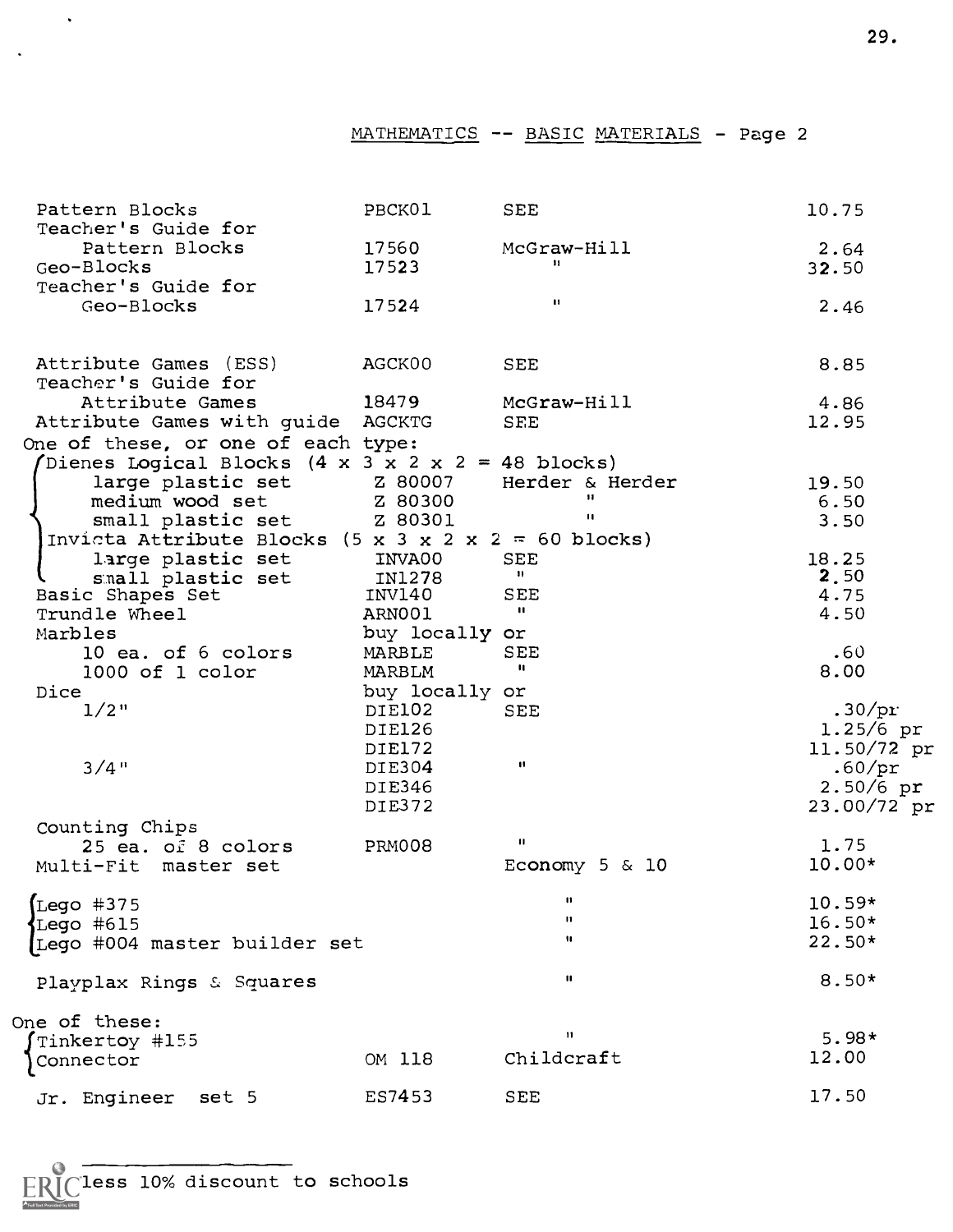## MATHEMATICS -- BASIC MATERIALS - Page 2

| Item | Code | Source | Price |
|---|---|---|---|
| Pattern Blocks | PBCK01 | SEE | 10.75 |
| Teacher's Guide for Pattern Blocks | 17560 | McGraw-Hill | 2.64 |
| Geo-Blocks | 17523 | " | 32.50 |
| Teacher's Guide for Geo-Blocks | 17524 | " | 2.46 |
| | | | |
| Attribute Games (ESS) | AGCK00 | SEE | 8.85 |
| Teacher's Guide for Attribute Games | 18479 | McGraw-Hill | 4.86 |
| Attribute Games with guide | AGCKTG | SEE | 12.95 |
| One of these, or one of each type: | | | |
| Dienes Logical Blocks (4 x 3 x 2 x 2 = 48 blocks) | | | |
| large plastic set | Z 80007 | Herder & Herder | 19.50 |
| medium wood set | Z 80300 | " | 6.50 |
| small plastic set | Z 80301 | " | 3.50 |
| Invicta Attribute Blocks (5 x 3 x 2 x 2 = 60 blocks) | | | |
| large plastic set | INVA00 | SEE | 18.25 |
| small plastic set | IN1278 | " | 2.50 |
| Basic Shapes Set | INV140 | SEE | 4.75 |
| Trundle Wheel | ARN001 | " | 4.50 |
| Marbles | buy locally or | | |
| 10 ea. of 6 colors | MARBLE | SEE | .60 |
| 1000 of 1 color | MARBLM | " | 8.00 |
| Dice | buy locally or | | |
| 1/2" | DIE102 | SEE | .30/pr |
| | DIE126 | | 1.25/6 pr |
| | DIE172 | | 11.50/72 pr |
| 3/4" | DIE304 | " | .60/pr |
| | DIE346 | | 2.50/6 pr |
| | DIE372 | | 23.00/72 pr |
| Counting Chips | | | |
| 25 ea. of 8 colors | PRM008 | " | 1.75 |
| Multi-Fit master set | | Economy 5 & 10 | 10.00* |
| | | | |
| Lego #375 | | " | 10.59* |
| Lego #615 | | " | 16.50* |
| Lego #004 master builder set | | " | 22.50* |
| | | | |
| Playplax Rings & Squares | | " | 8.50* |
| | | | |
| One of these: | | | |
| Tinkertoy #155 | | " | 5.98* |
| Connector | OM 118 | Childcraft | 12.00 |
| | | | |
| Jr. Engineer set 5 | ES7453 | SEE | 17.50 |

*less 10% discount to schools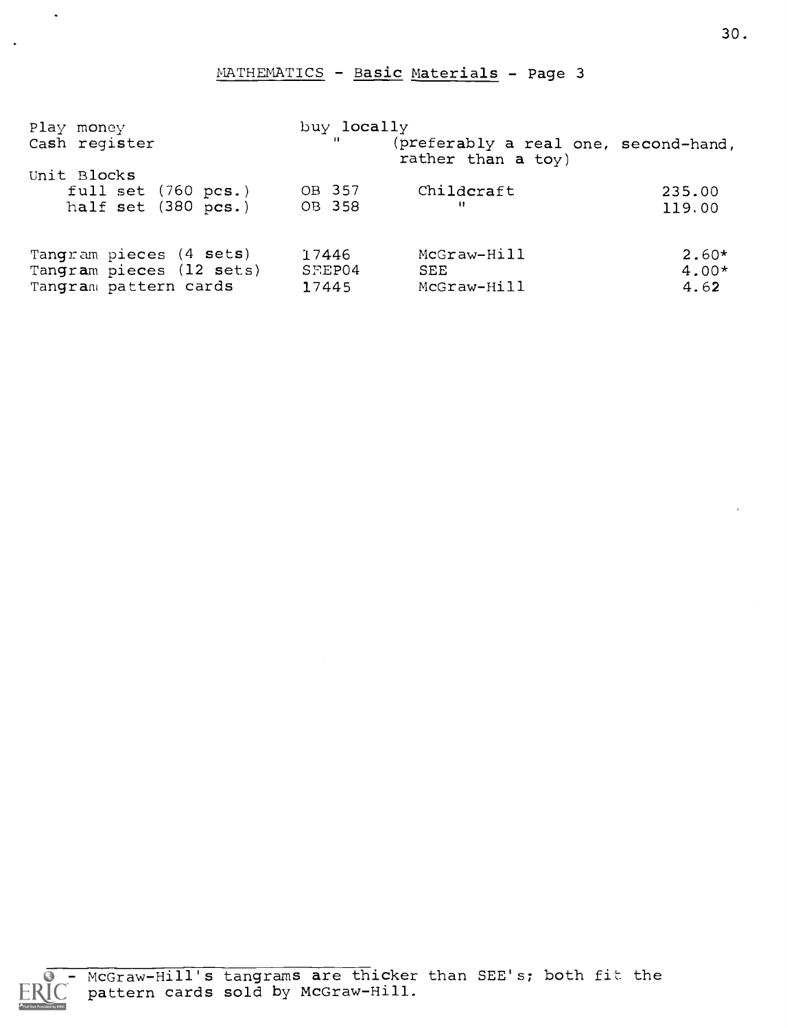## MATHEMATICS - Basic Materials - Page 3

| | | | |
|---|---|---|---|
| Play money | buy locally | | |
| Cash register | " | (preferably a real one, second-hand, rather than a toy) | |
| Unit Blocks | | | |
| full set (760 pcs.) | OB 357 | Childcraft | 235.00 |
| half set (380 pcs.) | OB 358 | " | 119.00 |
| Tangram pieces (4 sets) | 17446 | McGraw-Hill | 2.60* |
| Tangram pieces (12 sets) | SEEP04 | SEE | 4.00* |
| Tangram pattern cards | 17445 | McGraw-Hill | 4.62 |

* - McGraw-Hill's tangrams are thicker than SEE's; both fit the pattern cards sold by McGraw-Hill.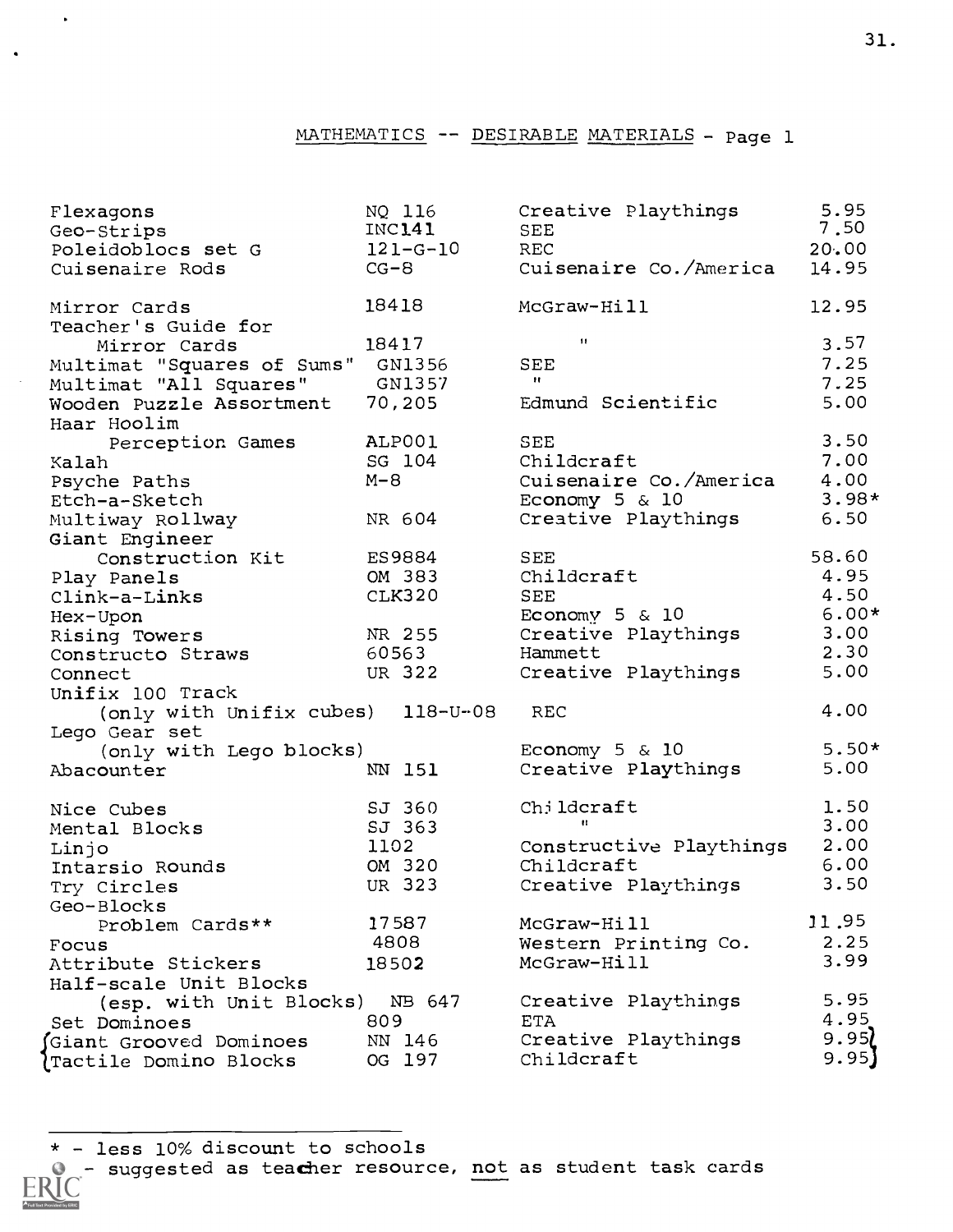## MATHEMATICS -- DESIRABLE MATERIALS - Page 1

| Item | Catalog No. | Source | Price |
|---|---|---|---|
| Flexagons | NQ 116 | Creative Playthings | 5.95 |
| Geo-Strips | INC141 | SEE | 7.50 |
| Poleidoblocs set G | 121-G-10 | REC | 20.00 |
| Cuisenaire Rods | CG-8 | Cuisenaire Co./America | 14.95 |
| Mirror Cards | 18418 | McGraw-Hill | 12.95 |
| Teacher's Guide for Mirror Cards | 18417 | " | 3.57 |
| Multimat "Squares of Sums" | GN1356 | SEE | 7.25 |
| Multimat "All Squares" | GN1357 | " | 7.25 |
| Wooden Puzzle Assortment | 70,205 | Edmund Scientific | 5.00 |
| Haar Hoolim Perception Games | ALP001 | SEE | 3.50 |
| Kalah | SG 104 | Childcraft | 7.00 |
| Psyche Paths | M-8 | Cuisenaire Co./America | 4.00 |
| Etch-a-Sketch | | Economy 5 & 10 | 3.98* |
| Multiway Rollway | NR 604 | Creative Playthings | 6.50 |
| Giant Engineer Construction Kit | ES9884 | SEE | 58.60 |
| Play Panels | OM 383 | Childcraft | 4.95 |
| Clink-a-Links | CLK320 | SEE | 4.50 |
| Hex-Upon | | Economy 5 & 10 | 6.00* |
| Rising Towers | NR 255 | Creative Playthings | 3.00 |
| Constructo Straws | 60563 | Hammett | 2.30 |
| Connect | UR 322 | Creative Playthings | 5.00 |
| Unifix 100 Track (only with Unifix cubes) | 118-U-08 | REC | 4.00 |
| Lego Gear set (only with Lego blocks) | | Economy 5 & 10 | 5.50* |
| Abacounter | NN 151 | Creative Playthings | 5.00 |
| Nice Cubes | SJ 360 | Childcraft | 1.50 |
| Mental Blocks | SJ 363 | " | 3.00 |
| Linjo | 1102 | Constructive Playthings | 2.00 |
| Intarsio Rounds | OM 320 | Childcraft | 6.00 |
| Try Circles | UR 323 | Creative Playthings | 3.50 |
| Geo-Blocks Problem Cards** | 17587 | McGraw-Hill | 11.95 |
| Focus | 4808 | Western Printing Co. | 2.25 |
| Attribute Stickers | 18502 | McGraw-Hill | 3.99 |
| Half-scale Unit Blocks (esp. with Unit Blocks) | NB 647 | Creative Playthings | 5.95 |
| Set Dominoes | 809 | ETA | 4.95 |
| {Giant Grooved Dominoes | NN 146 | Creative Playthings | 9.95} |
| {Tactile Domino Blocks | OG 197 | Childcraft | 9.95} |

\* - less 10% discount to schools

** - suggested as teacher resource, not as student task cards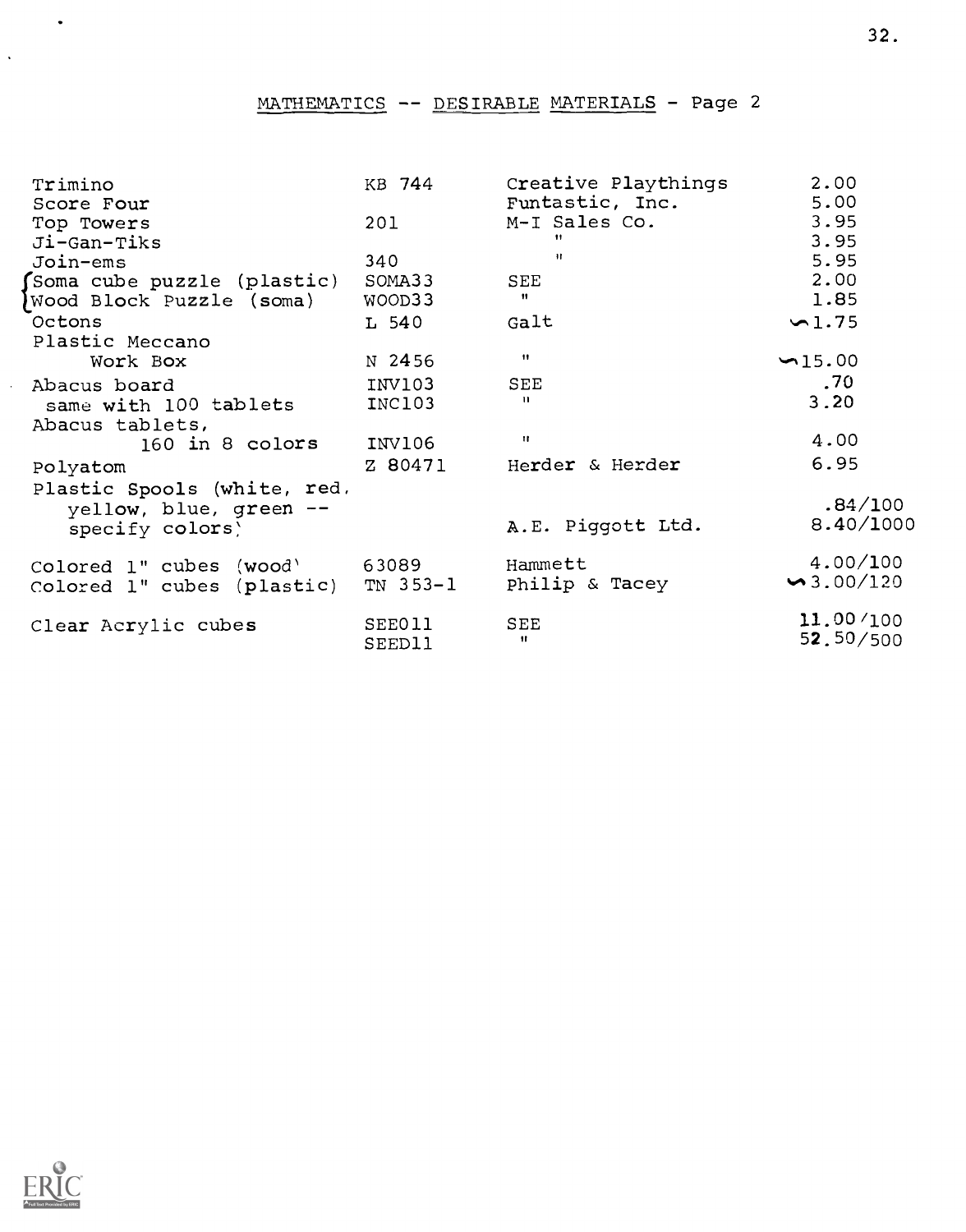MATHEMATICS -- DESIRABLE MATERIALS - Page 2

| | | | |
|---|---|---|---|
| Trimino | KB 744 | Creative Playthings | 2.00 |
| Score Four | | Funtastic, Inc. | 5.00 |
| Top Towers | 201 | M-I Sales Co. | 3.95 |
| Ji-Gan-Tiks | | " | 3.95 |
| Join-ems | 340 | " | 5.95 |
| {Soma cube puzzle (plastic) | SOMA33 | SEE | 2.00 |
| {Wood Block Puzzle (soma) | WOOD33 | " | 1.85 |
| Octons | L 540 | Galt | ~1.75 |
| Plastic Meccano Work Box | N 2456 | " | ~15.00 |
| Abacus board | INV103 | SEE | .70 |
| same with 100 tablets | INC103 | " | 3.20 |
| Abacus tablets, 160 in 8 colors | INV106 | " | 4.00 |
| Polyatom | Z 80471 | Herder & Herder | 6.95 |
| Plastic Spools (white, red, yellow, blue, green -- specify colors) | | A.E. Piggott Ltd. | .84/100 8.40/1000 |
| Colored 1" cubes (wood) | 63089 | Hammett | 4.00/100 |
| Colored 1" cubes (plastic) | TN 353-1 | Philip & Tacey | ~3.00/120 |
| Clear Acrylic cubes | SEE011 | SEE | 11.00/100 |
| | SEED11 | " | 52.50/500 |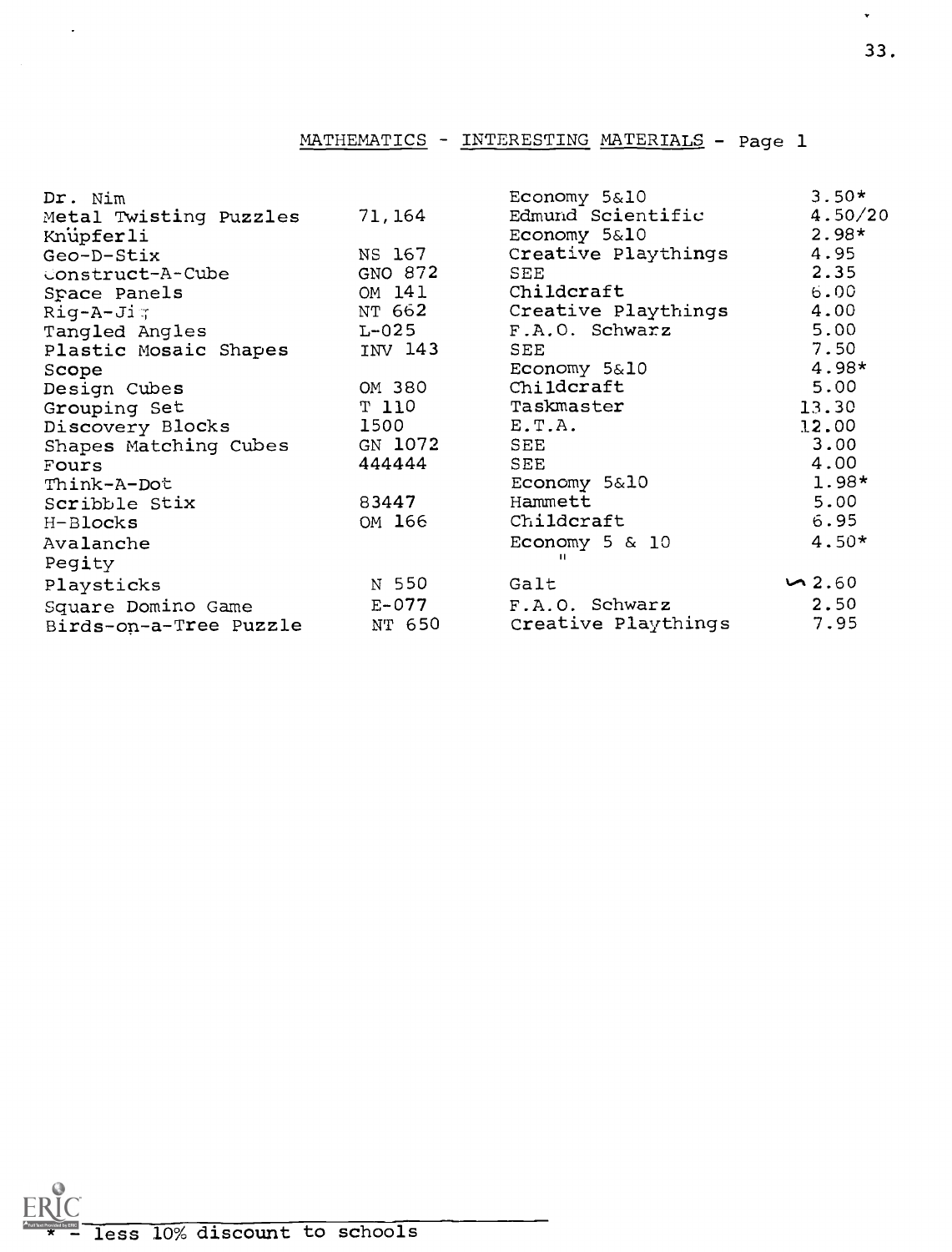## MATHEMATICS - INTERESTING MATERIALS - Page 1

| | | | |
|---|---|---|---|
| Dr. Nim | | Economy 5&10 | 3.50* |
| Metal Twisting Puzzles | 71,164 | Edmund Scientific | 4.50/20 |
| Knüpferli | | Economy 5&10 | 2.98* |
| Geo-D-Stix | NS 167 | Creative Playthings | 4.95 |
| Construct-A-Cube | GNO 872 | SEE | 2.35 |
| Space Panels | OM 141 | Childcraft | 6.00 |
| Rig-A-Jig | NT 662 | Creative Playthings | 4.00 |
| Tangled Angles | L-025 | F.A.O. Schwarz | 5.00 |
| Plastic Mosaic Shapes | INV 143 | SEE | 7.50 |
| Scope | | Economy 5&10 | 4.98* |
| Design Cubes | OM 380 | Childcraft | 5.00 |
| Grouping Set | T 110 | Taskmaster | 13.30 |
| Discovery Blocks | 1500 | E.T.A. | 12.00 |
| Shapes Matching Cubes | GN 1072 | SEE | 3.00 |
| Fours | 444444 | SEE | 4.00 |
| Think-A-Dot | | Economy 5&10 | 1.98* |
| Scribble Stix | 83447 | Hammett | 5.00 |
| H-Blocks | OM 166 | Childcraft | 6.95 |
| Avalanche | | Economy 5 & 10 | 4.50* |
| Pegity | | " | |
| Playsticks | N 550 | Galt | ~2.60 |
| Square Domino Game | E-077 | F.A.O. Schwarz | 2.50 |
| Birds-on-a-Tree Puzzle | NT 650 | Creative Playthings | 7.95 |

* - less 10% discount to schools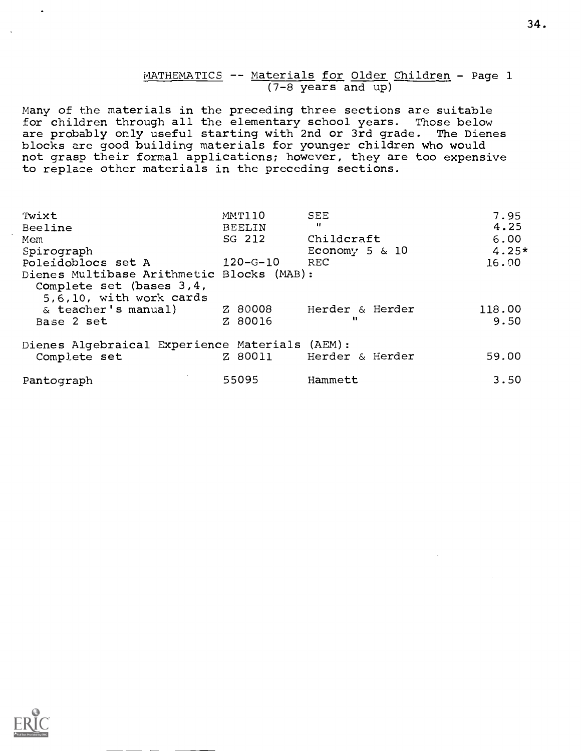## MATHEMATICS -- Materials for Older Children - Page 1
(7-8 years and up)

Many of the materials in the preceding three sections are suitable for children through all the elementary school years. Those below are probably only useful starting with 2nd or 3rd grade. The Dienes blocks are good building materials for younger children who would not grasp their formal applications; however, they are too expensive to replace other materials in the preceding sections.

| | | | |
|---|---|---|---|
| Twixt | MMT110 | SEE | 7.95 |
| Beeline | BEELIN | " | 4.25 |
| Mem | SG 212 | Childcraft | 6.00 |
| Spirograph | | Economy 5 & 10 | 4.25* |
| Poleidoblocs set A | 120-G-10 | REC | 16.00 |
| Dienes Multibase Arithmetic Blocks (MAB): | | | |
| Complete set (bases 3,4, 5,6,10, with work cards & teacher's manual) | Z 80008 | Herder & Herder | 118.00 |
| Base 2 set | Z 80016 | " | 9.50 |
| Dienes Algebraical Experience Materials (AEM): | | | |
| Complete set | Z 80011 | Herder & Herder | 59.00 |
| Pantograph | 55095 | Hammett | 3.50 |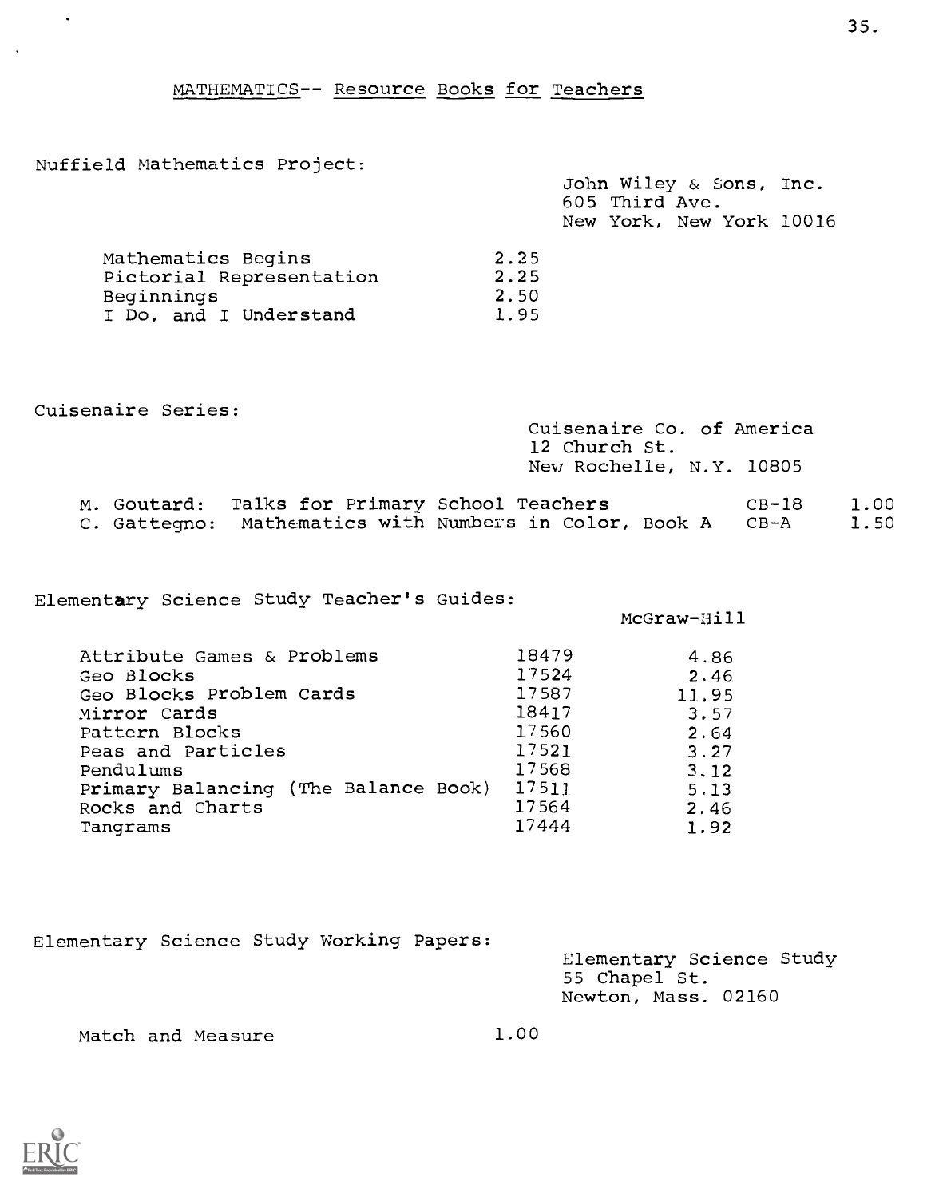## MATHEMATICS-- Resource Books for Teachers

### Nuffield Mathematics Project:

John Wiley & Sons, Inc.
605 Third Ave.
New York, New York 10016

| Title | Price |
|---|---|
| Mathematics Begins | 2.25 |
| Pictorial Representation | 2.25 |
| Beginnings | 2.50 |
| I Do, and I Understand | 1.95 |

### Cuisenaire Series:

Cuisenaire Co. of America
12 Church St.
New Rochelle, N.Y. 10805

| Author | Title | No. | Price |
|---|---|---|---|
| M. Goutard: | Talks for Primary School Teachers | CB-18 | 1.00 |
| C. Gattegno: | Mathematics with Numbers in Color, Book A | CB-A | 1.50 |

### Elementary Science Study Teacher's Guides:

McGraw-Hill

| Title | No. | Price |
|---|---|---|
| Attribute Games & Problems | 18479 | 4.86 |
| Geo Blocks | 17524 | 2.46 |
| Geo Blocks Problem Cards | 17587 | 11.95 |
| Mirror Cards | 18417 | 3.57 |
| Pattern Blocks | 17560 | 2.64 |
| Peas and Particles | 17521 | 3.27 |
| Pendulums | 17568 | 3.12 |
| Primary Balancing (The Balance Book) | 17511 | 5.13 |
| Rocks and Charts | 17564 | 2.46 |
| Tangrams | 17444 | 1.92 |

### Elementary Science Study Working Papers:

Elementary Science Study
55 Chapel St.
Newton, Mass. 02160

| Title | Price |
|---|---|
| Match and Measure | 1.00 |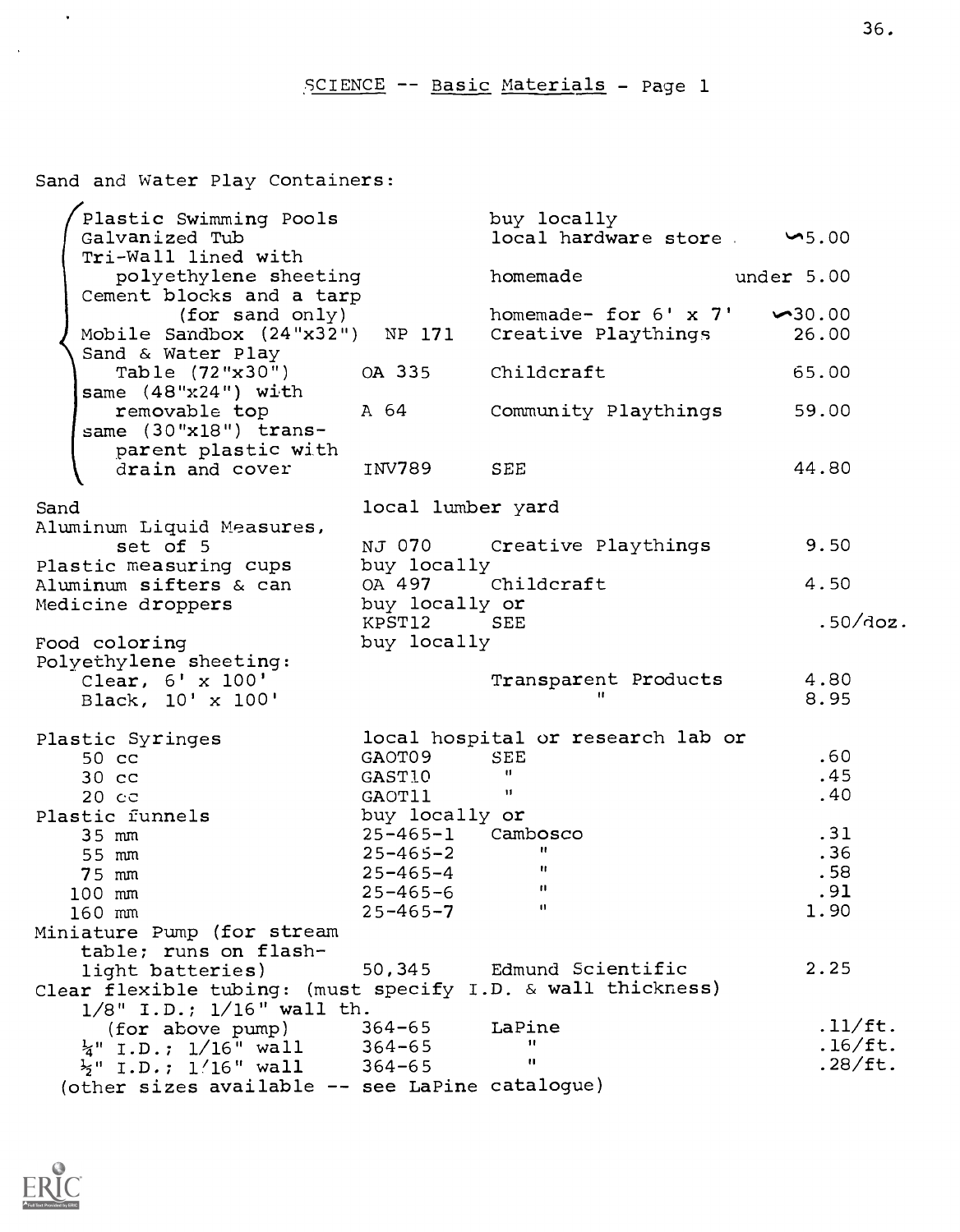# SCIENCE -- Basic Materials - Page 1

Sand and Water Play Containers:

| Item | Catalog No. | Source | Price |
|---|---|---|---|
| Plastic Swimming Pools | | buy locally | |
| Galvanized Tub | | local hardware store | ~5.00 |
| Tri-Wall lined with polyethylene sheeting | | homemade | under 5.00 |
| Cement blocks and a tarp (for sand only) | | homemade- for 6' x 7' | ~30.00 |
| Mobile Sandbox (24"x32") | NP 171 | Creative Playthings | 26.00 |
| Sand & Water Play Table (72"x30") | OA 335 | Childcraft | 65.00 |
| same (48"x24") with removable top | A 64 | Community Playthings | 59.00 |
| same (30"x18") transparent plastic with drain and cover | INV789 | SEE | 44.80 |
| Sand | local lumber yard | | |
| Aluminum Liquid Measures, set of 5 | NJ 070 | Creative Playthings | 9.50 |
| Plastic measuring cups | buy locally | | |
| Aluminum sifters & can | OA 497 | Childcraft | 4.50 |
| Medicine droppers | buy locally or KPST12 | SEE | .50/doz. |
| Food coloring | buy locally | | |
| Polyethylene sheeting: | | | |
| Clear, 6' x 100' | | Transparent Products | 4.80 |
| Black, 10' x 100' | | " | 8.95 |
| Plastic Syringes | local hospital or research lab or | | |
| 50 cc | GAOT09 | SEE | .60 |
| 30 cc | GAST10 | " | .45 |
| 20 cc | GAOT11 | " | .40 |
| Plastic funnels | buy locally or | | |
| 35 mm | 25-465-1 | Cambosco | .31 |
| 55 mm | 25-465-2 | " | .36 |
| 75 mm | 25-465-4 | " | .58 |
| 100 mm | 25-465-6 | " | .91 |
| 160 mm | 25-465-7 | " | 1.90 |
| Miniature Pump (for stream table; runs on flashlight batteries) | 50,345 | Edmund Scientific | 2.25 |
| Clear flexible tubing: (must specify I.D. & wall thickness) | | | |
| 1/8" I.D.; 1/16" wall th. (for above pump) | 364-65 | LaPine | .11/ft. |
| ¼" I.D.; 1/16" wall | 364-65 | " | .16/ft. |
| ½" I.D.; 1/16" wall | 364-65 | " | .28/ft. |

(other sizes available -- see LaPine catalogue)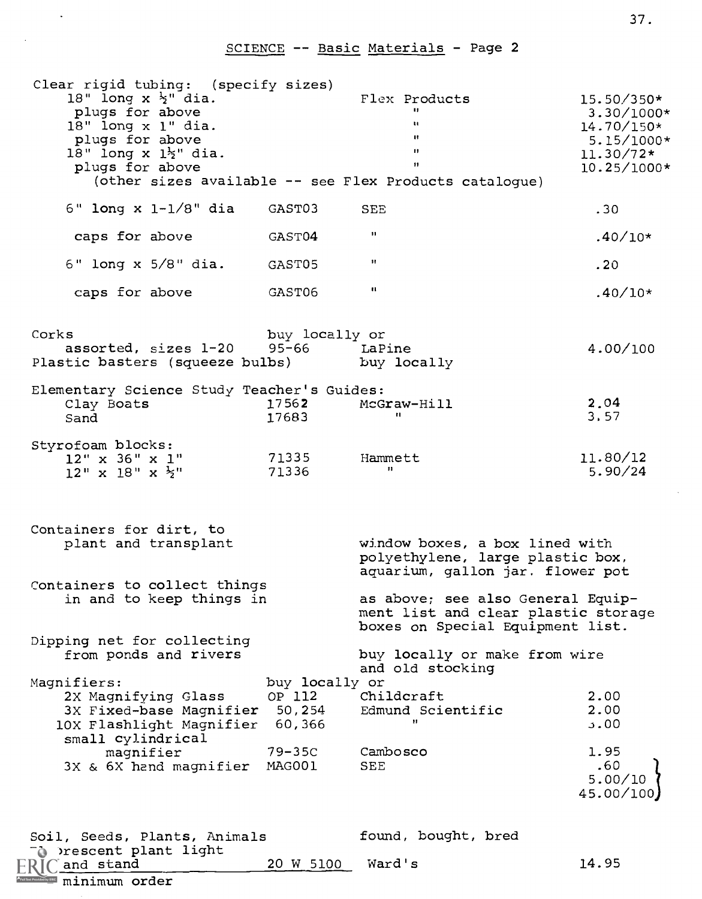## SCIENCE -- Basic Materials - Page 2

| Item | Catalog No. | Source | Price |
|---|---|---|---|
| Clear rigid tubing: (specify sizes) | | | |
| 18" long x ½" dia. | | Flex Products | 15.50/350* |
| plugs for above | | " | 3.30/1000* |
| 18" long x 1" dia. | | " | 14.70/150* |
| plugs for above | | " | 5.15/1000* |
| 18" long x 1½" dia. | | " | 11.30/72* |
| plugs for above | | " | 10.25/1000* |
| (other sizes available -- see Flex Products catalogue) | | | |
| 6" long x 1-1/8" dia | GAST03 | SEE | .30 |
| caps for above | GAST04 | " | .40/10* |
| 6" long x 5/8" dia. | GAST05 | " | .20 |
| caps for above | GAST06 | " | .40/10* |
| Corks | buy locally or | | |
| assorted, sizes 1-20 | 95-66 | LaPine | 4.00/100 |
| Plastic basters (squeeze bulbs) | | buy locally | |
| Elementary Science Study Teacher's Guides: | | | |
| Clay Boats | 17562 | McGraw-Hill | 2.04 |
| Sand | 17683 | " | 3.57 |
| Styrofoam blocks: | | | |
| 12" x 36" x 1" | 71335 | Hammett | 11.80/12 |
| 12" x 18" x ½" | 71336 | " | 5.90/24 |
| Containers for dirt, to plant and transplant | | window boxes, a box lined with polyethylene, large plastic box, aquarium, gallon jar. flower pot | |
| Containers to collect things in and to keep things in | | as above; see also General Equipment list and clear plastic storage boxes on Special Equipment list. | |
| Dipping net for collecting from ponds and rivers | | buy locally or make from wire and old stocking | |
| Magnifiers: | buy locally or | | |
| 2X Magnifying Glass | OP 112 | Childcraft | 2.00 |
| 3X Fixed-base Magnifier | 50,254 | Edmund Scientific | 2.00 |
| 10X Flashlight Magnifier | 60,366 | " | 3.00 |
| small cylindrical magnifier | 79-35C | Cambosco | 1.95 |
| 3X & 6X hand magnifier | MAG001 | SEE | .60 / 5.00/10 / 45.00/100 |
| Soil, Seeds, Plants, Animals | | found, bought, bred | |
| Fluorescent plant light and stand | 20 W 5100 | Ward's | 14.95 |

\* minimum order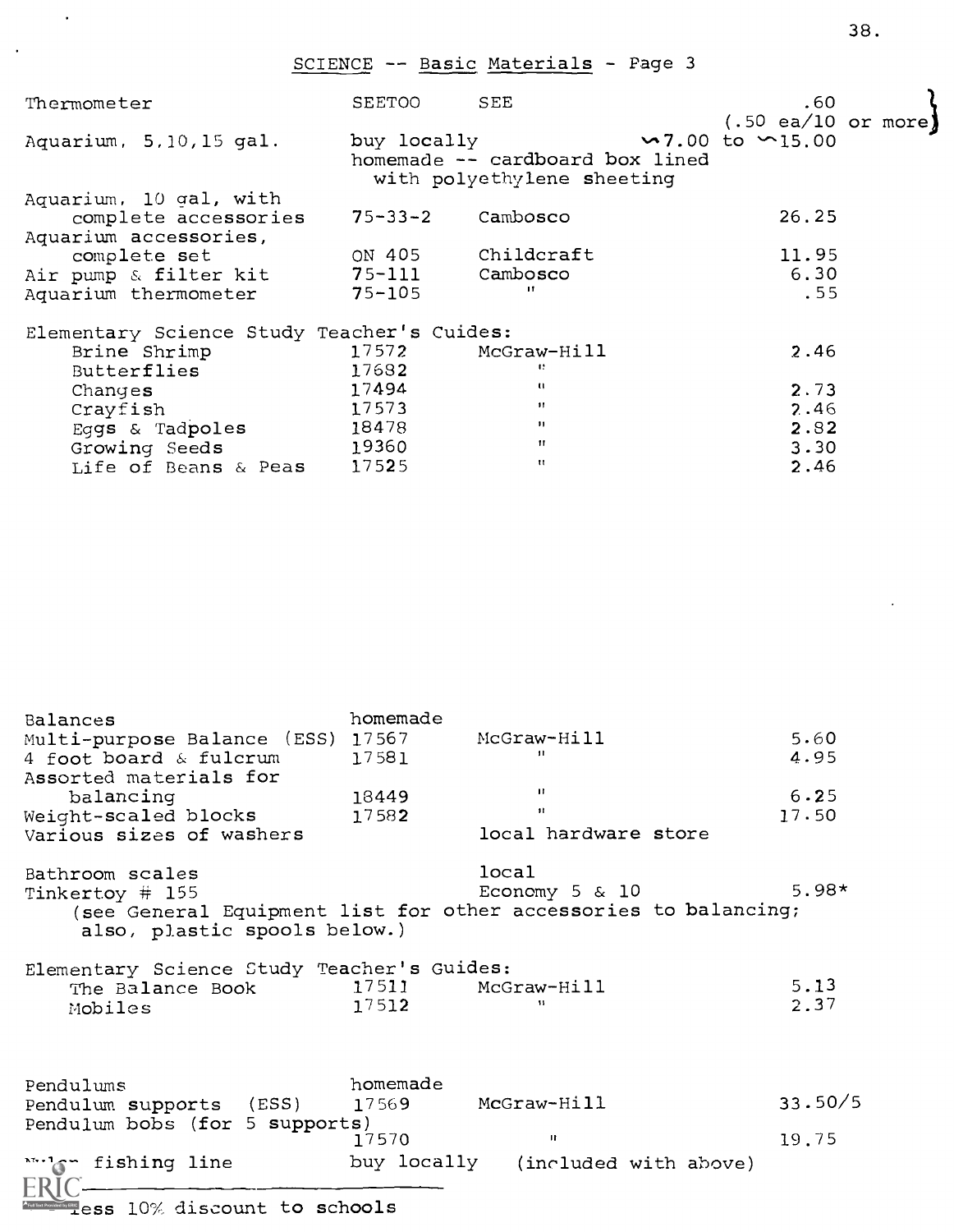SCIENCE -- Basic Materials - Page 3

| Item | Source/No. | Supplier | Price |
|---|---|---|---|
| Thermometer | SEETOO | SEE | .60 (.50 ea/10 or more) |
| Aquarium, 5,10,15 gal. | buy locally | | ~7.00 to ~15.00 |
| | homemade -- cardboard box lined with polyethylene sheeting | | |
| Aquarium, 10 gal, with complete accessories | 75-33-2 | Cambosco | 26.25 |
| Aquarium accessories, complete set | ON 405 | Childcraft | 11.95 |
| Air pump & filter kit | 75-111 | Cambosco | 6.30 |
| Aquarium thermometer | 75-105 | " | .55 |
| **Elementary Science Study Teacher's Guides:** | | | |
| Brine Shrimp | 17572 | McGraw-Hill | 2.46 |
| Butterflies | 17682 | " | |
| Changes | 17494 | " | 2.73 |
| Crayfish | 17573 | " | 2.46 |
| Eggs & Tadpoles | 18478 | " | 2.82 |
| Growing Seeds | 19360 | " | 3.30 |
| Life of Beans & Peas | 17525 | " | 2.46 |

| Item | Source/No. | Supplier | Price |
|---|---|---|---|
| Balances | homemade | | |
| Multi-purpose Balance (ESS) | 17567 | McGraw-Hill | 5.60 |
| 4 foot board & fulcrum | 17581 | " | 4.95 |
| Assorted materials for balancing | 18449 | " | 6.25 |
| Weight-scaled blocks | 17582 | " | 17.50 |
| Various sizes of washers | | local hardware store | |
| Bathroom scales | | local | |
| Tinkertoy # 155 | | Economy 5 & 10 | 5.98* |

(see General Equipment list for other accessories to balancing; also, plastic spools below.)

| Item | Source/No. | Supplier | Price |
|---|---|---|---|
| **Elementary Science Study Teacher's Guides:** | | | |
| The Balance Book | 17511 | McGraw-Hill | 5.13 |
| Mobiles | 17512 | " | 2.37 |

| Item | Source/No. | Supplier | Price |
|---|---|---|---|
| Pendulums | homemade | | |
| Pendulum supports (ESS) | 17569 | McGraw-Hill | 33.50/5 |
| Pendulum bobs (for 5 supports) | 17570 | " | 19.75 |
| Nylon fishing line | buy locally | (included with above) | |

\* less 10% discount to schools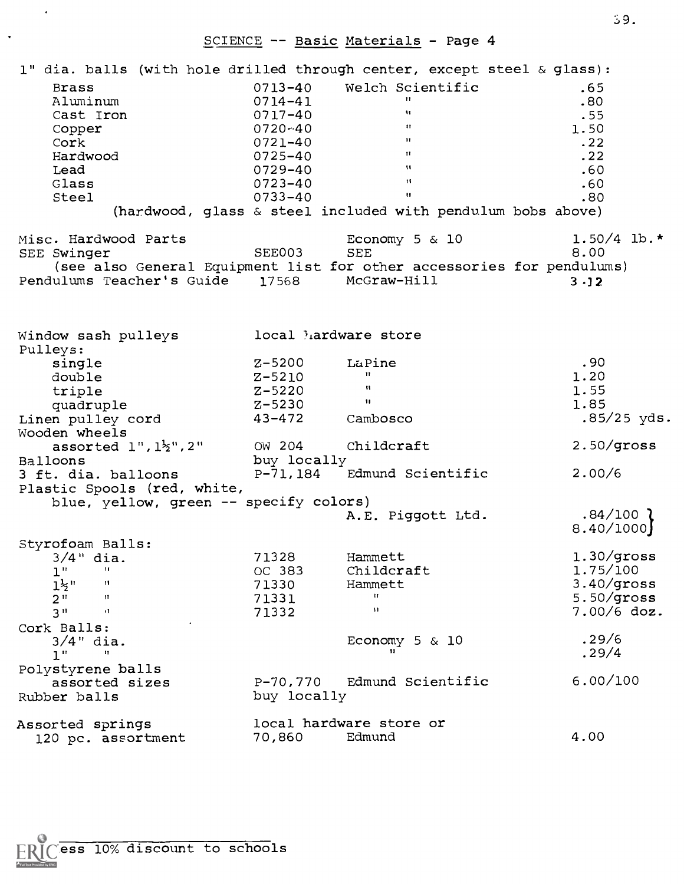## SCIENCE -- Basic Materials - Page 4

1" dia. balls (with hole drilled through center, except steel & glass):

| Item | Catalog No. | Supplier | Price |
|---|---|---|---|
| Brass | 0713-40 | Welch Scientific | .65 |
| Aluminum | 0714-41 | " | .80 |
| Cast Iron | 0717-40 | " | .55 |
| Copper | 0720-40 | " | 1.50 |
| Cork | 0721-40 | " | .22 |
| Hardwood | 0725-40 | " | .22 |
| Lead | 0729-40 | " | .60 |
| Glass | 0723-40 | " | .60 |
| Steel | 0733-40 | " | .80 |

(hardwood, glass & steel included with pendulum bobs above)

| Item | Catalog No. | Supplier | Price |
|---|---|---|---|
| Misc. Hardwood Parts | | Economy 5 & 10 | 1.50/4 lb.* |
| SEE Swinger | SEE003 | SEE | 8.00 |

(see also General Equipment list for other accessories for pendulums)

| Item | Catalog No. | Supplier | Price |
|---|---|---|---|
| Pendulums Teacher's Guide | 17568 | McGraw-Hill | 3.12 |

| Item | Catalog No. | Supplier | Price |
|---|---|---|---|
| Window sash pulleys | local hardware store | | |
| Pulleys: | | | |
| single | Z-5200 | LaPine | .90 |
| double | Z-5210 | " | 1.20 |
| triple | Z-5220 | " | 1.55 |
| quadruple | Z-5230 | " | 1.85 |
| Linen pulley cord | 43-472 | Cambosco | .85/25 yds. |
| Wooden wheels assorted 1", 1½", 2" | OW 204 | Childcraft | 2.50/gross |
| Balloons | buy locally | | |
| 3 ft. dia. balloons | P-71,184 | Edmund Scientific | 2.00/6 |
| Plastic Spools (red, white, blue, yellow, green -- specify colors) | | A.E. Piggott Ltd. | .84/100; 8.40/1000 |
| Styrofoam Balls: | | | |
| 3/4" dia. | 71328 | Hammett | 1.30/gross |
| 1" " | OC 383 | Childcraft | 1.75/100 |
| 1½" " | 71330 | Hammett | 3.40/gross |
| 2" " | 71331 | " | 5.50/gross |
| 3" " | 71332 | " | 7.00/6 doz. |
| Cork Balls: | | | |
| 3/4" dia. | | Economy 5 & 10 | .29/6 |
| 1" " | | " | .29/4 |
| Polystyrene balls assorted sizes | P-70,770 | Edmund Scientific | 6.00/100 |
| Rubber balls | buy locally | | |
| Assorted springs | local hardware store or | | |
| 120 pc. assortment | 70,860 | Edmund | 4.00 |

*Less 10% discount to schools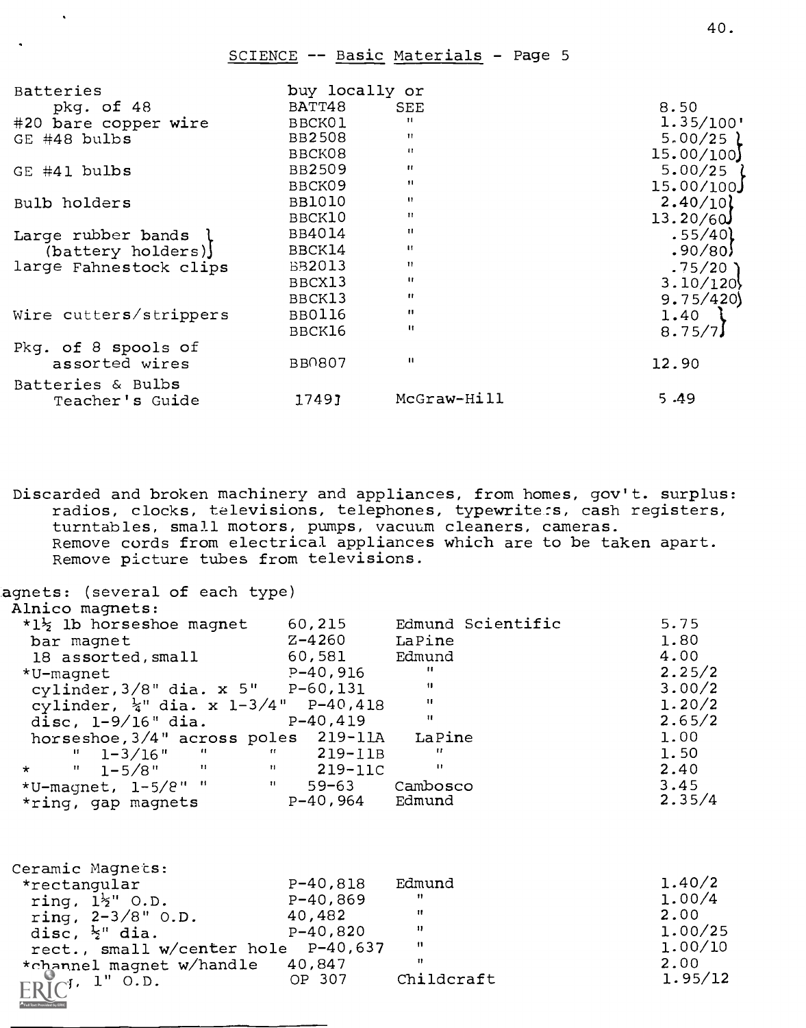## SCIENCE -- Basic Materials - Page 5

| | | | |
|---|---|---|---|
| Batteries | buy locally or | | |
| pkg. of 48 | BATT48 | SEE | 8.50 |
| #20 bare copper wire | BBCK01 | " | 1.35/100' |
| GE #48 bulbs | BB2508 | " | 5.00/25 |
| | BBCK08 | " | 15.00/100 |
| GE #41 bulbs | BB2509 | " | 5.00/25 |
| | BBCK09 | " | 15.00/100 |
| Bulb holders | BB1010 | " | 2.40/10 |
| | BBCK10 | " | 13.20/60 |
| Large rubber bands (battery holders) | BB4014 | " | .55/40 |
| | BBCK14 | " | .90/80 |
| large Fahnestock clips | BB2013 | " | .75/20 |
| | BBCX13 | " | 3.10/120 |
| | BBCK13 | " | 9.75/420 |
| Wire cutters/strippers | BB0116 | " | 1.40 |
| | BBCK16 | " | 8.75/7 |
| Pkg. of 8 spools of assorted wires | BB0807 | " | 12.90 |
| Batteries & Bulbs Teacher's Guide | 17491 | McGraw-Hill | 5.49 |

Discarded and broken machinery and appliances, from homes, gov't. surplus: radios, clocks, televisions, telephones, typewriters, cash registers, turntables, small motors, pumps, vacuum cleaners, cameras.
Remove cords from electrical appliances which are to be taken apart.
Remove picture tubes from televisions.

Magnets: (several of each type)

| | | | |
|---|---|---|---|
| **Alnico magnets:** | | | |
| *1½ lb horseshoe magnet | 60,215 | Edmund Scientific | 5.75 |
| bar magnet | Z-4260 | LaPine | 1.80 |
| 18 assorted, small | 60,581 | Edmund | 4.00 |
| *U-magnet | P-40,916 | " | 2.25/2 |
| cylinder, 3/8" dia. x 5" | P-60,131 | " | 3.00/2 |
| cylinder, ¼" dia. x 1-3/4" | P-40,418 | " | 1.20/2 |
| disc, 1-9/16" dia. | P-40,419 | " | 2.65/2 |
| horseshoe, 3/4" across poles | 219-11A | LaPine | 1.00 |
| " 1-3/16" " " | 219-11B | " | 1.50 |
| * " 1-5/8" " " | 219-11C | " | 2.40 |
| *U-magnet, 1-5/8" " " | 59-63 | Cambosco | 3.45 |
| *ring, gap magnets | P-40,964 | Edmund | 2.35/4 |
| **Ceramic Magnets:** | | | |
| *rectangular | P-40,818 | Edmund | 1.40/2 |
| ring, 1½" O.D. | P-40,869 | " | 1.00/4 |
| ring, 2-3/8" O.D. | 40,482 | " | 2.00 |
| disc, ½" dia. | P-40,820 | " | 1.00/25 |
| rect., small w/center hole | P-40,637 | " | 1.00/10 |
| *channel magnet w/handle | 40,847 | " | 2.00 |
| ring, 1" O.D. | OP 307 | Childcraft | 1.95/12 |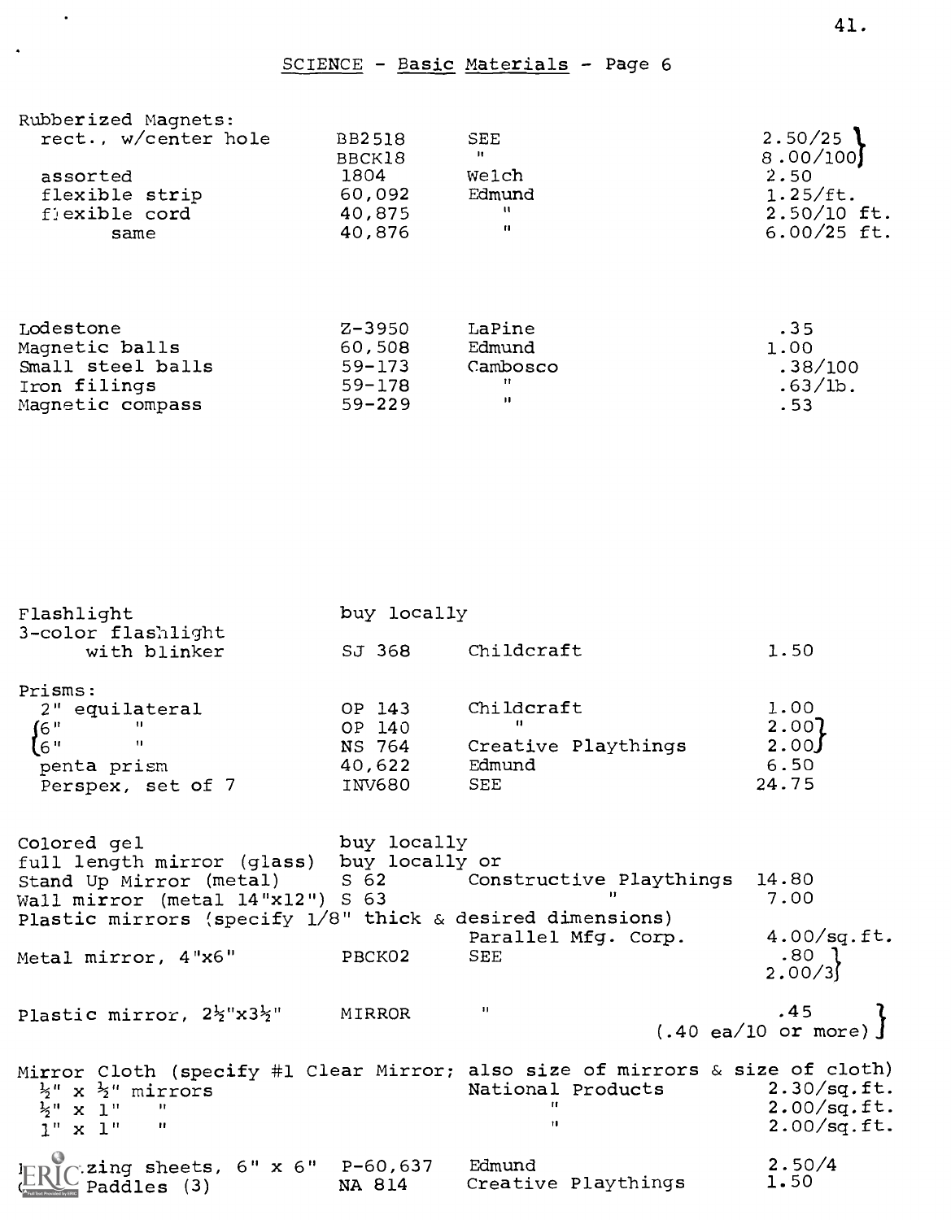## SCIENCE - Basic Materials - Page 6

| Item | Catalog No. | Supplier | Price |
|---|---|---|---|
| Rubberized Magnets: | | | |
| rect., w/center hole | BB2518 | SEE | 2.50/25 |
| | BBCK18 | " | 8.00/100 |
| assorted | 1804 | Welch | 2.50 |
| flexible strip | 60,092 | Edmund | 1.25/ft. |
| flexible cord | 40,875 | " | 2.50/10 ft. |
| same | 40,876 | " | 6.00/25 ft. |
| Lodestone | Z-3950 | LaPine | .35 |
| Magnetic balls | 60,508 | Edmund | 1.00 |
| Small steel balls | 59-173 | Cambosco | .38/100 |
| Iron filings | 59-178 | " | .63/lb. |
| Magnetic compass | 59-229 | " | .53 |
| Flashlight | buy locally | | |
| 3-color flashlight with blinker | SJ 368 | Childcraft | 1.50 |
| Prisms: | | | |
| 2" equilateral | OP 143 | Childcraft | 1.00 |
| 6" " | OP 140 | " | 2.00 |
| 6" " | NS 764 | Creative Playthings | 2.00 |
| penta prism | 40,622 | Edmund | 6.50 |
| Perspex, set of 7 | INV680 | SEE | 24.75 |
| Colored gel | buy locally | | |
| full length mirror (glass) | buy locally or | | |
| Stand Up Mirror (metal) | S 62 | Constructive Playthings | 14.80 |
| Wall mirror (metal 14"x12") | S 63 | " | 7.00 |
| Plastic mirrors (specify 1/8" thick & desired dimensions) | | Parallel Mfg. Corp. | 4.00/sq.ft. |
| Metal mirror, 4"x6" | PBCK02 | SEE | .80 / 2.00/3 |
| Plastic mirror, 2½"x3½" | MIRROR | " | .45 (.40 ea/10 or more) |
| Mirror Cloth (specify #1 Clear Mirror; also size of mirrors & size of cloth) | | | |
| ½" x ½" mirrors | | National Products | 2.30/sq.ft. |
| ½" x 1" " | | " | 2.00/sq.ft. |
| 1" x 1" " | | " | 2.00/sq.ft. |
| ...zing sheets, 6" x 6" | P-60,637 | Edmund | 2.50/4 |
| ... Paddles (3) | NA 814 | Creative Playthings | 1.50 |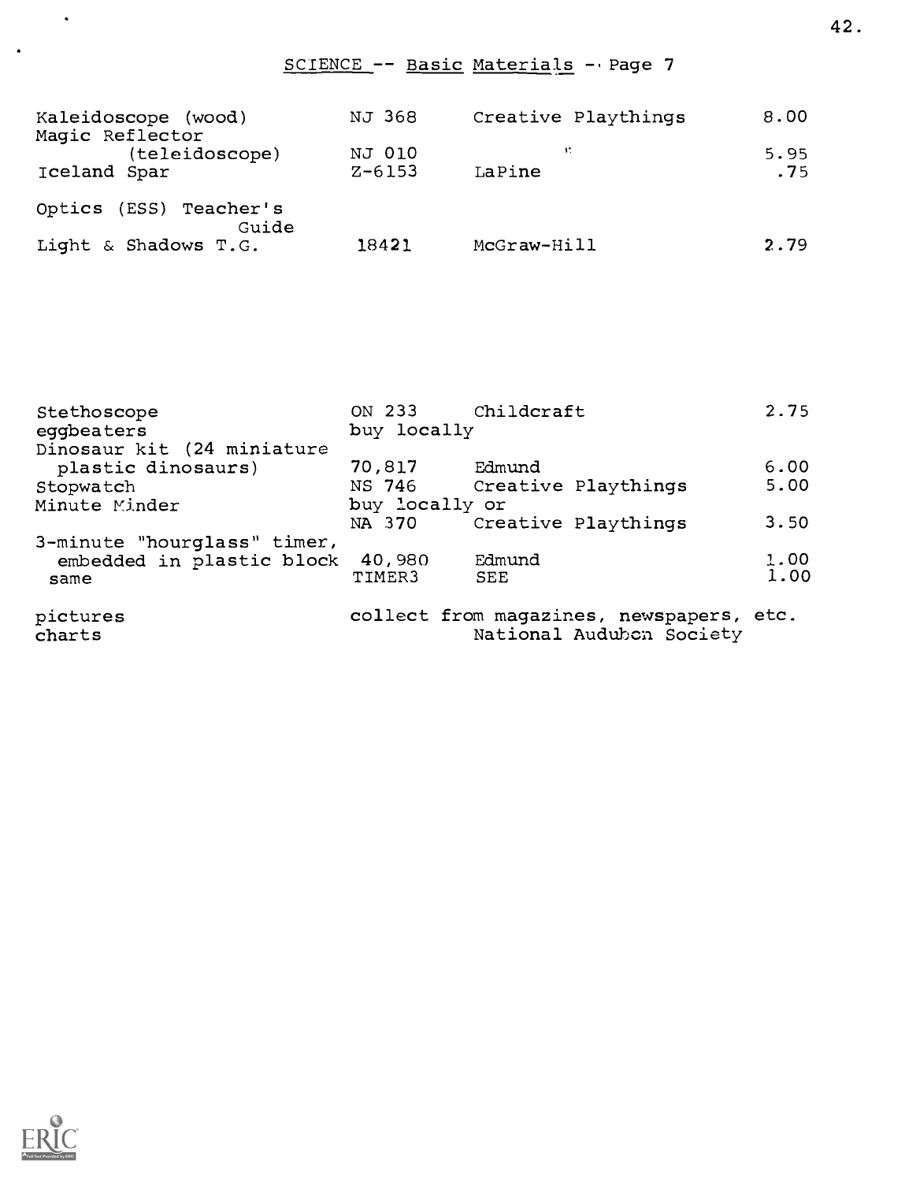## SCIENCE -- Basic Materials - Page 7

| Item | Catalog No. | Source | Price |
|---|---|---|---|
| Kaleidoscope (wood) | NJ 368 | Creative Playthings | 8.00 |
| Magic Reflector (teleidoscope) | NJ 010 | " | 5.95 |
| Iceland Spar | Z-6153 | LaPine | .75 |
| Optics (ESS) Teacher's Guide | | | |
| Light & Shadows T.G. | 18421 | McGraw-Hill | 2.79 |

| Item | Catalog No. | Source | Price |
|---|---|---|---|
| Stethoscope | ON 233 | Childcraft | 2.75 |
| eggbeaters | buy locally | | |
| Dinosaur kit (24 miniature plastic dinosaurs) | 70,817 | Edmund | 6.00 |
| Stopwatch | NS 746 | Creative Playthings | 5.00 |
| Minute Minder | buy locally or NA 370 | Creative Playthings | 3.50 |
| 3-minute "hourglass" timer, embedded in plastic block | 40,980 | Edmund | 1.00 |
| same | TIMER3 | SEE | 1.00 |
| pictures | collect from magazines, newspapers, etc. | | |
| charts | | National Audubon Society | |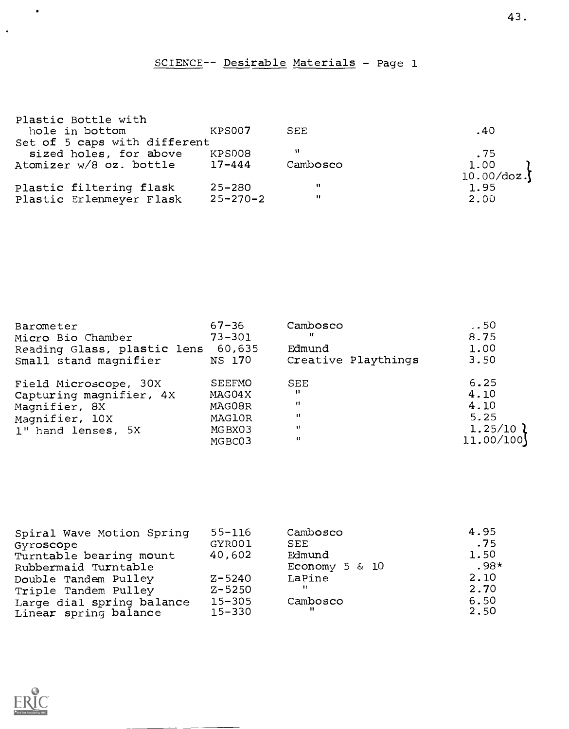## SCIENCE-- Desirable Materials - Page 1

| | | | |
|---|---|---|---|
| Plastic Bottle with hole in bottom | KPS007 | SEE | .40 |
| Set of 5 caps with different sized holes, for above | KPS008 | " | .75 |
| Atomizer w/8 oz. bottle | 17-444 | Cambosco | 1.00 / 10.00/doz. |
| Plastic filtering flask | 25-280 | " | 1.95 |
| Plastic Erlenmeyer Flask | 25-270-2 | " | 2.00 |

| | | | |
|---|---|---|---|
| Barometer | 67-36 | Cambosco | ..50 |
| Micro Bio Chamber | 73-301 | " | 8.75 |
| Reading Glass, plastic lens | 60,635 | Edmund | 1.00 |
| Small stand magnifier | NS 170 | Creative Playthings | 3.50 |
| Field Microscope, 30X | SEEFMO | SEE | 6.25 |
| Capturing magnifier, 4X | MAG04X | " | 4.10 |
| Magnifier, 8X | MAG08R | " | 4.10 |
| Magnifier, 10X | MAG10R | " | 5.25 |
| 1" hand lenses, 5X | MGBX03 | " | 1.25/10 |
| | MGBC03 | " | 11.00/100 |

| | | | |
|---|---|---|---|
| Spiral Wave Motion Spring | 55-116 | Cambosco | 4.95 |
| Gyroscope | GYR001 | SEE | .75 |
| Turntable bearing mount | 40,602 | Edmund | 1.50 |
| Rubbermaid Turntable | | Economy 5 & 10 | .98* |
| Double Tandem Pulley | Z-5240 | LaPine | 2.10 |
| Triple Tandem Pulley | Z-5250 | " | 2.70 |
| Large dial spring balance | 15-305 | Cambosco | 6.50 |
| Linear spring balance | 15-330 | " | 2.50 |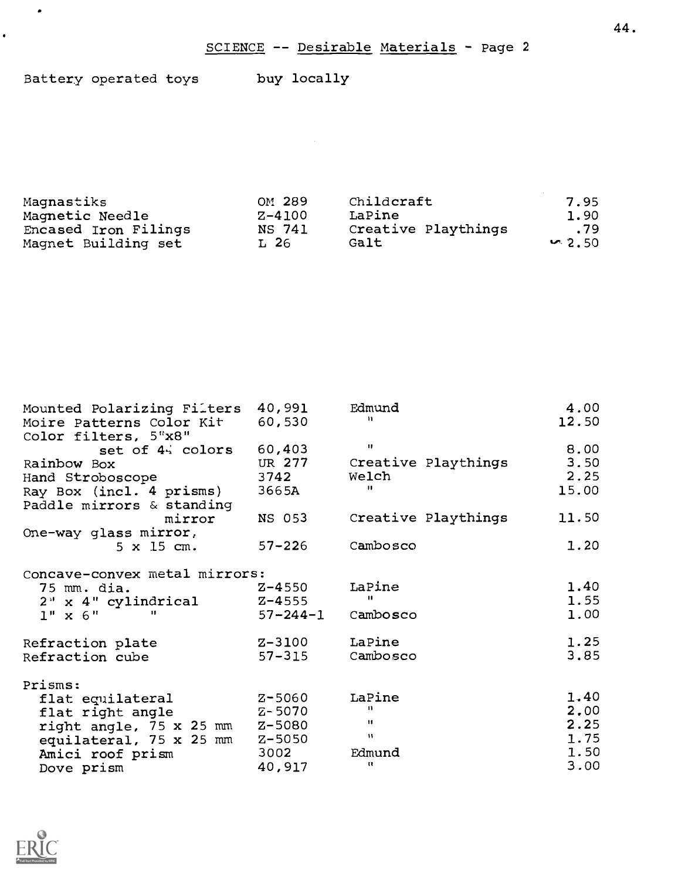## SCIENCE -- Desirable Materials - Page 2

Battery operated toys — buy locally

| Item | Catalog No. | Source | Price |
|---|---|---|---|
| Magnastiks | OM 289 | Childcraft | 7.95 |
| Magnetic Needle | Z-4100 | LaPine | 1.90 |
| Encased Iron Filings | NS 741 | Creative Playthings | .79 |
| Magnet Building set | L 26 | Galt | 2.50 |

| Item | Catalog No. | Source | Price |
|---|---|---|---|
| Mounted Polarizing Filters | 40,991 | Edmund | 4.00 |
| Moire Patterns Color Kit | 60,530 | " | 12.50 |
| Color filters, 5"x8" set of 44 colors | 60,403 | " | 8.00 |
| Rainbow Box | UR 277 | Creative Playthings | 3.50 |
| Hand Stroboscope | 3742 | Welch | 2.25 |
| Ray Box (incl. 4 prisms) | 3665A | " | 15.00 |
| Paddle mirrors & standing mirror | NS 053 | Creative Playthings | 11.50 |
| One-way glass mirror, 5 x 15 cm. | 57-226 | Cambosco | 1.20 |
| Concave-convex metal mirrors: | | | |
| 75 mm. dia. | Z-4550 | LaPine | 1.40 |
| 2" x 4" cylindrical | Z-4555 | " | 1.55 |
| 1" x 6" " | 57-244-1 | Cambosco | 1.00 |
| Refraction plate | Z-3100 | LaPine | 1.25 |
| Refraction cube | 57-315 | Cambosco | 3.85 |
| Prisms: | | | |
| flat equilateral | Z-5060 | LaPine | 1.40 |
| flat right angle | Z-5070 | " | 2.00 |
| right angle, 75 x 25 mm | Z-5080 | " | 2.25 |
| equilateral, 75 x 25 mm | Z-5050 | " | 1.75 |
| Amici roof prism | 3002 | Edmund | 1.50 |
| Dove prism | 40,917 | " | 3.00 |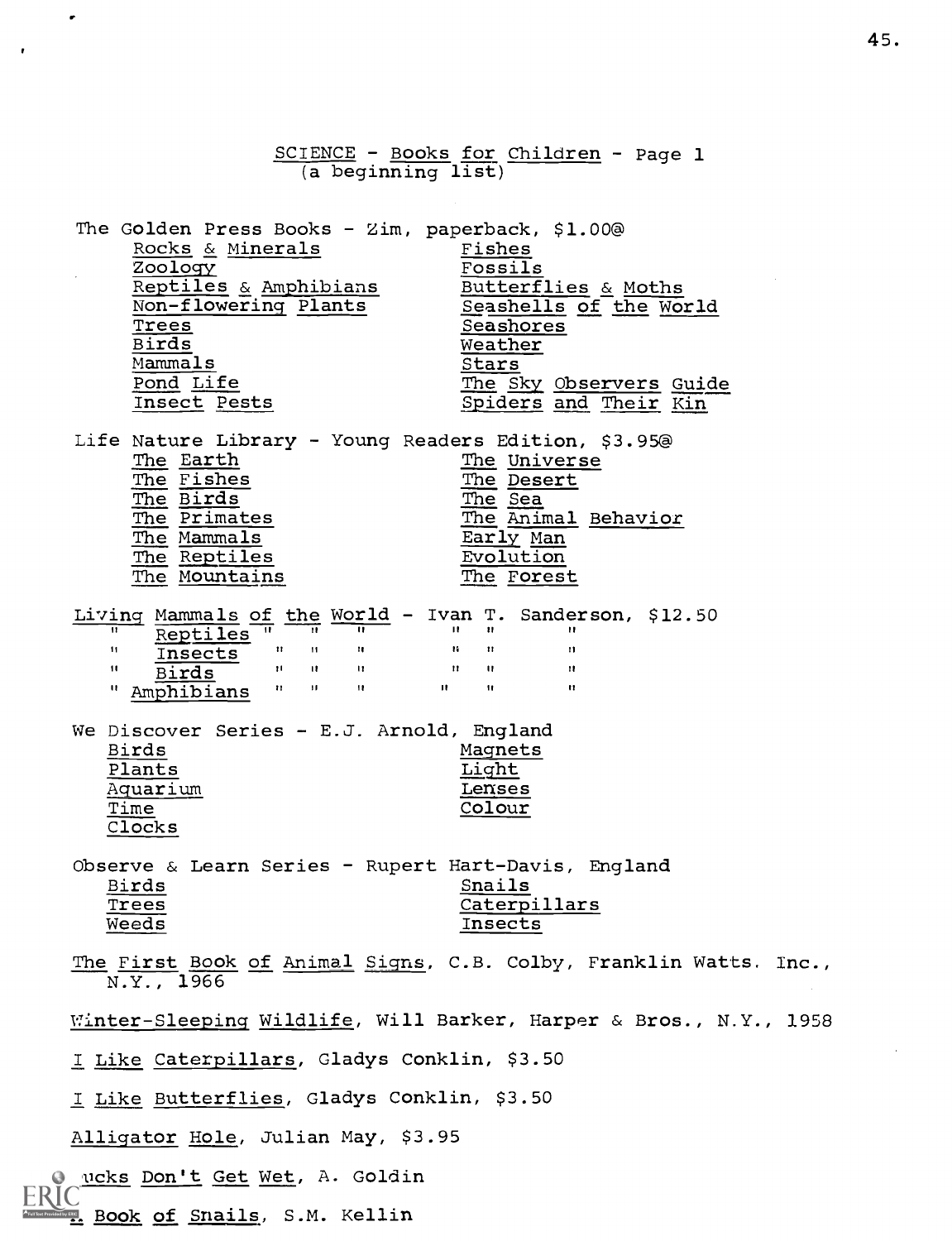## SCIENCE - Books for Children - Page 1
(a beginning list)

The Golden Press Books - Zim, paperback, $1.00@

- Rocks & Minerals
- Zoology
- Reptiles & Amphibians
- Non-flowering Plants
- Trees
- Birds
- Mammals
- Pond Life
- Insect Pests
- Fishes
- Fossils
- Butterflies & Moths
- Seashells of the World
- Seashores
- Weather
- Stars
- The Sky Observers Guide
- Spiders and Their Kin

Life Nature Library - Young Readers Edition, $3.95@

- The Earth
- The Fishes
- The Birds
- The Primates
- The Mammals
- The Reptiles
- The Mountains
- The Universe
- The Desert
- The Sea
- The Animal Behavior
- Early Man
- Evolution
- The Forest

Living Mammals of the World - Ivan T. Sanderson, $12.50
" Reptiles " " " " " "
" Insects " " " " " "
" Birds " " " " " "
" Amphibians " " " " " "

We Discover Series - E.J. Arnold, England

- Birds
- Plants
- Aquarium
- Time
- Clocks
- Magnets
- Light
- Lenses
- Colour

Observe & Learn Series - Rupert Hart-Davis, England

- Birds
- Trees
- Weeds
- Snails
- Caterpillars
- Insects

The First Book of Animal Signs, C.B. Colby, Franklin Watts. Inc., N.Y., 1966

Winter-Sleeping Wildlife, Will Barker, Harper & Bros., N.Y., 1958

I Like Caterpillars, Gladys Conklin, $3.50

I Like Butterflies, Gladys Conklin, $3.50

Alligator Hole, Julian May, $3.95

Ducks Don't Get Wet, A. Goldin

A Book of Snails, S.M. Kellin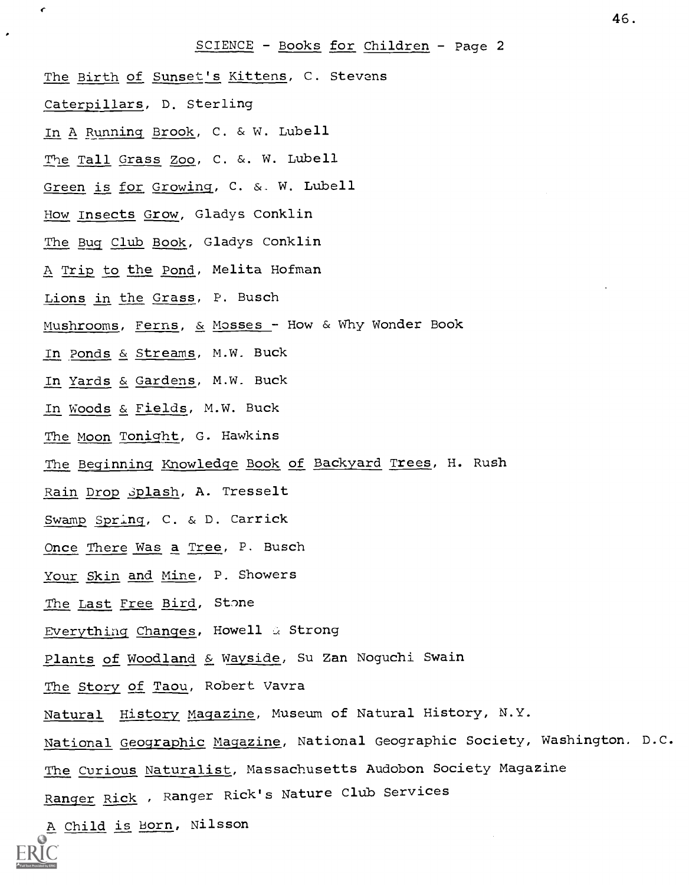## SCIENCE - Books for Children - Page 2

The Birth of Sunset's Kittens, C. Stevens

Caterpillars, D. Sterling

In A Running Brook, C. & W. Lubell

The Tall Grass Zoo, C. &. W. Lubell

Green is for Growing, C. &. W. Lubell

How Insects Grow, Gladys Conklin

The Bug Club Book, Gladys Conklin

A Trip to the Pond, Melita Hofman

Lions in the Grass, P. Busch

Mushrooms, Ferns, & Mosses - How & Why Wonder Book

In Ponds & Streams, M.W. Buck

In Yards & Gardens, M.W. Buck

In Woods & Fields, M.W. Buck

The Moon Tonight, G. Hawkins

The Beginning Knowledge Book of Backyard Trees, H. Rush

Rain Drop Splash, A. Tresselt

Swamp Spring, C. & D. Carrick

Once There Was a Tree, P. Busch

Your Skin and Mine, P. Showers

The Last Free Bird, Stone

Everything Changes, Howell & Strong

Plants of Woodland & Wayside, Su Zan Noguchi Swain

The Story of Taou, Robert Vavra

Natural History Magazine, Museum of Natural History, N.Y.

National Geographic Magazine, National Geographic Society, Washington. D.C.

The Curious Naturalist, Massachusetts Audobon Society Magazine

Ranger Rick , Ranger Rick's Nature Club Services

A Child is Born, Nilsson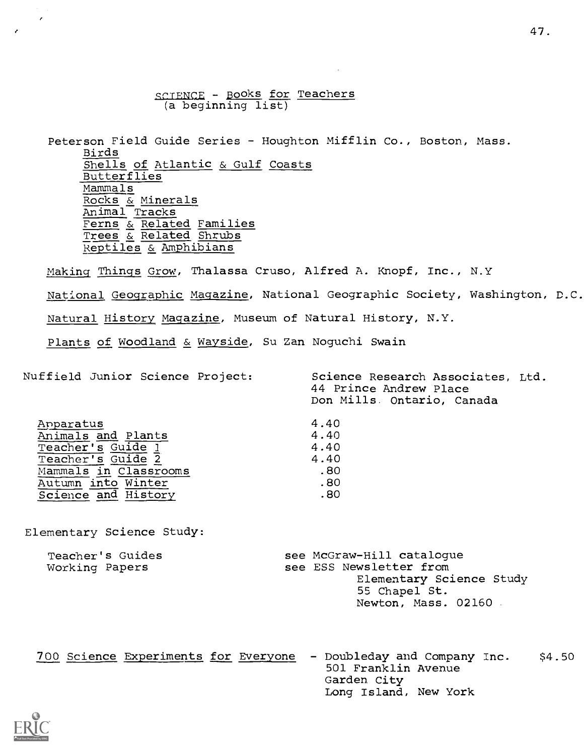## SCIENCE - Books for Teachers
(a beginning list)

Peterson Field Guide Series - Houghton Mifflin Co., Boston, Mass.

- Birds
- Shells of Atlantic & Gulf Coasts
- Butterflies
- Mammals
- Rocks & Minerals
- Animal Tracks
- Ferns & Related Families
- Trees & Related Shrubs
- Reptiles & Amphibians

Making Things Grow, Thalassa Cruso, Alfred A. Knopf, Inc., N.Y

National Geographic Magazine, National Geographic Society, Washington, D.C.

Natural History Magazine, Museum of Natural History, N.Y.

Plants of Woodland & Wayside, Su Zan Noguchi Swain

Nuffield Junior Science Project: Science Research Associates, Ltd.
44 Prince Andrew Place
Don Mills. Ontario, Canada

| | |
|---|---|
| Apparatus | 4.40 |
| Animals and Plants | 4.40 |
| Teacher's Guide 1 | 4.40 |
| Teacher's Guide 2 | 4.40 |
| Mammals in Classrooms | .80 |
| Autumn into Winter | .80 |
| Science and History | .80 |

Elementary Science Study:

| | |
|---|---|
| Teacher's Guides | see McGraw-Hill catalogue |
| Working Papers | see ESS Newsletter from Elementary Science Study, 55 Chapel St., Newton, Mass. 02160 |

700 Science Experiments for Everyone - Doubleday and Company Inc. $4.50
501 Franklin Avenue
Garden City
Long Island, New York